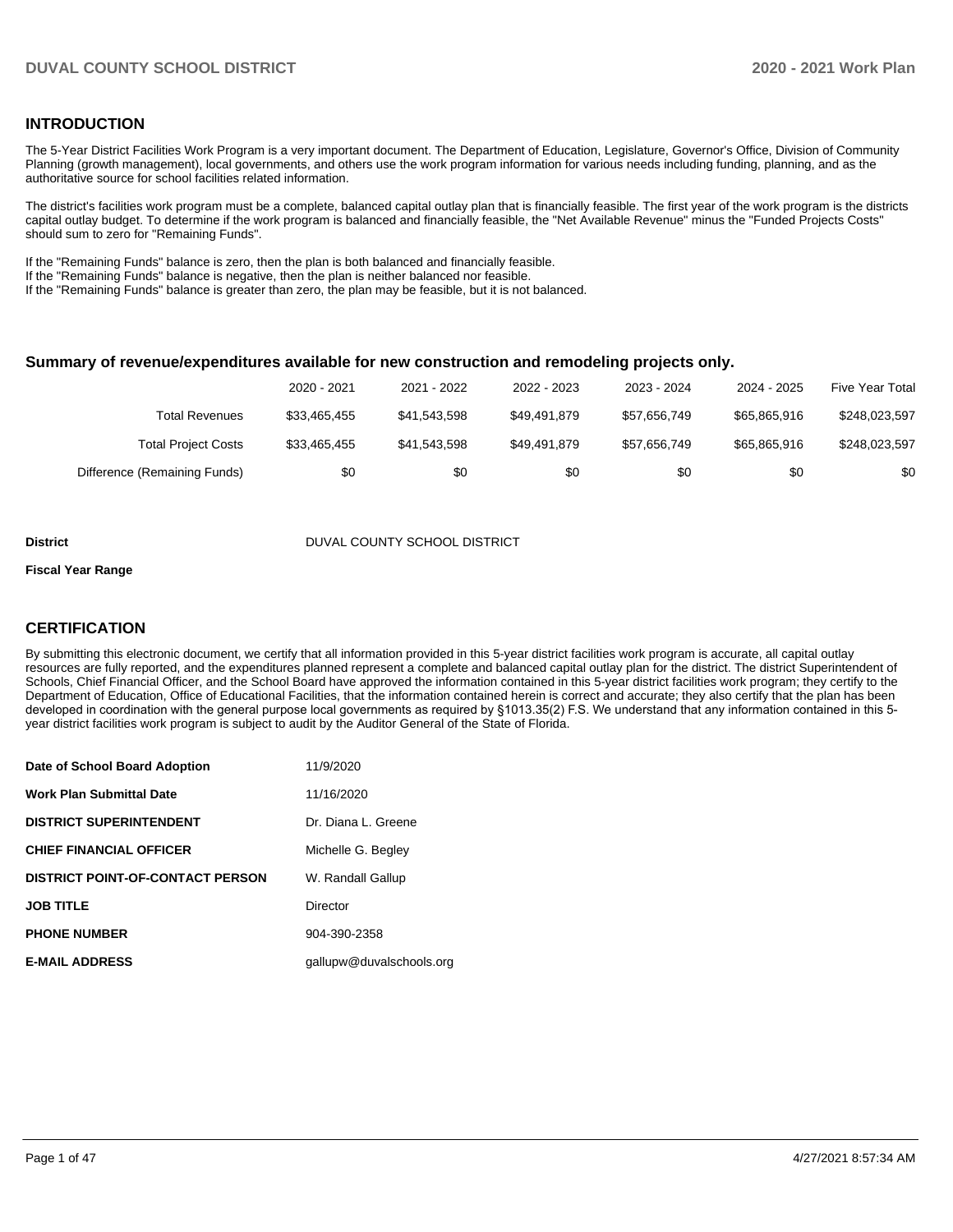## INTRODUCTION

The 5-Year District Facilities Work Program is a very important document. The Department of Education, Legislature, Governor's Office, Division of Community Planning (growth management), local governments, and others use the work program information for various needs including funding, planning, and as the authoritative source for school facilities related information.

The district's facilities work program must be a complete, balanced capital outlay plan that is financially feasible. The first year of the work program is the districts capital outlay budget. To determine if the work program is balanced and financially feasible, the "Net Available Revenue" minus the "Funded Projects Costs" should sum to zero for "Remaining Funds".

If the "Remaining Funds" balance is zero, then the plan is both balanced and financially feasible.
If the "Remaining Funds" balance is negative, then the plan is neither balanced nor feasible.
If the "Remaining Funds" balance is greater than zero, the plan may be feasible, but it is not balanced.

### Summary of revenue/expenditures available for new construction and remodeling projects only.

| | 2020 - 2021 | 2021 - 2022 | 2022 - 2023 | 2023 - 2024 | 2024 - 2025 | Five Year Total |
|---|---|---|---|---|---|---|
| Total Revenues | $33,465,455 | $41,543,598 | $49,491,879 | $57,656,749 | $65,865,916 | $248,023,597 |
| Total Project Costs | $33,465,455 | $41,543,598 | $49,491,879 | $57,656,749 | $65,865,916 | $248,023,597 |
| Difference (Remaining Funds) | $0 | $0 | $0 | $0 | $0 | $0 |

**District** DUVAL COUNTY SCHOOL DISTRICT

**Fiscal Year Range**

## CERTIFICATION

By submitting this electronic document, we certify that all information provided in this 5-year district facilities work program is accurate, all capital outlay resources are fully reported, and the expenditures planned represent a complete and balanced capital outlay plan for the district. The district Superintendent of Schools, Chief Financial Officer, and the School Board have approved the information contained in this 5-year district facilities work program; they certify to the Department of Education, Office of Educational Facilities, that the information contained herein is correct and accurate; they also certify that the plan has been developed in coordination with the general purpose local governments as required by §1013.35(2) F.S. We understand that any information contained in this 5-year district facilities work program is subject to audit by the Auditor General of the State of Florida.

| | |
|---|---|
| **Date of School Board Adoption** | 11/9/2020 |
| **Work Plan Submittal Date** | 11/16/2020 |
| **DISTRICT SUPERINTENDENT** | Dr. Diana L. Greene |
| **CHIEF FINANCIAL OFFICER** | Michelle G. Begley |
| **DISTRICT POINT-OF-CONTACT PERSON** | W. Randall Gallup |
| **JOB TITLE** | Director |
| **PHONE NUMBER** | 904-390-2358 |
| **E-MAIL ADDRESS** | gallupw@duvalschools.org |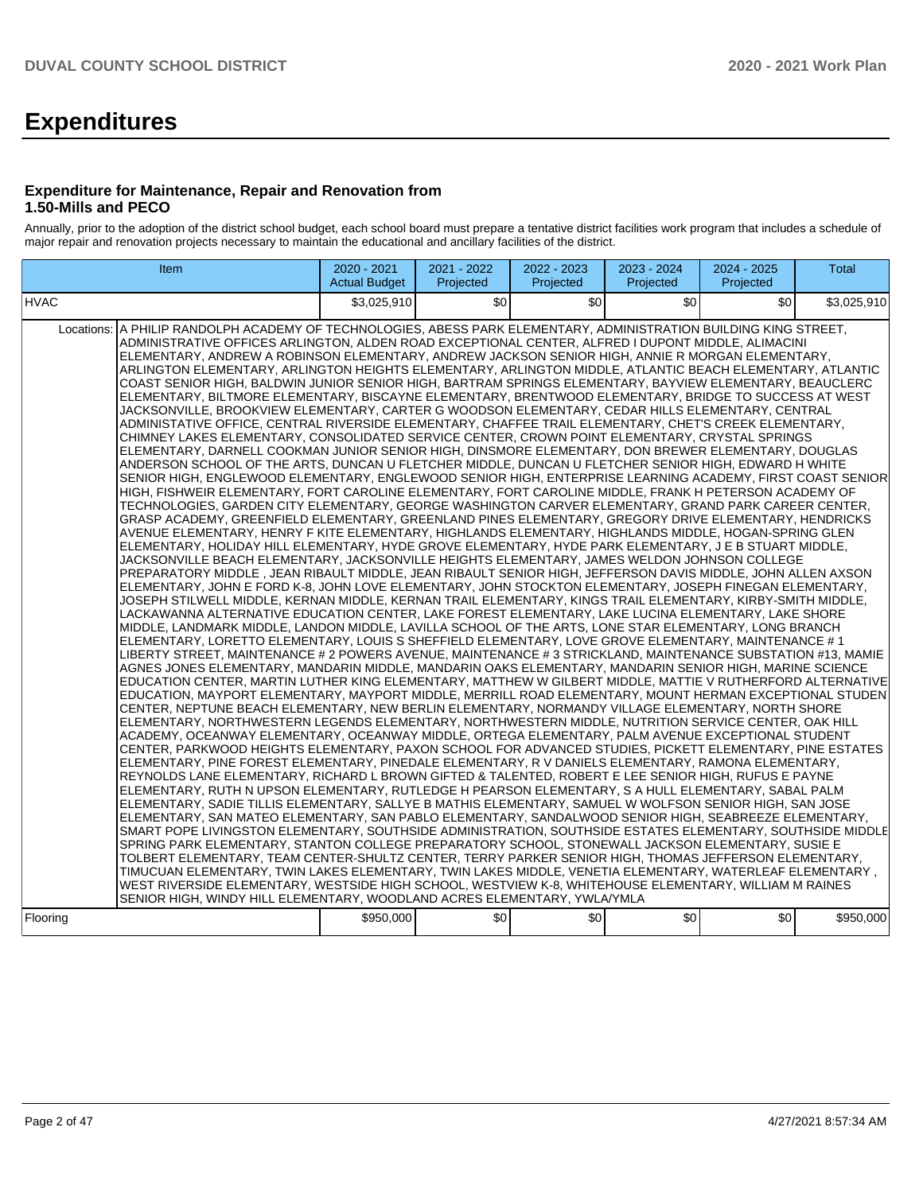# Expenditures

### Expenditure for Maintenance, Repair and Renovation from 1.50-Mills and PECO

Annually, prior to the adoption of the district school budget, each school board must prepare a tentative district facilities work program that includes a schedule of major repair and renovation projects necessary to maintain the educational and ancillary facilities of the district.

| Item | | 2020 - 2021 Actual Budget | 2021 - 2022 Projected | 2022 - 2023 Projected | 2023 - 2024 Projected | 2024 - 2025 Projected | Total |
|---|---|---|---|---|---|---|---|
| HVAC | | $3,025,910 | $0 | $0 | $0 | $0 | $3,025,910 |
| Locations: | A PHILIP RANDOLPH ACADEMY OF TECHNOLOGIES, ABESS PARK ELEMENTARY, ADMINISTRATION BUILDING KING STREET, ADMINISTRATIVE OFFICES ARLINGTON, ALDEN ROAD EXCEPTIONAL CENTER, ALFRED I DUPONT MIDDLE, ALIMACINI ELEMENTARY, ANDREW A ROBINSON ELEMENTARY, ANDREW JACKSON SENIOR HIGH, ANNIE R MORGAN ELEMENTARY, ARLINGTON ELEMENTARY, ARLINGTON HEIGHTS ELEMENTARY, ARLINGTON MIDDLE, ATLANTIC BEACH ELEMENTARY, ATLANTIC COAST SENIOR HIGH, BALDWIN JUNIOR SENIOR HIGH, BARTRAM SPRINGS ELEMENTARY, BAYVIEW ELEMENTARY, BEAUCLERC ELEMENTARY, BILTMORE ELEMENTARY, BISCAYNE ELEMENTARY, BRENTWOOD ELEMENTARY, BRIDGE TO SUCCESS AT WEST JACKSONVILLE, BROOKVIEW ELEMENTARY, CARTER G WOODSON ELEMENTARY, CEDAR HILLS ELEMENTARY, CENTRAL ADMINISTATIVE OFFICE, CENTRAL RIVERSIDE ELEMENTARY, CHAFFEE TRAIL ELEMENTARY, CHET'S CREEK ELEMENTARY, CHIMNEY LAKES ELEMENTARY, CONSOLIDATED SERVICE CENTER, CROWN POINT ELEMENTARY, CRYSTAL SPRINGS ELEMENTARY, DARNELL COOKMAN JUNIOR SENIOR HIGH, DINSMORE ELEMENTARY, DON BREWER ELEMENTARY, DOUGLAS ANDERSON SCHOOL OF THE ARTS, DUNCAN U FLETCHER MIDDLE, DUNCAN U FLETCHER SENIOR HIGH, EDWARD H WHITE SENIOR HIGH, ENGLEWOOD ELEMENTARY, ENGLEWOOD SENIOR HIGH, ENTERPRISE LEARNING ACADEMY, FIRST COAST SENIOR HIGH, FISHWEIR ELEMENTARY, FORT CAROLINE ELEMENTARY, FORT CAROLINE MIDDLE, FRANK H PETERSON ACADEMY OF TECHNOLOGIES, GARDEN CITY ELEMENTARY, GEORGE WASHINGTON CARVER ELEMENTARY, GRAND PARK CAREER CENTER, GRASP ACADEMY, GREENFIELD ELEMENTARY, GREENLAND PINES ELEMENTARY, GREGORY DRIVE ELEMENTARY, HENDRICKS AVENUE ELEMENTARY, HENRY F KITE ELEMENTARY, HIGHLANDS ELEMENTARY, HIGHLANDS MIDDLE, HOGAN-SPRING GLEN ELEMENTARY, HOLIDAY HILL ELEMENTARY, HYDE GROVE ELEMENTARY, HYDE PARK ELEMENTARY, J E B STUART MIDDLE, JACKSONVILLE BEACH ELEMENTARY, JACKSONVILLE HEIGHTS ELEMENTARY, JAMES WELDON JOHNSON COLLEGE PREPARATORY MIDDLE , JEAN RIBAULT MIDDLE, JEAN RIBAULT SENIOR HIGH, JEFFERSON DAVIS MIDDLE, JOHN ALLEN AXSON ELEMENTARY, JOHN E FORD K-8, JOHN LOVE ELEMENTARY, JOHN STOCKTON ELEMENTARY, JOSEPH FINEGAN ELEMENTARY, JOSEPH STILWELL MIDDLE, KERNAN MIDDLE, KERNAN TRAIL ELEMENTARY, KINGS TRAIL ELEMENTARY, KIRBY-SMITH MIDDLE, LACKAWANNA ALTERNATIVE EDUCATION CENTER, LAKE FOREST ELEMENTARY, LAKE LUCINA ELEMENTARY, LAKE SHORE MIDDLE, LANDMARK MIDDLE, LANDON MIDDLE, LAVILLA SCHOOL OF THE ARTS, LONE STAR ELEMENTARY, LONG BRANCH ELEMENTARY, LORETTO ELEMENTARY, LOUIS S SHEFFIELD ELEMENTARY, LOVE GROVE ELEMENTARY, MAINTENANCE # 1 LIBERTY STREET, MAINTENANCE # 2 POWERS AVENUE, MAINTENANCE # 3 STRICKLAND, MAINTENANCE SUBSTATION #13, MAMIE AGNES JONES ELEMENTARY, MANDARIN MIDDLE, MANDARIN OAKS ELEMENTARY, MANDARIN SENIOR HIGH, MARINE SCIENCE EDUCATION CENTER, MARTIN LUTHER KING ELEMENTARY, MATTHEW W GILBERT MIDDLE, MATTIE V RUTHERFORD ALTERNATIVE EDUCATION, MAYPORT ELEMENTARY, MAYPORT MIDDLE, MERRILL ROAD ELEMENTARY, MOUNT HERMAN EXCEPTIONAL STUDENT CENTER, NEPTUNE BEACH ELEMENTARY, NEW BERLIN ELEMENTARY, NORMANDY VILLAGE ELEMENTARY, NORTH SHORE ELEMENTARY, NORTHWESTERN LEGENDS ELEMENTARY, NORTHWESTERN MIDDLE, NUTRITION SERVICE CENTER, OAK HILL ACADEMY, OCEANWAY ELEMENTARY, OCEANWAY MIDDLE, ORTEGA ELEMENTARY, PALM AVENUE EXCEPTIONAL STUDENT CENTER, PARKWOOD HEIGHTS ELEMENTARY, PAXON SCHOOL FOR ADVANCED STUDIES, PICKETT ELEMENTARY, PINE ESTATES ELEMENTARY, PINE FOREST ELEMENTARY, PINEDALE ELEMENTARY, R V DANIELS ELEMENTARY, RAMONA ELEMENTARY, REYNOLDS LANE ELEMENTARY, RICHARD L BROWN GIFTED & TALENTED, ROBERT E LEE SENIOR HIGH, RUFUS E PAYNE ELEMENTARY, RUTH N UPSON ELEMENTARY, RUTLEDGE H PEARSON ELEMENTARY, S A HULL ELEMENTARY, SABAL PALM ELEMENTARY, SADIE TILLIS ELEMENTARY, SALLYE B MATHIS ELEMENTARY, SAMUEL W WOLFSON SENIOR HIGH, SAN JOSE ELEMENTARY, SAN MATEO ELEMENTARY, SAN PABLO ELEMENTARY, SANDALWOOD SENIOR HIGH, SEABREEZE ELEMENTARY, SMART POPE LIVINGSTON ELEMENTARY, SOUTHSIDE ADMINISTRATION, SOUTHSIDE ESTATES ELEMENTARY, SOUTHSIDE MIDDLE, SPRING PARK ELEMENTARY, STANTON COLLEGE PREPARATORY SCHOOL, STONEWALL JACKSON ELEMENTARY, SUSIE E TOLBERT ELEMENTARY, TEAM CENTER-SHULTZ CENTER, TERRY PARKER SENIOR HIGH, THOMAS JEFFERSON ELEMENTARY, TIMUCUAN ELEMENTARY, TWIN LAKES ELEMENTARY, TWIN LAKES MIDDLE, VENETIA ELEMENTARY, WATERLEAF ELEMENTARY , WEST RIVERSIDE ELEMENTARY, WESTSIDE HIGH SCHOOL, WESTVIEW K-8, WHITEHOUSE ELEMENTARY, WILLIAM M RAINES SENIOR HIGH, WINDY HILL ELEMENTARY, WOODLAND ACRES ELEMENTARY, YWLA/YMLA | | | | | | |
| Flooring | | $950,000 | $0 | $0 | $0 | $0 | $950,000 |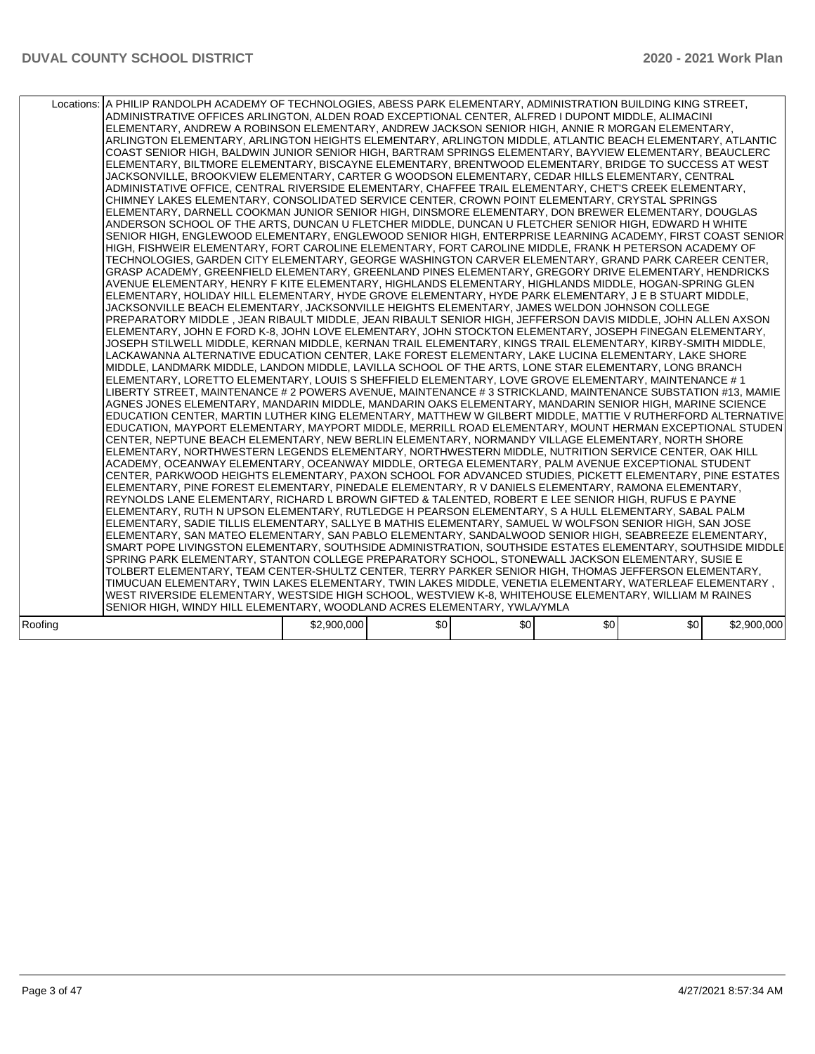| | | | | | | |
|---|---|---|---|---|---|---|
| Locations: | A PHILIP RANDOLPH ACADEMY OF TECHNOLOGIES, ABESS PARK ELEMENTARY, ADMINISTRATION BUILDING KING STREET, ADMINISTRATIVE OFFICES ARLINGTON, ALDEN ROAD EXCEPTIONAL CENTER, ALFRED I DUPONT MIDDLE, ALIMACINI ELEMENTARY, ANDREW A ROBINSON ELEMENTARY, ANDREW JACKSON SENIOR HIGH, ANNIE R MORGAN ELEMENTARY, ARLINGTON ELEMENTARY, ARLINGTON HEIGHTS ELEMENTARY, ARLINGTON MIDDLE, ATLANTIC BEACH ELEMENTARY, ATLANTIC COAST SENIOR HIGH, BALDWIN JUNIOR SENIOR HIGH, BARTRAM SPRINGS ELEMENTARY, BAYVIEW ELEMENTARY, BEAUCLERC ELEMENTARY, BILTMORE ELEMENTARY, BISCAYNE ELEMENTARY, BRENTWOOD ELEMENTARY, BRIDGE TO SUCCESS AT WEST JACKSONVILLE, BROOKVIEW ELEMENTARY, CARTER G WOODSON ELEMENTARY, CEDAR HILLS ELEMENTARY, CENTRAL ADMINISTATIVE OFFICE, CENTRAL RIVERSIDE ELEMENTARY, CHAFFEE TRAIL ELEMENTARY, CHET'S CREEK ELEMENTARY, CHIMNEY LAKES ELEMENTARY, CONSOLIDATED SERVICE CENTER, CROWN POINT ELEMENTARY, CRYSTAL SPRINGS ELEMENTARY, DARNELL COOKMAN JUNIOR SENIOR HIGH, DINSMORE ELEMENTARY, DON BREWER ELEMENTARY, DOUGLAS ANDERSON SCHOOL OF THE ARTS, DUNCAN U FLETCHER MIDDLE, DUNCAN U FLETCHER SENIOR HIGH, EDWARD H WHITE SENIOR HIGH, ENGLEWOOD ELEMENTARY, ENGLEWOOD SENIOR HIGH, ENTERPRISE LEARNING ACADEMY, FIRST COAST SENIOR HIGH, FISHWEIR ELEMENTARY, FORT CAROLINE ELEMENTARY, FORT CAROLINE MIDDLE, FRANK H PETERSON ACADEMY OF TECHNOLOGIES, GARDEN CITY ELEMENTARY, GEORGE WASHINGTON CARVER ELEMENTARY, GRAND PARK CAREER CENTER, GRASP ACADEMY, GREENFIELD ELEMENTARY, GREENLAND PINES ELEMENTARY, GREGORY DRIVE ELEMENTARY, HENDRICKS AVENUE ELEMENTARY, HENRY F KITE ELEMENTARY, HIGHLANDS ELEMENTARY, HIGHLANDS MIDDLE, HOGAN-SPRING GLEN ELEMENTARY, HOLIDAY HILL ELEMENTARY, HYDE GROVE ELEMENTARY, HYDE PARK ELEMENTARY, J E B STUART MIDDLE, JACKSONVILLE BEACH ELEMENTARY, JACKSONVILLE HEIGHTS ELEMENTARY, JAMES WELDON JOHNSON COLLEGE PREPARATORY MIDDLE , JEAN RIBAULT MIDDLE, JEAN RIBAULT SENIOR HIGH, JEFFERSON DAVIS MIDDLE, JOHN ALLEN AXSON ELEMENTARY, JOHN E FORD K-8, JOHN LOVE ELEMENTARY, JOHN STOCKTON ELEMENTARY, JOSEPH FINEGAN ELEMENTARY, JOSEPH STILWELL MIDDLE, KERNAN MIDDLE, KERNAN TRAIL ELEMENTARY, KINGS TRAIL ELEMENTARY, KIRBY-SMITH MIDDLE, LACKAWANNA ALTERNATIVE EDUCATION CENTER, LAKE FOREST ELEMENTARY, LAKE LUCINA ELEMENTARY, LAKE SHORE MIDDLE, LANDMARK MIDDLE, LANDON MIDDLE, LAVILLA SCHOOL OF THE ARTS, LONE STAR ELEMENTARY, LONG BRANCH ELEMENTARY, LORETTO ELEMENTARY, LOUIS S SHEFFIELD ELEMENTARY, LOVE GROVE ELEMENTARY, MAINTENANCE # 1 LIBERTY STREET, MAINTENANCE # 2 POWERS AVENUE, MAINTENANCE # 3 STRICKLAND, MAINTENANCE SUBSTATION #13, MAMIE AGNES JONES ELEMENTARY, MANDARIN MIDDLE, MANDARIN OAKS ELEMENTARY, MANDARIN SENIOR HIGH, MARINE SCIENCE EDUCATION CENTER, MARTIN LUTHER KING ELEMENTARY, MATTHEW W GILBERT MIDDLE, MATTIE V RUTHERFORD ALTERNATIVE EDUCATION, MAYPORT ELEMENTARY, MAYPORT MIDDLE, MERRILL ROAD ELEMENTARY, MOUNT HERMAN EXCEPTIONAL STUDENT CENTER, NEPTUNE BEACH ELEMENTARY, NEW BERLIN ELEMENTARY, NORMANDY VILLAGE ELEMENTARY, NORTH SHORE ELEMENTARY, NORTHWESTERN LEGENDS ELEMENTARY, NORTHWESTERN MIDDLE, NUTRITION SERVICE CENTER, OAK HILL ACADEMY, OCEANWAY ELEMENTARY, OCEANWAY MIDDLE, ORTEGA ELEMENTARY, PALM AVENUE EXCEPTIONAL STUDENT CENTER, PARKWOOD HEIGHTS ELEMENTARY, PAXON SCHOOL FOR ADVANCED STUDIES, PICKETT ELEMENTARY, PINE ESTATES ELEMENTARY, PINE FOREST ELEMENTARY, PINEDALE ELEMENTARY, R V DANIELS ELEMENTARY, RAMONA ELEMENTARY, REYNOLDS LANE ELEMENTARY, RICHARD L BROWN GIFTED & TALENTED, ROBERT E LEE SENIOR HIGH, RUFUS E PAYNE ELEMENTARY, RUTH N UPSON ELEMENTARY, RUTLEDGE H PEARSON ELEMENTARY, S A HULL ELEMENTARY, SABAL PALM ELEMENTARY, SADIE TILLIS ELEMENTARY, SALLYE B MATHIS ELEMENTARY, SAMUEL W WOLFSON SENIOR HIGH, SAN JOSE ELEMENTARY, SAN MATEO ELEMENTARY, SAN PABLO ELEMENTARY, SANDALWOOD SENIOR HIGH, SEABREEZE ELEMENTARY, SMART POPE LIVINGSTON ELEMENTARY, SOUTHSIDE ADMINISTRATION, SOUTHSIDE ESTATES ELEMENTARY, SOUTHSIDE MIDDLE, SPRING PARK ELEMENTARY, STANTON COLLEGE PREPARATORY SCHOOL, STONEWALL JACKSON ELEMENTARY, SUSIE E TOLBERT ELEMENTARY, TEAM CENTER-SHULTZ CENTER, TERRY PARKER SENIOR HIGH, THOMAS JEFFERSON ELEMENTARY, TIMUCUAN ELEMENTARY, TWIN LAKES ELEMENTARY, TWIN LAKES MIDDLE, VENETIA ELEMENTARY, WATERLEAF ELEMENTARY , WEST RIVERSIDE ELEMENTARY, WESTSIDE HIGH SCHOOL, WESTVIEW K-8, WHITEHOUSE ELEMENTARY, WILLIAM M RAINES SENIOR HIGH, WINDY HILL ELEMENTARY, WOODLAND ACRES ELEMENTARY, YWLA/YMLA | | | | | |
| Roofing | $2,900,000 | $0 | $0 | $0 | $0 | $2,900,000 |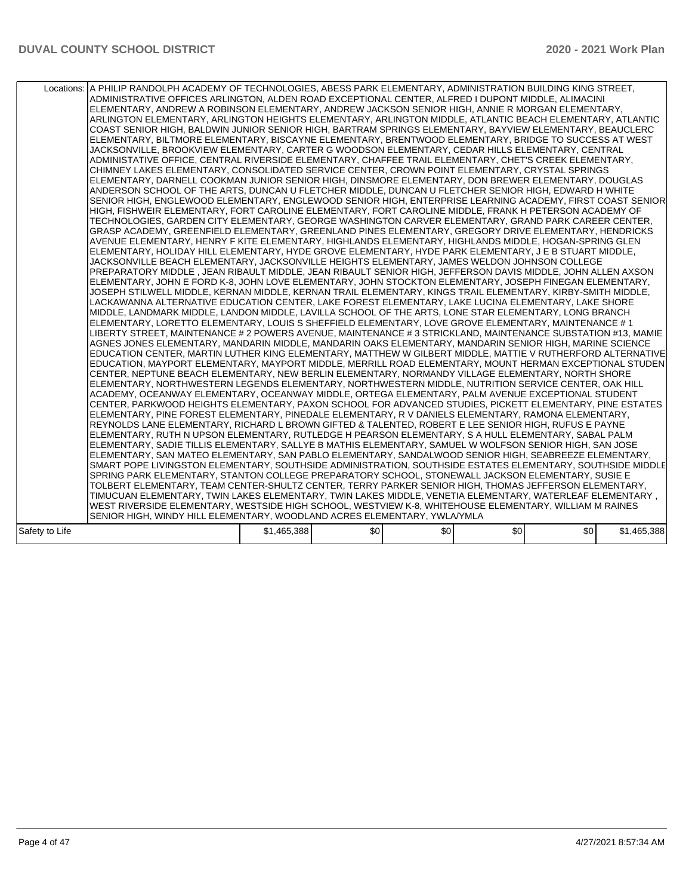| | | | | | | |
|---|---|---|---|---|---|---|
| Locations: | A PHILIP RANDOLPH ACADEMY OF TECHNOLOGIES, ABESS PARK ELEMENTARY, ADMINISTRATION BUILDING KING STREET, ADMINISTRATIVE OFFICES ARLINGTON, ALDEN ROAD EXCEPTIONAL CENTER, ALFRED I DUPONT MIDDLE, ALIMACINI ELEMENTARY, ANDREW A ROBINSON ELEMENTARY, ANDREW JACKSON SENIOR HIGH, ANNIE R MORGAN ELEMENTARY, ARLINGTON ELEMENTARY, ARLINGTON HEIGHTS ELEMENTARY, ARLINGTON MIDDLE, ATLANTIC BEACH ELEMENTARY, ATLANTIC COAST SENIOR HIGH, BALDWIN JUNIOR SENIOR HIGH, BARTRAM SPRINGS ELEMENTARY, BAYVIEW ELEMENTARY, BEAUCLERC ELEMENTARY, BILTMORE ELEMENTARY, BISCAYNE ELEMENTARY, BRENTWOOD ELEMENTARY, BRIDGE TO SUCCESS AT WEST JACKSONVILLE, BROOKVIEW ELEMENTARY, CARTER G WOODSON ELEMENTARY, CEDAR HILLS ELEMENTARY, CENTRAL ADMINISTATIVE OFFICE, CENTRAL RIVERSIDE ELEMENTARY, CHAFFEE TRAIL ELEMENTARY, CHET'S CREEK ELEMENTARY, CHIMNEY LAKES ELEMENTARY, CONSOLIDATED SERVICE CENTER, CROWN POINT ELEMENTARY, CRYSTAL SPRINGS ELEMENTARY, DARNELL COOKMAN JUNIOR SENIOR HIGH, DINSMORE ELEMENTARY, DON BREWER ELEMENTARY, DOUGLAS ANDERSON SCHOOL OF THE ARTS, DUNCAN U FLETCHER MIDDLE, DUNCAN U FLETCHER SENIOR HIGH, EDWARD H WHITE SENIOR HIGH, ENGLEWOOD ELEMENTARY, ENGLEWOOD SENIOR HIGH, ENTERPRISE LEARNING ACADEMY, FIRST COAST SENIOR HIGH, FISHWEIR ELEMENTARY, FORT CAROLINE ELEMENTARY, FORT CAROLINE MIDDLE, FRANK H PETERSON ACADEMY OF TECHNOLOGIES, GARDEN CITY ELEMENTARY, GEORGE WASHINGTON CARVER ELEMENTARY, GRAND PARK CAREER CENTER, GRASP ACADEMY, GREENFIELD ELEMENTARY, GREENLAND PINES ELEMENTARY, GREGORY DRIVE ELEMENTARY, HENDRICKS AVENUE ELEMENTARY, HENRY F KITE ELEMENTARY, HIGHLANDS ELEMENTARY, HIGHLANDS MIDDLE, HOGAN-SPRING GLEN ELEMENTARY, HOLIDAY HILL ELEMENTARY, HYDE GROVE ELEMENTARY, HYDE PARK ELEMENTARY, J E B STUART MIDDLE, JACKSONVILLE BEACH ELEMENTARY, JACKSONVILLE HEIGHTS ELEMENTARY, JAMES WELDON JOHNSON COLLEGE PREPARATORY MIDDLE , JEAN RIBAULT MIDDLE, JEAN RIBAULT SENIOR HIGH, JEFFERSON DAVIS MIDDLE, JOHN ALLEN AXSON ELEMENTARY, JOHN E FORD K-8, JOHN LOVE ELEMENTARY, JOHN STOCKTON ELEMENTARY, JOSEPH FINEGAN ELEMENTARY, JOSEPH STILWELL MIDDLE, KERNAN MIDDLE, KERNAN TRAIL ELEMENTARY, KINGS TRAIL ELEMENTARY, KIRBY-SMITH MIDDLE, LACKAWANNA ALTERNATIVE EDUCATION CENTER, LAKE FOREST ELEMENTARY, LAKE LUCINA ELEMENTARY, LAKE SHORE MIDDLE, LANDMARK MIDDLE, LANDON MIDDLE, LAVILLA SCHOOL OF THE ARTS, LONE STAR ELEMENTARY, LONG BRANCH ELEMENTARY, LORETTO ELEMENTARY, LOUIS S SHEFFIELD ELEMENTARY, LOVE GROVE ELEMENTARY, MAINTENANCE # 1 LIBERTY STREET, MAINTENANCE # 2 POWERS AVENUE, MAINTENANCE # 3 STRICKLAND, MAINTENANCE SUBSTATION #13, MAMIE AGNES JONES ELEMENTARY, MANDARIN MIDDLE, MANDARIN OAKS ELEMENTARY, MANDARIN SENIOR HIGH, MARINE SCIENCE EDUCATION CENTER, MARTIN LUTHER KING ELEMENTARY, MATTHEW W GILBERT MIDDLE, MATTIE V RUTHERFORD ALTERNATIVE EDUCATION, MAYPORT ELEMENTARY, MAYPORT MIDDLE, MERRILL ROAD ELEMENTARY, MOUNT HERMAN EXCEPTIONAL STUDENT CENTER, NEPTUNE BEACH ELEMENTARY, NEW BERLIN ELEMENTARY, NORMANDY VILLAGE ELEMENTARY, NORTH SHORE ELEMENTARY, NORTHWESTERN LEGENDS ELEMENTARY, NORTHWESTERN MIDDLE, NUTRITION SERVICE CENTER, OAK HILL ACADEMY, OCEANWAY ELEMENTARY, OCEANWAY MIDDLE, ORTEGA ELEMENTARY, PALM AVENUE EXCEPTIONAL STUDENT CENTER, PARKWOOD HEIGHTS ELEMENTARY, PAXON SCHOOL FOR ADVANCED STUDIES, PICKETT ELEMENTARY, PINE ESTATES ELEMENTARY, PINE FOREST ELEMENTARY, PINEDALE ELEMENTARY, R V DANIELS ELEMENTARY, RAMONA ELEMENTARY, REYNOLDS LANE ELEMENTARY, RICHARD L BROWN GIFTED & TALENTED, ROBERT E LEE SENIOR HIGH, RUFUS E PAYNE ELEMENTARY, RUTH N UPSON ELEMENTARY, RUTLEDGE H PEARSON ELEMENTARY, S A HULL ELEMENTARY, SABAL PALM ELEMENTARY, SADIE TILLIS ELEMENTARY, SALLYE B MATHIS ELEMENTARY, SAMUEL W WOLFSON SENIOR HIGH, SAN JOSE ELEMENTARY, SAN MATEO ELEMENTARY, SAN PABLO ELEMENTARY, SANDALWOOD SENIOR HIGH, SEABREEZE ELEMENTARY, SMART POPE LIVINGSTON ELEMENTARY, SOUTHSIDE ADMINISTRATION, SOUTHSIDE ESTATES ELEMENTARY, SOUTHSIDE MIDDLE, SPRING PARK ELEMENTARY, STANTON COLLEGE PREPARATORY SCHOOL, STONEWALL JACKSON ELEMENTARY, SUSIE E TOLBERT ELEMENTARY, TEAM CENTER-SHULTZ CENTER, TERRY PARKER SENIOR HIGH, THOMAS JEFFERSON ELEMENTARY, TIMUCUAN ELEMENTARY, TWIN LAKES ELEMENTARY, TWIN LAKES MIDDLE, VENETIA ELEMENTARY, WATERLEAF ELEMENTARY , WEST RIVERSIDE ELEMENTARY, WESTSIDE HIGH SCHOOL, WESTVIEW K-8, WHITEHOUSE ELEMENTARY, WILLIAM M RAINES SENIOR HIGH, WINDY HILL ELEMENTARY, WOODLAND ACRES ELEMENTARY, YWLA/YMLA | | | | | |
| Safety to Life | $1,465,388 | $0 | $0 | $0 | $0 | $1,465,388 |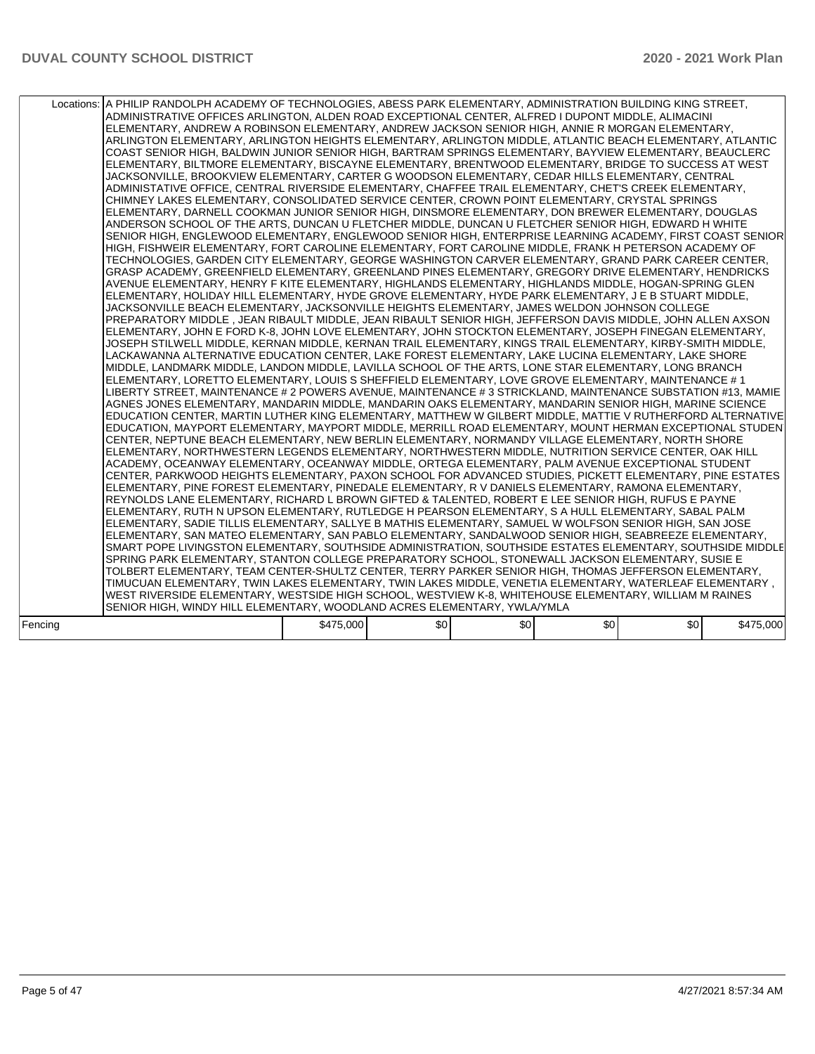| | | | | | | |
|---|---|---|---|---|---|---|
| Locations: | A PHILIP RANDOLPH ACADEMY OF TECHNOLOGIES, ABESS PARK ELEMENTARY, ADMINISTRATION BUILDING KING STREET, ADMINISTRATIVE OFFICES ARLINGTON, ALDEN ROAD EXCEPTIONAL CENTER, ALFRED I DUPONT MIDDLE, ALIMACINI ELEMENTARY, ANDREW A ROBINSON ELEMENTARY, ANDREW JACKSON SENIOR HIGH, ANNIE R MORGAN ELEMENTARY, ARLINGTON ELEMENTARY, ARLINGTON HEIGHTS ELEMENTARY, ARLINGTON MIDDLE, ATLANTIC BEACH ELEMENTARY, ATLANTIC COAST SENIOR HIGH, BALDWIN JUNIOR SENIOR HIGH, BARTRAM SPRINGS ELEMENTARY, BAYVIEW ELEMENTARY, BEAUCLERC ELEMENTARY, BILTMORE ELEMENTARY, BISCAYNE ELEMENTARY, BRENTWOOD ELEMENTARY, BRIDGE TO SUCCESS AT WEST JACKSONVILLE, BROOKVIEW ELEMENTARY, CARTER G WOODSON ELEMENTARY, CEDAR HILLS ELEMENTARY, CENTRAL ADMINISTATIVE OFFICE, CENTRAL RIVERSIDE ELEMENTARY, CHAFFEE TRAIL ELEMENTARY, CHET'S CREEK ELEMENTARY, CHIMNEY LAKES ELEMENTARY, CONSOLIDATED SERVICE CENTER, CROWN POINT ELEMENTARY, CRYSTAL SPRINGS ELEMENTARY, DARNELL COOKMAN JUNIOR SENIOR HIGH, DINSMORE ELEMENTARY, DON BREWER ELEMENTARY, DOUGLAS ANDERSON SCHOOL OF THE ARTS, DUNCAN U FLETCHER MIDDLE, DUNCAN U FLETCHER SENIOR HIGH, EDWARD H WHITE SENIOR HIGH, ENGLEWOOD ELEMENTARY, ENGLEWOOD SENIOR HIGH, ENTERPRISE LEARNING ACADEMY, FIRST COAST SENIOR HIGH, FISHWEIR ELEMENTARY, FORT CAROLINE ELEMENTARY, FORT CAROLINE MIDDLE, FRANK H PETERSON ACADEMY OF TECHNOLOGIES, GARDEN CITY ELEMENTARY, GEORGE WASHINGTON CARVER ELEMENTARY, GRAND PARK CAREER CENTER, GRASP ACADEMY, GREENFIELD ELEMENTARY, GREENLAND PINES ELEMENTARY, GREGORY DRIVE ELEMENTARY, HENDRICKS AVENUE ELEMENTARY, HENRY F KITE ELEMENTARY, HIGHLANDS ELEMENTARY, HIGHLANDS MIDDLE, HOGAN-SPRING GLEN ELEMENTARY, HOLIDAY HILL ELEMENTARY, HYDE GROVE ELEMENTARY, HYDE PARK ELEMENTARY, J E B STUART MIDDLE, JACKSONVILLE BEACH ELEMENTARY, JACKSONVILLE HEIGHTS ELEMENTARY, JAMES WELDON JOHNSON COLLEGE PREPARATORY MIDDLE , JEAN RIBAULT MIDDLE, JEAN RIBAULT SENIOR HIGH, JEFFERSON DAVIS MIDDLE, JOHN ALLEN AXSON ELEMENTARY, JOHN E FORD K-8, JOHN LOVE ELEMENTARY, JOHN STOCKTON ELEMENTARY, JOSEPH FINEGAN ELEMENTARY, JOSEPH STILWELL MIDDLE, KERNAN MIDDLE, KERNAN TRAIL ELEMENTARY, KINGS TRAIL ELEMENTARY, KIRBY-SMITH MIDDLE, LACKAWANNA ALTERNATIVE EDUCATION CENTER, LAKE FOREST ELEMENTARY, LAKE LUCINA ELEMENTARY, LAKE SHORE MIDDLE, LANDMARK MIDDLE, LANDON MIDDLE, LAVILLA SCHOOL OF THE ARTS, LONE STAR ELEMENTARY, LONG BRANCH ELEMENTARY, LORETTO ELEMENTARY, LOUIS S SHEFFIELD ELEMENTARY, LOVE GROVE ELEMENTARY, MAINTENANCE # 1 LIBERTY STREET, MAINTENANCE # 2 POWERS AVENUE, MAINTENANCE # 3 STRICKLAND, MAINTENANCE SUBSTATION #13, MAMIE AGNES JONES ELEMENTARY, MANDARIN MIDDLE, MANDARIN OAKS ELEMENTARY, MANDARIN SENIOR HIGH, MARINE SCIENCE EDUCATION CENTER, MARTIN LUTHER KING ELEMENTARY, MATTHEW W GILBERT MIDDLE, MATTIE V RUTHERFORD ALTERNATIVE EDUCATION, MAYPORT ELEMENTARY, MAYPORT MIDDLE, MERRILL ROAD ELEMENTARY, MOUNT HERMAN EXCEPTIONAL STUDENT CENTER, NEPTUNE BEACH ELEMENTARY, NEW BERLIN ELEMENTARY, NORMANDY VILLAGE ELEMENTARY, NORTH SHORE ELEMENTARY, NORTHWESTERN LEGENDS ELEMENTARY, NORTHWESTERN MIDDLE, NUTRITION SERVICE CENTER, OAK HILL ACADEMY, OCEANWAY ELEMENTARY, OCEANWAY MIDDLE, ORTEGA ELEMENTARY, PALM AVENUE EXCEPTIONAL STUDENT CENTER, PARKWOOD HEIGHTS ELEMENTARY, PAXON SCHOOL FOR ADVANCED STUDIES, PICKETT ELEMENTARY, PINE ESTATES ELEMENTARY, PINE FOREST ELEMENTARY, PINEDALE ELEMENTARY, R V DANIELS ELEMENTARY, RAMONA ELEMENTARY, REYNOLDS LANE ELEMENTARY, RICHARD L BROWN GIFTED & TALENTED, ROBERT E LEE SENIOR HIGH, RUFUS E PAYNE ELEMENTARY, RUTH N UPSON ELEMENTARY, RUTLEDGE H PEARSON ELEMENTARY, S A HULL ELEMENTARY, SABAL PALM ELEMENTARY, SADIE TILLIS ELEMENTARY, SALLYE B MATHIS ELEMENTARY, SAMUEL W WOLFSON SENIOR HIGH, SAN JOSE ELEMENTARY, SAN MATEO ELEMENTARY, SAN PABLO ELEMENTARY, SANDALWOOD SENIOR HIGH, SEABREEZE ELEMENTARY, SMART POPE LIVINGSTON ELEMENTARY, SOUTHSIDE ADMINISTRATION, SOUTHSIDE ESTATES ELEMENTARY, SOUTHSIDE MIDDLE, SPRING PARK ELEMENTARY, STANTON COLLEGE PREPARATORY SCHOOL, STONEWALL JACKSON ELEMENTARY, SUSIE E TOLBERT ELEMENTARY, TEAM CENTER-SHULTZ CENTER, TERRY PARKER SENIOR HIGH, THOMAS JEFFERSON ELEMENTARY, TIMUCUAN ELEMENTARY, TWIN LAKES ELEMENTARY, TWIN LAKES MIDDLE, VENETIA ELEMENTARY, WATERLEAF ELEMENTARY , WEST RIVERSIDE ELEMENTARY, WESTSIDE HIGH SCHOOL, WESTVIEW K-8, WHITEHOUSE ELEMENTARY, WILLIAM M RAINES SENIOR HIGH, WINDY HILL ELEMENTARY, WOODLAND ACRES ELEMENTARY, YWLA/YMLA | | | | | |
| Fencing | $475,000 | $0 | $0 | $0 | $0 | $475,000 |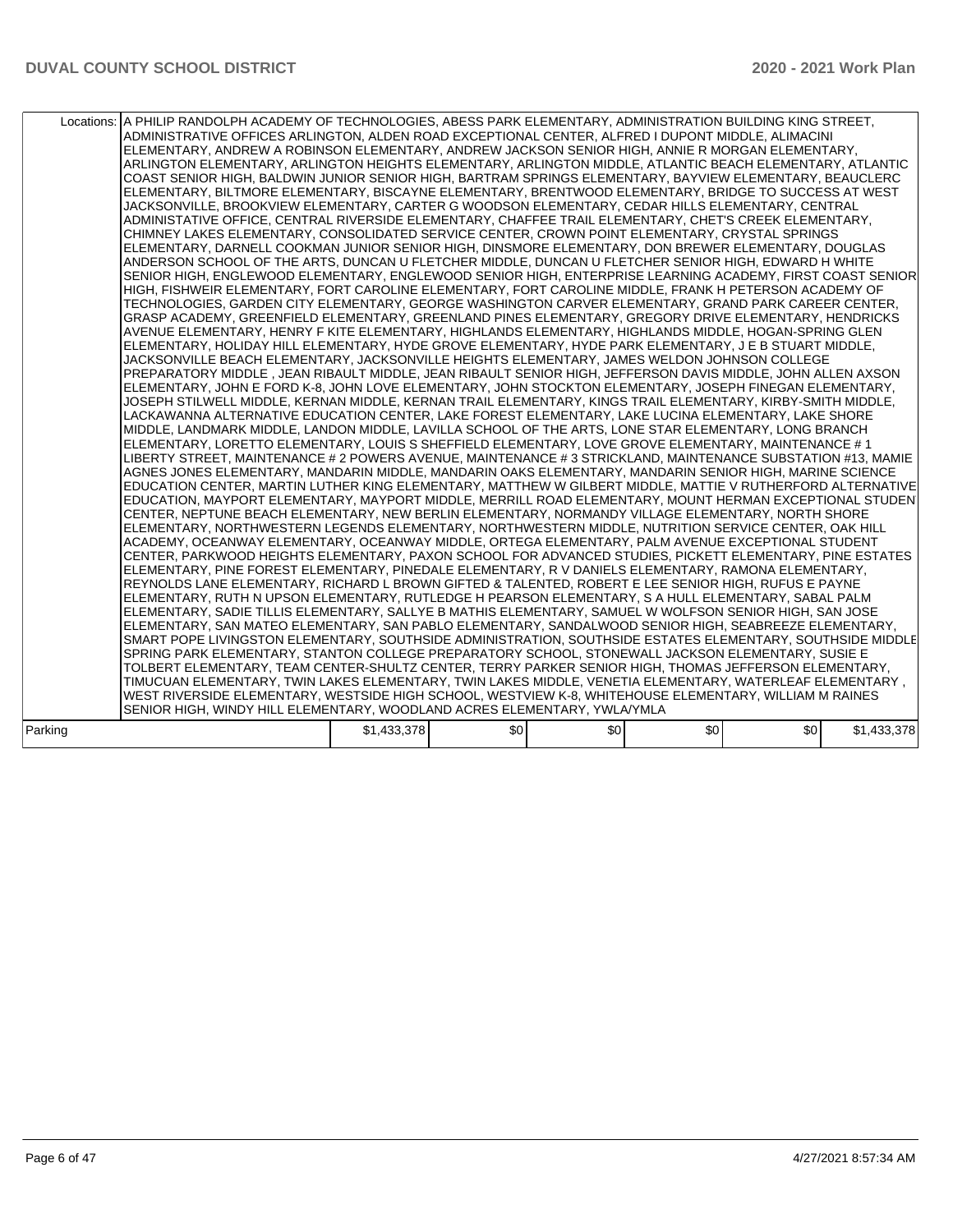| | | | | | | |
|---|---|---|---|---|---|---|
| Locations: | A PHILIP RANDOLPH ACADEMY OF TECHNOLOGIES, ABESS PARK ELEMENTARY, ADMINISTRATION BUILDING KING STREET, ADMINISTRATIVE OFFICES ARLINGTON, ALDEN ROAD EXCEPTIONAL CENTER, ALFRED I DUPONT MIDDLE, ALIMACINI ELEMENTARY, ANDREW A ROBINSON ELEMENTARY, ANDREW JACKSON SENIOR HIGH, ANNIE R MORGAN ELEMENTARY, ARLINGTON ELEMENTARY, ARLINGTON HEIGHTS ELEMENTARY, ARLINGTON MIDDLE, ATLANTIC BEACH ELEMENTARY, ATLANTIC COAST SENIOR HIGH, BALDWIN JUNIOR SENIOR HIGH, BARTRAM SPRINGS ELEMENTARY, BAYVIEW ELEMENTARY, BEAUCLERC ELEMENTARY, BILTMORE ELEMENTARY, BISCAYNE ELEMENTARY, BRENTWOOD ELEMENTARY, BRIDGE TO SUCCESS AT WEST JACKSONVILLE, BROOKVIEW ELEMENTARY, CARTER G WOODSON ELEMENTARY, CEDAR HILLS ELEMENTARY, CENTRAL ADMINISTATIVE OFFICE, CENTRAL RIVERSIDE ELEMENTARY, CHAFFEE TRAIL ELEMENTARY, CHET'S CREEK ELEMENTARY, CHIMNEY LAKES ELEMENTARY, CONSOLIDATED SERVICE CENTER, CROWN POINT ELEMENTARY, CRYSTAL SPRINGS ELEMENTARY, DARNELL COOKMAN JUNIOR SENIOR HIGH, DINSMORE ELEMENTARY, DON BREWER ELEMENTARY, DOUGLAS ANDERSON SCHOOL OF THE ARTS, DUNCAN U FLETCHER MIDDLE, DUNCAN U FLETCHER SENIOR HIGH, EDWARD H WHITE SENIOR HIGH, ENGLEWOOD ELEMENTARY, ENGLEWOOD SENIOR HIGH, ENTERPRISE LEARNING ACADEMY, FIRST COAST SENIOR HIGH, FISHWEIR ELEMENTARY, FORT CAROLINE ELEMENTARY, FORT CAROLINE MIDDLE, FRANK H PETERSON ACADEMY OF TECHNOLOGIES, GARDEN CITY ELEMENTARY, GEORGE WASHINGTON CARVER ELEMENTARY, GRAND PARK CAREER CENTER, GRASP ACADEMY, GREENFIELD ELEMENTARY, GREENLAND PINES ELEMENTARY, GREGORY DRIVE ELEMENTARY, HENDRICKS AVENUE ELEMENTARY, HENRY F KITE ELEMENTARY, HIGHLANDS ELEMENTARY, HIGHLANDS MIDDLE, HOGAN-SPRING GLEN ELEMENTARY, HOLIDAY HILL ELEMENTARY, HYDE GROVE ELEMENTARY, HYDE PARK ELEMENTARY, J E B STUART MIDDLE, JACKSONVILLE BEACH ELEMENTARY, JACKSONVILLE HEIGHTS ELEMENTARY, JAMES WELDON JOHNSON COLLEGE PREPARATORY MIDDLE , JEAN RIBAULT MIDDLE, JEAN RIBAULT SENIOR HIGH, JEFFERSON DAVIS MIDDLE, JOHN ALLEN AXSON ELEMENTARY, JOHN E FORD K-8, JOHN LOVE ELEMENTARY, JOHN STOCKTON ELEMENTARY, JOSEPH FINEGAN ELEMENTARY, JOSEPH STILWELL MIDDLE, KERNAN MIDDLE, KERNAN TRAIL ELEMENTARY, KINGS TRAIL ELEMENTARY, KIRBY-SMITH MIDDLE, LACKAWANNA ALTERNATIVE EDUCATION CENTER, LAKE FOREST ELEMENTARY, LAKE LUCINA ELEMENTARY, LAKE SHORE MIDDLE, LANDMARK MIDDLE, LANDON MIDDLE, LAVILLA SCHOOL OF THE ARTS, LONE STAR ELEMENTARY, LONG BRANCH ELEMENTARY, LORETTO ELEMENTARY, LOUIS S SHEFFIELD ELEMENTARY, LOVE GROVE ELEMENTARY, MAINTENANCE # 1 LIBERTY STREET, MAINTENANCE # 2 POWERS AVENUE, MAINTENANCE # 3 STRICKLAND, MAINTENANCE SUBSTATION #13, MAMIE AGNES JONES ELEMENTARY, MANDARIN MIDDLE, MANDARIN OAKS ELEMENTARY, MANDARIN SENIOR HIGH, MARINE SCIENCE EDUCATION CENTER, MARTIN LUTHER KING ELEMENTARY, MATTHEW W GILBERT MIDDLE, MATTIE V RUTHERFORD ALTERNATIVE EDUCATION, MAYPORT ELEMENTARY, MAYPORT MIDDLE, MERRILL ROAD ELEMENTARY, MOUNT HERMAN EXCEPTIONAL STUDENT CENTER, NEPTUNE BEACH ELEMENTARY, NEW BERLIN ELEMENTARY, NORMANDY VILLAGE ELEMENTARY, NORTH SHORE ELEMENTARY, NORTHWESTERN LEGENDS ELEMENTARY, NORTHWESTERN MIDDLE, NUTRITION SERVICE CENTER, OAK HILL ACADEMY, OCEANWAY ELEMENTARY, OCEANWAY MIDDLE, ORTEGA ELEMENTARY, PALM AVENUE EXCEPTIONAL STUDENT CENTER, PARKWOOD HEIGHTS ELEMENTARY, PAXON SCHOOL FOR ADVANCED STUDIES, PICKETT ELEMENTARY, PINE ESTATES ELEMENTARY, PINE FOREST ELEMENTARY, PINEDALE ELEMENTARY, R V DANIELS ELEMENTARY, RAMONA ELEMENTARY, REYNOLDS LANE ELEMENTARY, RICHARD L BROWN GIFTED & TALENTED, ROBERT E LEE SENIOR HIGH, RUFUS E PAYNE ELEMENTARY, RUTH N UPSON ELEMENTARY, RUTLEDGE H PEARSON ELEMENTARY, S A HULL ELEMENTARY, SABAL PALM ELEMENTARY, SADIE TILLIS ELEMENTARY, SALLYE B MATHIS ELEMENTARY, SAMUEL W WOLFSON SENIOR HIGH, SAN JOSE ELEMENTARY, SAN MATEO ELEMENTARY, SAN PABLO ELEMENTARY, SANDALWOOD SENIOR HIGH, SEABREEZE ELEMENTARY, SMART POPE LIVINGSTON ELEMENTARY, SOUTHSIDE ADMINISTRATION, SOUTHSIDE ESTATES ELEMENTARY, SOUTHSIDE MIDDLE, SPRING PARK ELEMENTARY, STANTON COLLEGE PREPARATORY SCHOOL, STONEWALL JACKSON ELEMENTARY, SUSIE E TOLBERT ELEMENTARY, TEAM CENTER-SHULTZ CENTER, TERRY PARKER SENIOR HIGH, THOMAS JEFFERSON ELEMENTARY, TIMUCUAN ELEMENTARY, TWIN LAKES ELEMENTARY, TWIN LAKES MIDDLE, VENETIA ELEMENTARY, WATERLEAF ELEMENTARY , WEST RIVERSIDE ELEMENTARY, WESTSIDE HIGH SCHOOL, WESTVIEW K-8, WHITEHOUSE ELEMENTARY, WILLIAM M RAINES SENIOR HIGH, WINDY HILL ELEMENTARY, WOODLAND ACRES ELEMENTARY, YWLA/YMLA | | | | | |
| Parking | $1,433,378 | $0 | $0 | $0 | $0 | $1,433,378 |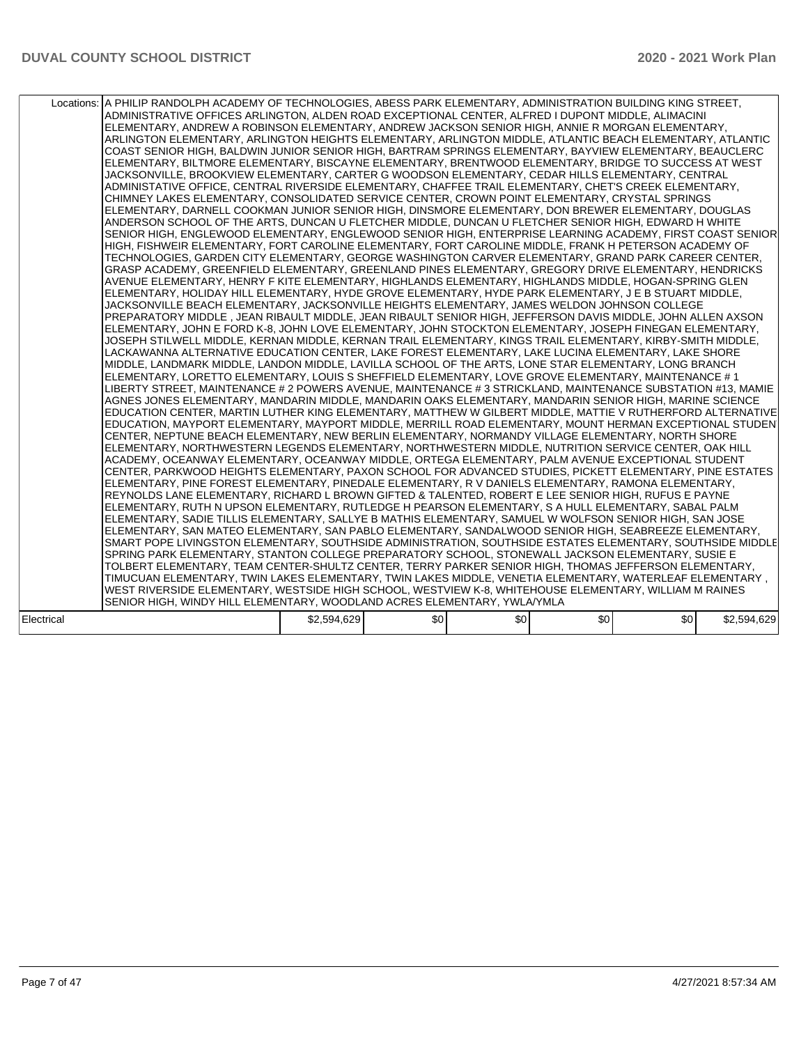| | | | | | | |
|---|---|---|---|---|---|---|
| Locations: | A PHILIP RANDOLPH ACADEMY OF TECHNOLOGIES, ABESS PARK ELEMENTARY, ADMINISTRATION BUILDING KING STREET, ADMINISTRATIVE OFFICES ARLINGTON, ALDEN ROAD EXCEPTIONAL CENTER, ALFRED I DUPONT MIDDLE, ALIMACINI ELEMENTARY, ANDREW A ROBINSON ELEMENTARY, ANDREW JACKSON SENIOR HIGH, ANNIE R MORGAN ELEMENTARY, ARLINGTON ELEMENTARY, ARLINGTON HEIGHTS ELEMENTARY, ARLINGTON MIDDLE, ATLANTIC BEACH ELEMENTARY, ATLANTIC COAST SENIOR HIGH, BALDWIN JUNIOR SENIOR HIGH, BARTRAM SPRINGS ELEMENTARY, BAYVIEW ELEMENTARY, BEAUCLERC ELEMENTARY, BILTMORE ELEMENTARY, BISCAYNE ELEMENTARY, BRENTWOOD ELEMENTARY, BRIDGE TO SUCCESS AT WEST JACKSONVILLE, BROOKVIEW ELEMENTARY, CARTER G WOODSON ELEMENTARY, CEDAR HILLS ELEMENTARY, CENTRAL ADMINISTATIVE OFFICE, CENTRAL RIVERSIDE ELEMENTARY, CHAFFEE TRAIL ELEMENTARY, CHET'S CREEK ELEMENTARY, CHIMNEY LAKES ELEMENTARY, CONSOLIDATED SERVICE CENTER, CROWN POINT ELEMENTARY, CRYSTAL SPRINGS ELEMENTARY, DARNELL COOKMAN JUNIOR SENIOR HIGH, DINSMORE ELEMENTARY, DON BREWER ELEMENTARY, DOUGLAS ANDERSON SCHOOL OF THE ARTS, DUNCAN U FLETCHER MIDDLE, DUNCAN U FLETCHER SENIOR HIGH, EDWARD H WHITE SENIOR HIGH, ENGLEWOOD ELEMENTARY, ENGLEWOOD SENIOR HIGH, ENTERPRISE LEARNING ACADEMY, FIRST COAST SENIOR HIGH, FISHWEIR ELEMENTARY, FORT CAROLINE ELEMENTARY, FORT CAROLINE MIDDLE, FRANK H PETERSON ACADEMY OF TECHNOLOGIES, GARDEN CITY ELEMENTARY, GEORGE WASHINGTON CARVER ELEMENTARY, GRAND PARK CAREER CENTER, GRASP ACADEMY, GREENFIELD ELEMENTARY, GREENLAND PINES ELEMENTARY, GREGORY DRIVE ELEMENTARY, HENDRICKS AVENUE ELEMENTARY, HENRY F KITE ELEMENTARY, HIGHLANDS ELEMENTARY, HIGHLANDS MIDDLE, HOGAN-SPRING GLEN ELEMENTARY, HOLIDAY HILL ELEMENTARY, HYDE GROVE ELEMENTARY, HYDE PARK ELEMENTARY, J E B STUART MIDDLE, JACKSONVILLE BEACH ELEMENTARY, JACKSONVILLE HEIGHTS ELEMENTARY, JAMES WELDON JOHNSON COLLEGE PREPARATORY MIDDLE , JEAN RIBAULT MIDDLE, JEAN RIBAULT SENIOR HIGH, JEFFERSON DAVIS MIDDLE, JOHN ALLEN AXSON ELEMENTARY, JOHN E FORD K-8, JOHN LOVE ELEMENTARY, JOHN STOCKTON ELEMENTARY, JOSEPH FINEGAN ELEMENTARY, JOSEPH STILWELL MIDDLE, KERNAN MIDDLE, KERNAN TRAIL ELEMENTARY, KINGS TRAIL ELEMENTARY, KIRBY-SMITH MIDDLE, LACKAWANNA ALTERNATIVE EDUCATION CENTER, LAKE FOREST ELEMENTARY, LAKE LUCINA ELEMENTARY, LAKE SHORE MIDDLE, LANDMARK MIDDLE, LANDON MIDDLE, LAVILLA SCHOOL OF THE ARTS, LONE STAR ELEMENTARY, LONG BRANCH ELEMENTARY, LORETTO ELEMENTARY, LOUIS S SHEFFIELD ELEMENTARY, LOVE GROVE ELEMENTARY, MAINTENANCE # 1 LIBERTY STREET, MAINTENANCE # 2 POWERS AVENUE, MAINTENANCE # 3 STRICKLAND, MAINTENANCE SUBSTATION #13, MAMIE AGNES JONES ELEMENTARY, MANDARIN MIDDLE, MANDARIN OAKS ELEMENTARY, MANDARIN SENIOR HIGH, MARINE SCIENCE EDUCATION CENTER, MARTIN LUTHER KING ELEMENTARY, MATTHEW W GILBERT MIDDLE, MATTIE V RUTHERFORD ALTERNATIVE EDUCATION, MAYPORT ELEMENTARY, MAYPORT MIDDLE, MERRILL ROAD ELEMENTARY, MOUNT HERMAN EXCEPTIONAL STUDENT CENTER, NEPTUNE BEACH ELEMENTARY, NEW BERLIN ELEMENTARY, NORMANDY VILLAGE ELEMENTARY, NORTH SHORE ELEMENTARY, NORTHWESTERN LEGENDS ELEMENTARY, NORTHWESTERN MIDDLE, NUTRITION SERVICE CENTER, OAK HILL ACADEMY, OCEANWAY ELEMENTARY, OCEANWAY MIDDLE, ORTEGA ELEMENTARY, PALM AVENUE EXCEPTIONAL STUDENT CENTER, PARKWOOD HEIGHTS ELEMENTARY, PAXON SCHOOL FOR ADVANCED STUDIES, PICKETT ELEMENTARY, PINE ESTATES ELEMENTARY, PINE FOREST ELEMENTARY, PINEDALE ELEMENTARY, R V DANIELS ELEMENTARY, RAMONA ELEMENTARY, REYNOLDS LANE ELEMENTARY, RICHARD L BROWN GIFTED & TALENTED, ROBERT E LEE SENIOR HIGH, RUFUS E PAYNE ELEMENTARY, RUTH N UPSON ELEMENTARY, RUTLEDGE H PEARSON ELEMENTARY, S A HULL ELEMENTARY, SABAL PALM ELEMENTARY, SADIE TILLIS ELEMENTARY, SALLYE B MATHIS ELEMENTARY, SAMUEL W WOLFSON SENIOR HIGH, SAN JOSE ELEMENTARY, SAN MATEO ELEMENTARY, SAN PABLO ELEMENTARY, SANDALWOOD SENIOR HIGH, SEABREEZE ELEMENTARY, SMART POPE LIVINGSTON ELEMENTARY, SOUTHSIDE ADMINISTRATION, SOUTHSIDE ESTATES ELEMENTARY, SOUTHSIDE MIDDLE, SPRING PARK ELEMENTARY, STANTON COLLEGE PREPARATORY SCHOOL, STONEWALL JACKSON ELEMENTARY, SUSIE E TOLBERT ELEMENTARY, TEAM CENTER-SHULTZ CENTER, TERRY PARKER SENIOR HIGH, THOMAS JEFFERSON ELEMENTARY, TIMUCUAN ELEMENTARY, TWIN LAKES ELEMENTARY, TWIN LAKES MIDDLE, VENETIA ELEMENTARY, WATERLEAF ELEMENTARY , WEST RIVERSIDE ELEMENTARY, WESTSIDE HIGH SCHOOL, WESTVIEW K-8, WHITEHOUSE ELEMENTARY, WILLIAM M RAINES SENIOR HIGH, WINDY HILL ELEMENTARY, WOODLAND ACRES ELEMENTARY, YWLA/YMLA | | | | | |
| Electrical | | $2,594,629 | $0 | $0 | $0 | $0 | $2,594,629 |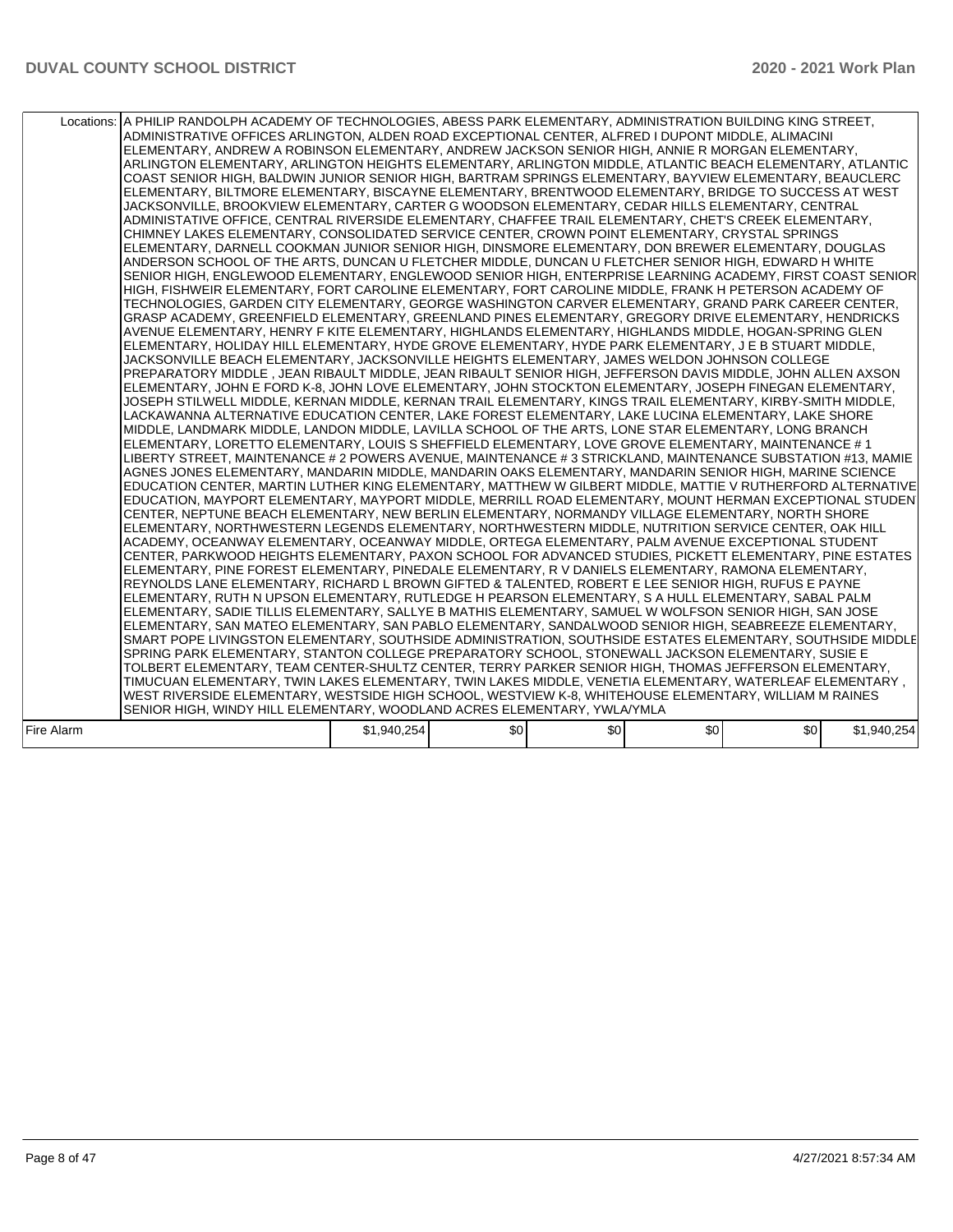| | | | | | | |
|---|---|---|---|---|---|---|
| Locations: | A PHILIP RANDOLPH ACADEMY OF TECHNOLOGIES, ABESS PARK ELEMENTARY, ADMINISTRATION BUILDING KING STREET, ADMINISTRATIVE OFFICES ARLINGTON, ALDEN ROAD EXCEPTIONAL CENTER, ALFRED I DUPONT MIDDLE, ALIMACINI ELEMENTARY, ANDREW A ROBINSON ELEMENTARY, ANDREW JACKSON SENIOR HIGH, ANNIE R MORGAN ELEMENTARY, ARLINGTON ELEMENTARY, ARLINGTON HEIGHTS ELEMENTARY, ARLINGTON MIDDLE, ATLANTIC BEACH ELEMENTARY, ATLANTIC COAST SENIOR HIGH, BALDWIN JUNIOR SENIOR HIGH, BARTRAM SPRINGS ELEMENTARY, BAYVIEW ELEMENTARY, BEAUCLERC ELEMENTARY, BILTMORE ELEMENTARY, BISCAYNE ELEMENTARY, BRENTWOOD ELEMENTARY, BRIDGE TO SUCCESS AT WEST JACKSONVILLE, BROOKVIEW ELEMENTARY, CARTER G WOODSON ELEMENTARY, CEDAR HILLS ELEMENTARY, CENTRAL ADMINISTATIVE OFFICE, CENTRAL RIVERSIDE ELEMENTARY, CHAFFEE TRAIL ELEMENTARY, CHET'S CREEK ELEMENTARY, CHIMNEY LAKES ELEMENTARY, CONSOLIDATED SERVICE CENTER, CROWN POINT ELEMENTARY, CRYSTAL SPRINGS ELEMENTARY, DARNELL COOKMAN JUNIOR SENIOR HIGH, DINSMORE ELEMENTARY, DON BREWER ELEMENTARY, DOUGLAS ANDERSON SCHOOL OF THE ARTS, DUNCAN U FLETCHER MIDDLE, DUNCAN U FLETCHER SENIOR HIGH, EDWARD H WHITE SENIOR HIGH, ENGLEWOOD ELEMENTARY, ENGLEWOOD SENIOR HIGH, ENTERPRISE LEARNING ACADEMY, FIRST COAST SENIOR HIGH, FISHWEIR ELEMENTARY, FORT CAROLINE ELEMENTARY, FORT CAROLINE MIDDLE, FRANK H PETERSON ACADEMY OF TECHNOLOGIES, GARDEN CITY ELEMENTARY, GEORGE WASHINGTON CARVER ELEMENTARY, GRAND PARK CAREER CENTER, GRASP ACADEMY, GREENFIELD ELEMENTARY, GREENLAND PINES ELEMENTARY, GREGORY DRIVE ELEMENTARY, HENDRICKS AVENUE ELEMENTARY, HENRY F KITE ELEMENTARY, HIGHLANDS ELEMENTARY, HIGHLANDS MIDDLE, HOGAN-SPRING GLEN ELEMENTARY, HOLIDAY HILL ELEMENTARY, HYDE GROVE ELEMENTARY, HYDE PARK ELEMENTARY, J E B STUART MIDDLE, JACKSONVILLE BEACH ELEMENTARY, JACKSONVILLE HEIGHTS ELEMENTARY, JAMES WELDON JOHNSON COLLEGE PREPARATORY MIDDLE , JEAN RIBAULT MIDDLE, JEAN RIBAULT SENIOR HIGH, JEFFERSON DAVIS MIDDLE, JOHN ALLEN AXSON ELEMENTARY, JOHN E FORD K-8, JOHN LOVE ELEMENTARY, JOHN STOCKTON ELEMENTARY, JOSEPH FINEGAN ELEMENTARY, JOSEPH STILWELL MIDDLE, KERNAN MIDDLE, KERNAN TRAIL ELEMENTARY, KINGS TRAIL ELEMENTARY, KIRBY-SMITH MIDDLE, LACKAWANNA ALTERNATIVE EDUCATION CENTER, LAKE FOREST ELEMENTARY, LAKE LUCINA ELEMENTARY, LAKE SHORE MIDDLE, LANDMARK MIDDLE, LANDON MIDDLE, LAVILLA SCHOOL OF THE ARTS, LONE STAR ELEMENTARY, LONG BRANCH ELEMENTARY, LORETTO ELEMENTARY, LOUIS S SHEFFIELD ELEMENTARY, LOVE GROVE ELEMENTARY, MAINTENANCE # 1 LIBERTY STREET, MAINTENANCE # 2 POWERS AVENUE, MAINTENANCE # 3 STRICKLAND, MAINTENANCE SUBSTATION #13, MAMIE AGNES JONES ELEMENTARY, MANDARIN MIDDLE, MANDARIN OAKS ELEMENTARY, MANDARIN SENIOR HIGH, MARINE SCIENCE EDUCATION CENTER, MARTIN LUTHER KING ELEMENTARY, MATTHEW W GILBERT MIDDLE, MATTIE V RUTHERFORD ALTERNATIVE EDUCATION, MAYPORT ELEMENTARY, MAYPORT MIDDLE, MERRILL ROAD ELEMENTARY, MOUNT HERMAN EXCEPTIONAL STUDENT CENTER, NEPTUNE BEACH ELEMENTARY, NEW BERLIN ELEMENTARY, NORMANDY VILLAGE ELEMENTARY, NORTH SHORE ELEMENTARY, NORTHWESTERN LEGENDS ELEMENTARY, NORTHWESTERN MIDDLE, NUTRITION SERVICE CENTER, OAK HILL ACADEMY, OCEANWAY ELEMENTARY, OCEANWAY MIDDLE, ORTEGA ELEMENTARY, PALM AVENUE EXCEPTIONAL STUDENT CENTER, PARKWOOD HEIGHTS ELEMENTARY, PAXON SCHOOL FOR ADVANCED STUDIES, PICKETT ELEMENTARY, PINE ESTATES ELEMENTARY, PINE FOREST ELEMENTARY, PINEDALE ELEMENTARY, R V DANIELS ELEMENTARY, RAMONA ELEMENTARY, REYNOLDS LANE ELEMENTARY, RICHARD L BROWN GIFTED & TALENTED, ROBERT E LEE SENIOR HIGH, RUFUS E PAYNE ELEMENTARY, RUTH N UPSON ELEMENTARY, RUTLEDGE H PEARSON ELEMENTARY, S A HULL ELEMENTARY, SABAL PALM ELEMENTARY, SADIE TILLIS ELEMENTARY, SALLYE B MATHIS ELEMENTARY, SAMUEL W WOLFSON SENIOR HIGH, SAN JOSE ELEMENTARY, SAN MATEO ELEMENTARY, SAN PABLO ELEMENTARY, SANDALWOOD SENIOR HIGH, SEABREEZE ELEMENTARY, SMART POPE LIVINGSTON ELEMENTARY, SOUTHSIDE ADMINISTRATION, SOUTHSIDE ESTATES ELEMENTARY, SOUTHSIDE MIDDLE, SPRING PARK ELEMENTARY, STANTON COLLEGE PREPARATORY SCHOOL, STONEWALL JACKSON ELEMENTARY, SUSIE E TOLBERT ELEMENTARY, TEAM CENTER-SHULTZ CENTER, TERRY PARKER SENIOR HIGH, THOMAS JEFFERSON ELEMENTARY, TIMUCUAN ELEMENTARY, TWIN LAKES ELEMENTARY, TWIN LAKES MIDDLE, VENETIA ELEMENTARY, WATERLEAF ELEMENTARY , WEST RIVERSIDE ELEMENTARY, WESTSIDE HIGH SCHOOL, WESTVIEW K-8, WHITEHOUSE ELEMENTARY, WILLIAM M RAINES SENIOR HIGH, WINDY HILL ELEMENTARY, WOODLAND ACRES ELEMENTARY, YWLA/YMLA | | | | | |
| Fire Alarm | $1,940,254 | $0 | $0 | $0 | $0 | $1,940,254 |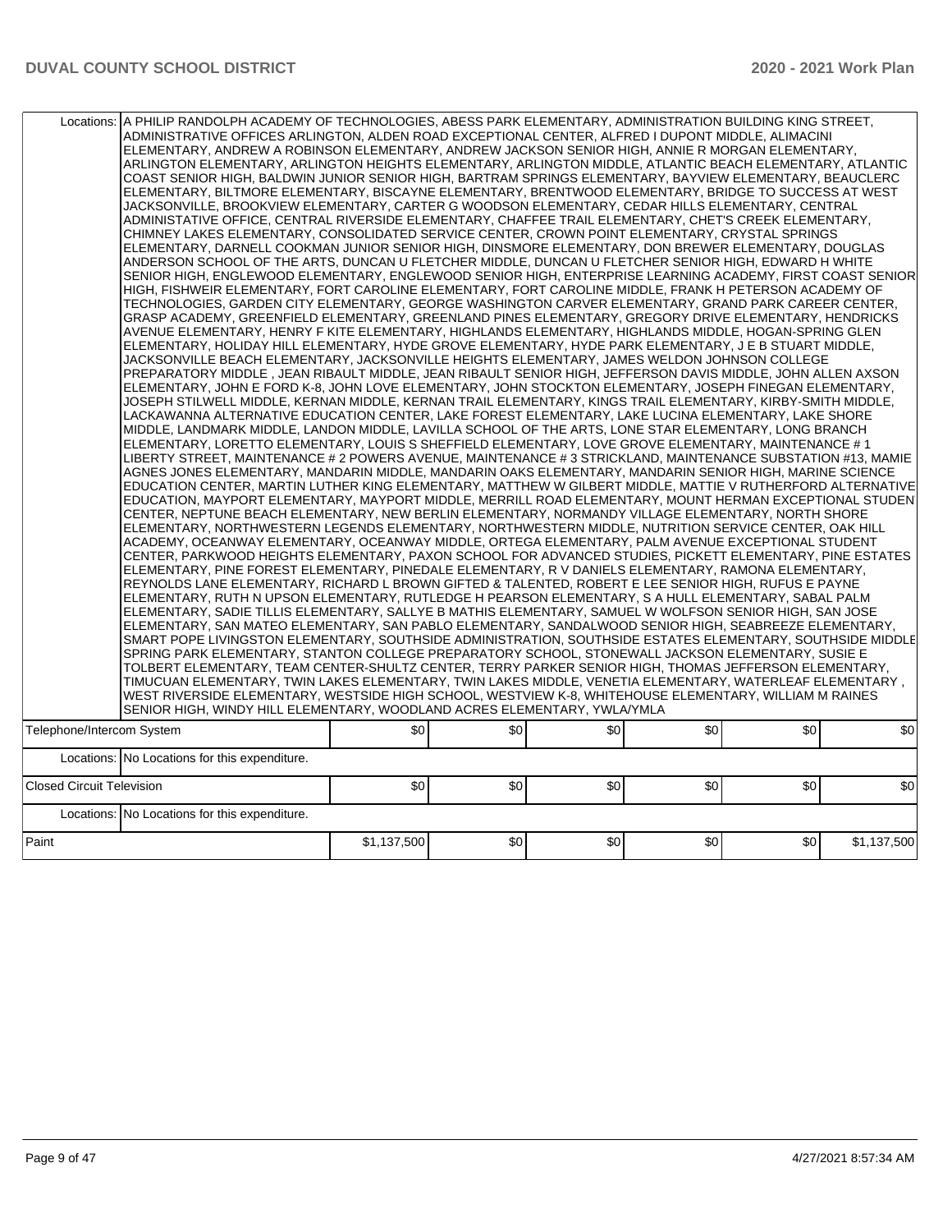| | | | | | | |
|---|---|---|---|---|---|---|
| Locations: | A PHILIP RANDOLPH ACADEMY OF TECHNOLOGIES, ABESS PARK ELEMENTARY, ADMINISTRATION BUILDING KING STREET, ADMINISTRATIVE OFFICES ARLINGTON, ALDEN ROAD EXCEPTIONAL CENTER, ALFRED I DUPONT MIDDLE, ALIMACINI ELEMENTARY, ANDREW A ROBINSON ELEMENTARY, ANDREW JACKSON SENIOR HIGH, ANNIE R MORGAN ELEMENTARY, ARLINGTON ELEMENTARY, ARLINGTON HEIGHTS ELEMENTARY, ARLINGTON MIDDLE, ATLANTIC BEACH ELEMENTARY, ATLANTIC COAST SENIOR HIGH, BALDWIN JUNIOR SENIOR HIGH, BARTRAM SPRINGS ELEMENTARY, BAYVIEW ELEMENTARY, BEAUCLERC ELEMENTARY, BILTMORE ELEMENTARY, BISCAYNE ELEMENTARY, BRENTWOOD ELEMENTARY, BRIDGE TO SUCCESS AT WEST JACKSONVILLE, BROOKVIEW ELEMENTARY, CARTER G WOODSON ELEMENTARY, CEDAR HILLS ELEMENTARY, CENTRAL ADMINISTATIVE OFFICE, CENTRAL RIVERSIDE ELEMENTARY, CHAFFEE TRAIL ELEMENTARY, CHET'S CREEK ELEMENTARY, CHIMNEY LAKES ELEMENTARY, CONSOLIDATED SERVICE CENTER, CROWN POINT ELEMENTARY, CRYSTAL SPRINGS ELEMENTARY, DARNELL COOKMAN JUNIOR SENIOR HIGH, DINSMORE ELEMENTARY, DON BREWER ELEMENTARY, DOUGLAS ANDERSON SCHOOL OF THE ARTS, DUNCAN U FLETCHER MIDDLE, DUNCAN U FLETCHER SENIOR HIGH, EDWARD H WHITE SENIOR HIGH, ENGLEWOOD ELEMENTARY, ENGLEWOOD SENIOR HIGH, ENTERPRISE LEARNING ACADEMY, FIRST COAST SENIOR HIGH, FISHWEIR ELEMENTARY, FORT CAROLINE ELEMENTARY, FORT CAROLINE MIDDLE, FRANK H PETERSON ACADEMY OF TECHNOLOGIES, GARDEN CITY ELEMENTARY, GEORGE WASHINGTON CARVER ELEMENTARY, GRAND PARK CAREER CENTER, GRASP ACADEMY, GREENFIELD ELEMENTARY, GREENLAND PINES ELEMENTARY, GREGORY DRIVE ELEMENTARY, HENDRICKS AVENUE ELEMENTARY, HENRY F KITE ELEMENTARY, HIGHLANDS ELEMENTARY, HIGHLANDS MIDDLE, HOGAN-SPRING GLEN ELEMENTARY, HOLIDAY HILL ELEMENTARY, HYDE GROVE ELEMENTARY, HYDE PARK ELEMENTARY, J E B STUART MIDDLE, JACKSONVILLE BEACH ELEMENTARY, JACKSONVILLE HEIGHTS ELEMENTARY, JAMES WELDON JOHNSON COLLEGE PREPARATORY MIDDLE , JEAN RIBAULT MIDDLE, JEAN RIBAULT SENIOR HIGH, JEFFERSON DAVIS MIDDLE, JOHN ALLEN AXSON ELEMENTARY, JOHN E FORD K-8, JOHN LOVE ELEMENTARY, JOHN STOCKTON ELEMENTARY, JOSEPH FINEGAN ELEMENTARY, JOSEPH STILWELL MIDDLE, KERNAN MIDDLE, KERNAN TRAIL ELEMENTARY, KINGS TRAIL ELEMENTARY, KIRBY-SMITH MIDDLE, LACKAWANNA ALTERNATIVE EDUCATION CENTER, LAKE FOREST ELEMENTARY, LAKE LUCINA ELEMENTARY, LAKE SHORE MIDDLE, LANDMARK MIDDLE, LANDON MIDDLE, LAVILLA SCHOOL OF THE ARTS, LONE STAR ELEMENTARY, LONG BRANCH ELEMENTARY, LORETTO ELEMENTARY, LOUIS S SHEFFIELD ELEMENTARY, LOVE GROVE ELEMENTARY, MAINTENANCE # 1 LIBERTY STREET, MAINTENANCE # 2 POWERS AVENUE, MAINTENANCE # 3 STRICKLAND, MAINTENANCE SUBSTATION #13, MAMIE AGNES JONES ELEMENTARY, MANDARIN MIDDLE, MANDARIN OAKS ELEMENTARY, MANDARIN SENIOR HIGH, MARINE SCIENCE EDUCATION CENTER, MARTIN LUTHER KING ELEMENTARY, MATTHEW W GILBERT MIDDLE, MATTIE V RUTHERFORD ALTERNATIVE EDUCATION, MAYPORT ELEMENTARY, MAYPORT MIDDLE, MERRILL ROAD ELEMENTARY, MOUNT HERMAN EXCEPTIONAL STUDENT CENTER, NEPTUNE BEACH ELEMENTARY, NEW BERLIN ELEMENTARY, NORMANDY VILLAGE ELEMENTARY, NORTH SHORE ELEMENTARY, NORTHWESTERN LEGENDS ELEMENTARY, NORTHWESTERN MIDDLE, NUTRITION SERVICE CENTER, OAK HILL ACADEMY, OCEANWAY ELEMENTARY, OCEANWAY MIDDLE, ORTEGA ELEMENTARY, PALM AVENUE EXCEPTIONAL STUDENT CENTER, PARKWOOD HEIGHTS ELEMENTARY, PAXON SCHOOL FOR ADVANCED STUDIES, PICKETT ELEMENTARY, PINE ESTATES ELEMENTARY, PINE FOREST ELEMENTARY, PINEDALE ELEMENTARY, R V DANIELS ELEMENTARY, RAMONA ELEMENTARY, REYNOLDS LANE ELEMENTARY, RICHARD L BROWN GIFTED & TALENTED, ROBERT E LEE SENIOR HIGH, RUFUS E PAYNE ELEMENTARY, RUTH N UPSON ELEMENTARY, RUTLEDGE H PEARSON ELEMENTARY, S A HULL ELEMENTARY, SABAL PALM ELEMENTARY, SADIE TILLIS ELEMENTARY, SALLYE B MATHIS ELEMENTARY, SAMUEL W WOLFSON SENIOR HIGH, SAN JOSE ELEMENTARY, SAN MATEO ELEMENTARY, SAN PABLO ELEMENTARY, SANDALWOOD SENIOR HIGH, SEABREEZE ELEMENTARY, SMART POPE LIVINGSTON ELEMENTARY, SOUTHSIDE ADMINISTRATION, SOUTHSIDE ESTATES ELEMENTARY, SOUTHSIDE MIDDLE, SPRING PARK ELEMENTARY, STANTON COLLEGE PREPARATORY SCHOOL, STONEWALL JACKSON ELEMENTARY, SUSIE E TOLBERT ELEMENTARY, TEAM CENTER-SHULTZ CENTER, TERRY PARKER SENIOR HIGH, THOMAS JEFFERSON ELEMENTARY, TIMUCUAN ELEMENTARY, TWIN LAKES ELEMENTARY, TWIN LAKES MIDDLE, VENETIA ELEMENTARY, WATERLEAF ELEMENTARY , WEST RIVERSIDE ELEMENTARY, WESTSIDE HIGH SCHOOL, WESTVIEW K-8, WHITEHOUSE ELEMENTARY, WILLIAM M RAINES SENIOR HIGH, WINDY HILL ELEMENTARY, WOODLAND ACRES ELEMENTARY, YWLA/YMLA | | | | | |
| Telephone/Intercom System | | $0 | $0 | $0 | $0 | $0 | $0 |
| Locations: | No Locations for this expenditure. | | | | | |
| Closed Circuit Television | | $0 | $0 | $0 | $0 | $0 | $0 |
| Locations: | No Locations for this expenditure. | | | | | |
| Paint | | $1,137,500 | $0 | $0 | $0 | $0 | $1,137,500 |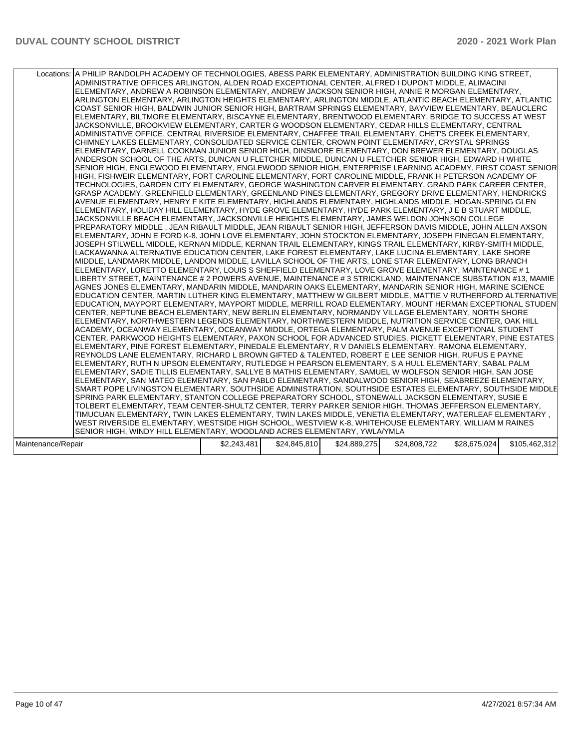| Locations: | A PHILIP RANDOLPH ACADEMY OF TECHNOLOGIES, ABESS PARK ELEMENTARY, ADMINISTRATION BUILDING KING STREET, ADMINISTRATIVE OFFICES ARLINGTON, ALDEN ROAD EXCEPTIONAL CENTER, ALFRED I DUPONT MIDDLE, ALIMACINI ELEMENTARY, ANDREW A ROBINSON ELEMENTARY, ANDREW JACKSON SENIOR HIGH, ANNIE R MORGAN ELEMENTARY, ARLINGTON ELEMENTARY, ARLINGTON HEIGHTS ELEMENTARY, ARLINGTON MIDDLE, ATLANTIC BEACH ELEMENTARY, ATLANTIC COAST SENIOR HIGH, BALDWIN JUNIOR SENIOR HIGH, BARTRAM SPRINGS ELEMENTARY, BAYVIEW ELEMENTARY, BEAUCLERC ELEMENTARY, BILTMORE ELEMENTARY, BISCAYNE ELEMENTARY, BRENTWOOD ELEMENTARY, BRIDGE TO SUCCESS AT WEST JACKSONVILLE, BROOKVIEW ELEMENTARY, CARTER G WOODSON ELEMENTARY, CEDAR HILLS ELEMENTARY, CENTRAL ADMINISTATIVE OFFICE, CENTRAL RIVERSIDE ELEMENTARY, CHAFFEE TRAIL ELEMENTARY, CHET'S CREEK ELEMENTARY, CHIMNEY LAKES ELEMENTARY, CONSOLIDATED SERVICE CENTER, CROWN POINT ELEMENTARY, CRYSTAL SPRINGS ELEMENTARY, DARNELL COOKMAN JUNIOR SENIOR HIGH, DINSMORE ELEMENTARY, DON BREWER ELEMENTARY, DOUGLAS ANDERSON SCHOOL OF THE ARTS, DUNCAN U FLETCHER MIDDLE, DUNCAN U FLETCHER SENIOR HIGH, EDWARD H WHITE SENIOR HIGH, ENGLEWOOD ELEMENTARY, ENGLEWOOD SENIOR HIGH, ENTERPRISE LEARNING ACADEMY, FIRST COAST SENIOR HIGH, FISHWEIR ELEMENTARY, FORT CAROLINE ELEMENTARY, FORT CAROLINE MIDDLE, FRANK H PETERSON ACADEMY OF TECHNOLOGIES, GARDEN CITY ELEMENTARY, GEORGE WASHINGTON CARVER ELEMENTARY, GRAND PARK CAREER CENTER, GRASP ACADEMY, GREENFIELD ELEMENTARY, GREENLAND PINES ELEMENTARY, GREGORY DRIVE ELEMENTARY, HENDRICKS AVENUE ELEMENTARY, HENRY F KITE ELEMENTARY, HIGHLANDS ELEMENTARY, HIGHLANDS MIDDLE, HOGAN-SPRING GLEN ELEMENTARY, HOLIDAY HILL ELEMENTARY, HYDE GROVE ELEMENTARY, HYDE PARK ELEMENTARY, J E B STUART MIDDLE, JACKSONVILLE BEACH ELEMENTARY, JACKSONVILLE HEIGHTS ELEMENTARY, JAMES WELDON JOHNSON COLLEGE PREPARATORY MIDDLE , JEAN RIBAULT MIDDLE, JEAN RIBAULT SENIOR HIGH, JEFFERSON DAVIS MIDDLE, JOHN ALLEN AXSON ELEMENTARY, JOHN E FORD K-8, JOHN LOVE ELEMENTARY, JOHN STOCKTON ELEMENTARY, JOSEPH FINEGAN ELEMENTARY, JOSEPH STILWELL MIDDLE, KERNAN MIDDLE, KERNAN TRAIL ELEMENTARY, KINGS TRAIL ELEMENTARY, KIRBY-SMITH MIDDLE, LACKAWANNA ALTERNATIVE EDUCATION CENTER, LAKE FOREST ELEMENTARY, LAKE LUCINA ELEMENTARY, LAKE SHORE MIDDLE, LANDMARK MIDDLE, LANDON MIDDLE, LAVILLA SCHOOL OF THE ARTS, LONE STAR ELEMENTARY, LONG BRANCH ELEMENTARY, LORETTO ELEMENTARY, LOUIS S SHEFFIELD ELEMENTARY, LOVE GROVE ELEMENTARY, MAINTENANCE # 1 LIBERTY STREET, MAINTENANCE # 2 POWERS AVENUE, MAINTENANCE # 3 STRICKLAND, MAINTENANCE SUBSTATION #13, MAMIE AGNES JONES ELEMENTARY, MANDARIN MIDDLE, MANDARIN OAKS ELEMENTARY, MANDARIN SENIOR HIGH, MARINE SCIENCE EDUCATION CENTER, MARTIN LUTHER KING ELEMENTARY, MATTHEW W GILBERT MIDDLE, MATTIE V RUTHERFORD ALTERNATIVE EDUCATION, MAYPORT ELEMENTARY, MAYPORT MIDDLE, MERRILL ROAD ELEMENTARY, MOUNT HERMAN EXCEPTIONAL STUDENT CENTER, NEPTUNE BEACH ELEMENTARY, NEW BERLIN ELEMENTARY, NORMANDY VILLAGE ELEMENTARY, NORTH SHORE ELEMENTARY, NORTHWESTERN LEGENDS ELEMENTARY, NORTHWESTERN MIDDLE, NUTRITION SERVICE CENTER, OAK HILL ACADEMY, OCEANWAY ELEMENTARY, OCEANWAY MIDDLE, ORTEGA ELEMENTARY, PALM AVENUE EXCEPTIONAL STUDENT CENTER, PARKWOOD HEIGHTS ELEMENTARY, PAXON SCHOOL FOR ADVANCED STUDIES, PICKETT ELEMENTARY, PINE ESTATES ELEMENTARY, PINE FOREST ELEMENTARY, PINEDALE ELEMENTARY, R V DANIELS ELEMENTARY, RAMONA ELEMENTARY, REYNOLDS LANE ELEMENTARY, RICHARD L BROWN GIFTED & TALENTED, ROBERT E LEE SENIOR HIGH, RUFUS E PAYNE ELEMENTARY, RUTH N UPSON ELEMENTARY, RUTLEDGE H PEARSON ELEMENTARY, S A HULL ELEMENTARY, SABAL PALM ELEMENTARY, SADIE TILLIS ELEMENTARY, SALLYE B MATHIS ELEMENTARY, SAMUEL W WOLFSON SENIOR HIGH, SAN JOSE ELEMENTARY, SAN MATEO ELEMENTARY, SAN PABLO ELEMENTARY, SANDALWOOD SENIOR HIGH, SEABREEZE ELEMENTARY, SMART POPE LIVINGSTON ELEMENTARY, SOUTHSIDE ADMINISTRATION, SOUTHSIDE ESTATES ELEMENTARY, SOUTHSIDE MIDDLE, SPRING PARK ELEMENTARY, STANTON COLLEGE PREPARATORY SCHOOL, STONEWALL JACKSON ELEMENTARY, SUSIE E TOLBERT ELEMENTARY, TEAM CENTER-SHULTZ CENTER, TERRY PARKER SENIOR HIGH, THOMAS JEFFERSON ELEMENTARY, TIMUCUAN ELEMENTARY, TWIN LAKES ELEMENTARY, TWIN LAKES MIDDLE, VENETIA ELEMENTARY, WATERLEAF ELEMENTARY , WEST RIVERSIDE ELEMENTARY, WESTSIDE HIGH SCHOOL, WESTVIEW K-8, WHITEHOUSE ELEMENTARY, WILLIAM M RAINES SENIOR HIGH, WINDY HILL ELEMENTARY, WOODLAND ACRES ELEMENTARY, YWLA/YMLA | | | | | |
|---|---|---|---|---|---|---|
| Maintenance/Repair | $2,243,481 | $24,845,810 | $24,889,275 | $24,808,722 | $28,675,024 | $105,462,312 |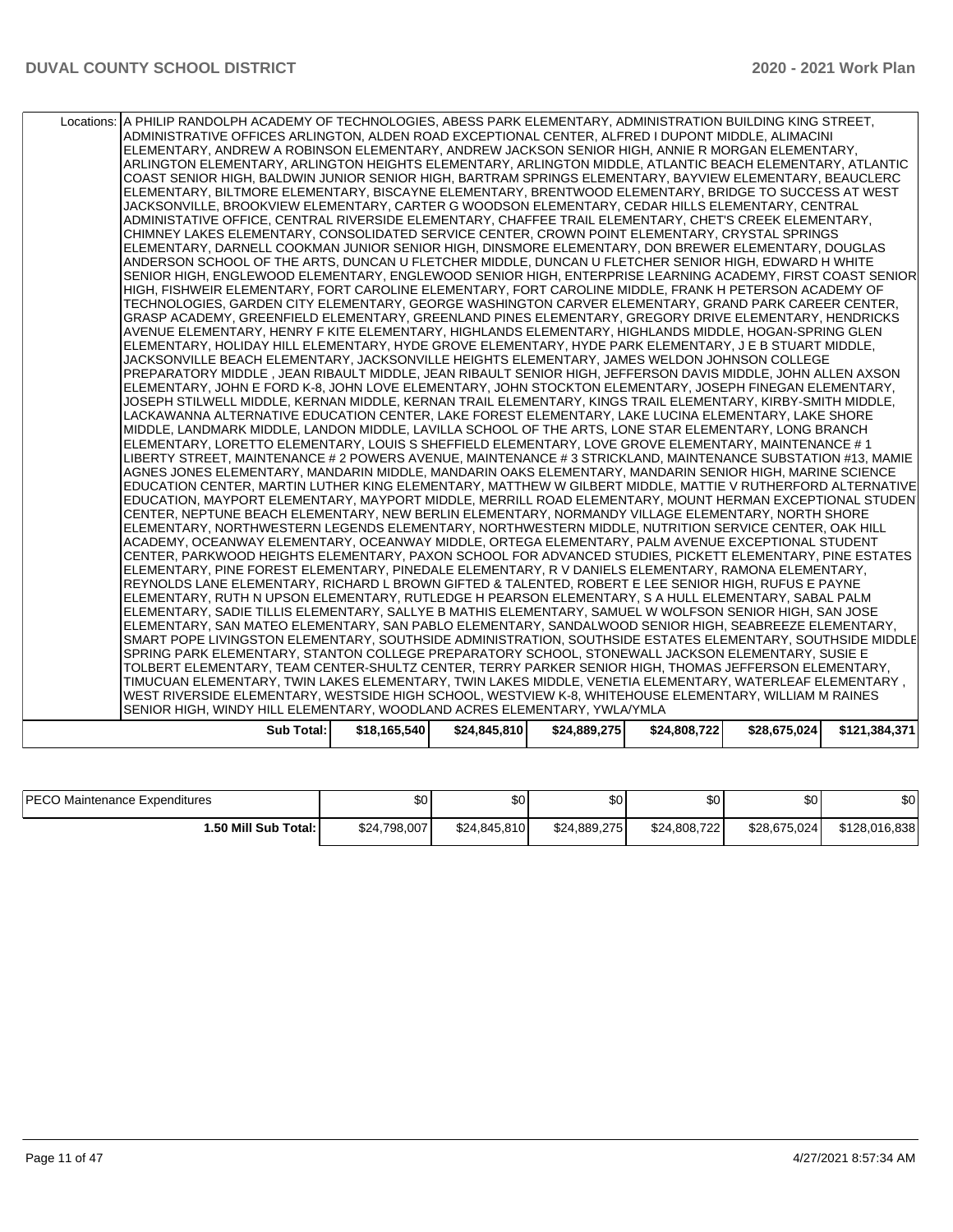| Locations: | A PHILIP RANDOLPH ACADEMY OF TECHNOLOGIES, ABESS PARK ELEMENTARY, ADMINISTRATION BUILDING KING STREET, ADMINISTRATIVE OFFICES ARLINGTON, ALDEN ROAD EXCEPTIONAL CENTER, ALFRED I DUPONT MIDDLE, ALIMACINI ELEMENTARY, ANDREW A ROBINSON ELEMENTARY, ANDREW JACKSON SENIOR HIGH, ANNIE R MORGAN ELEMENTARY, ARLINGTON ELEMENTARY, ARLINGTON HEIGHTS ELEMENTARY, ARLINGTON MIDDLE, ATLANTIC BEACH ELEMENTARY, ATLANTIC COAST SENIOR HIGH, BALDWIN JUNIOR SENIOR HIGH, BARTRAM SPRINGS ELEMENTARY, BAYVIEW ELEMENTARY, BEAUCLERC ELEMENTARY, BILTMORE ELEMENTARY, BISCAYNE ELEMENTARY, BRENTWOOD ELEMENTARY, BRIDGE TO SUCCESS AT WEST JACKSONVILLE, BROOKVIEW ELEMENTARY, CARTER G WOODSON ELEMENTARY, CEDAR HILLS ELEMENTARY, CENTRAL ADMINISTATIVE OFFICE, CENTRAL RIVERSIDE ELEMENTARY, CHAFFEE TRAIL ELEMENTARY, CHET'S CREEK ELEMENTARY, CHIMNEY LAKES ELEMENTARY, CONSOLIDATED SERVICE CENTER, CROWN POINT ELEMENTARY, CRYSTAL SPRINGS ELEMENTARY, DARNELL COOKMAN JUNIOR SENIOR HIGH, DINSMORE ELEMENTARY, DON BREWER ELEMENTARY, DOUGLAS ANDERSON SCHOOL OF THE ARTS, DUNCAN U FLETCHER MIDDLE, DUNCAN U FLETCHER SENIOR HIGH, EDWARD H WHITE SENIOR HIGH, ENGLEWOOD ELEMENTARY, ENGLEWOOD SENIOR HIGH, ENTERPRISE LEARNING ACADEMY, FIRST COAST SENIOR HIGH, FISHWEIR ELEMENTARY, FORT CAROLINE ELEMENTARY, FORT CAROLINE MIDDLE, FRANK H PETERSON ACADEMY OF TECHNOLOGIES, GARDEN CITY ELEMENTARY, GEORGE WASHINGTON CARVER ELEMENTARY, GRAND PARK CAREER CENTER, GRASP ACADEMY, GREENFIELD ELEMENTARY, GREENLAND PINES ELEMENTARY, GREGORY DRIVE ELEMENTARY, HENDRICKS AVENUE ELEMENTARY, HENRY F KITE ELEMENTARY, HIGHLANDS ELEMENTARY, HIGHLANDS MIDDLE, HOGAN-SPRING GLEN ELEMENTARY, HOLIDAY HILL ELEMENTARY, HYDE GROVE ELEMENTARY, HYDE PARK ELEMENTARY, J E B STUART MIDDLE, JACKSONVILLE BEACH ELEMENTARY, JACKSONVILLE HEIGHTS ELEMENTARY, JAMES WELDON JOHNSON COLLEGE PREPARATORY MIDDLE , JEAN RIBAULT MIDDLE, JEAN RIBAULT SENIOR HIGH, JEFFERSON DAVIS MIDDLE, JOHN ALLEN AXSON ELEMENTARY, JOHN E FORD K-8, JOHN LOVE ELEMENTARY, JOHN STOCKTON ELEMENTARY, JOSEPH FINEGAN ELEMENTARY, JOSEPH STILWELL MIDDLE, KERNAN MIDDLE, KERNAN TRAIL ELEMENTARY, KINGS TRAIL ELEMENTARY, KIRBY-SMITH MIDDLE, LACKAWANNA ALTERNATIVE EDUCATION CENTER, LAKE FOREST ELEMENTARY, LAKE LUCINA ELEMENTARY, LAKE SHORE MIDDLE, LANDMARK MIDDLE, LANDON MIDDLE, LAVILLA SCHOOL OF THE ARTS, LONE STAR ELEMENTARY, LONG BRANCH ELEMENTARY, LORETTO ELEMENTARY, LOUIS S SHEFFIELD ELEMENTARY, LOVE GROVE ELEMENTARY, MAINTENANCE # 1 LIBERTY STREET, MAINTENANCE # 2 POWERS AVENUE, MAINTENANCE # 3 STRICKLAND, MAINTENANCE SUBSTATION #13, MAMIE AGNES JONES ELEMENTARY, MANDARIN MIDDLE, MANDARIN OAKS ELEMENTARY, MANDARIN SENIOR HIGH, MARINE SCIENCE EDUCATION CENTER, MARTIN LUTHER KING ELEMENTARY, MATTHEW W GILBERT MIDDLE, MATTIE V RUTHERFORD ALTERNATIVE EDUCATION, MAYPORT ELEMENTARY, MAYPORT MIDDLE, MERRILL ROAD ELEMENTARY, MOUNT HERMAN EXCEPTIONAL STUDENT CENTER, NEPTUNE BEACH ELEMENTARY, NEW BERLIN ELEMENTARY, NORMANDY VILLAGE ELEMENTARY, NORTH SHORE ELEMENTARY, NORTHWESTERN LEGENDS ELEMENTARY, NORTHWESTERN MIDDLE, NUTRITION SERVICE CENTER, OAK HILL ACADEMY, OCEANWAY ELEMENTARY, OCEANWAY MIDDLE, ORTEGA ELEMENTARY, PALM AVENUE EXCEPTIONAL STUDENT CENTER, PARKWOOD HEIGHTS ELEMENTARY, PAXON SCHOOL FOR ADVANCED STUDIES, PICKETT ELEMENTARY, PINE ESTATES ELEMENTARY, PINE FOREST ELEMENTARY, PINEDALE ELEMENTARY, R V DANIELS ELEMENTARY, RAMONA ELEMENTARY, REYNOLDS LANE ELEMENTARY, RICHARD L BROWN GIFTED & TALENTED, ROBERT E LEE SENIOR HIGH, RUFUS E PAYNE ELEMENTARY, RUTH N UPSON ELEMENTARY, RUTLEDGE H PEARSON ELEMENTARY, S A HULL ELEMENTARY, SABAL PALM ELEMENTARY, SADIE TILLIS ELEMENTARY, SALLYE B MATHIS ELEMENTARY, SAMUEL W WOLFSON SENIOR HIGH, SAN JOSE ELEMENTARY, SAN MATEO ELEMENTARY, SAN PABLO ELEMENTARY, SANDALWOOD SENIOR HIGH, SEABREEZE ELEMENTARY, SMART POPE LIVINGSTON ELEMENTARY, SOUTHSIDE ADMINISTRATION, SOUTHSIDE ESTATES ELEMENTARY, SOUTHSIDE MIDDLE, SPRING PARK ELEMENTARY, STANTON COLLEGE PREPARATORY SCHOOL, STONEWALL JACKSON ELEMENTARY, SUSIE E TOLBERT ELEMENTARY, TEAM CENTER-SHULTZ CENTER, TERRY PARKER SENIOR HIGH, THOMAS JEFFERSON ELEMENTARY, TIMUCUAN ELEMENTARY, TWIN LAKES ELEMENTARY, TWIN LAKES MIDDLE, VENETIA ELEMENTARY, WATERLEAF ELEMENTARY , WEST RIVERSIDE ELEMENTARY, WESTSIDE HIGH SCHOOL, WESTVIEW K-8, WHITEHOUSE ELEMENTARY, WILLIAM M RAINES SENIOR HIGH, WINDY HILL ELEMENTARY, WOODLAND ACRES ELEMENTARY, YWLA/YMLA | | | | | |
|---|---|---|---|---|---|---|
| **Sub Total:** | **$18,165,540** | **$24,845,810** | **$24,889,275** | **$24,808,722** | **$28,675,024** | **$121,384,371** |

| | | | | | | |
|---|---|---|---|---|---|---|
| PECO Maintenance Expenditures | $0 | $0 | $0 | $0 | $0 | $0 |
| **1.50 Mill Sub Total:** | $24,798,007 | $24,845,810 | $24,889,275 | $24,808,722 | $28,675,024 | $128,016,838 |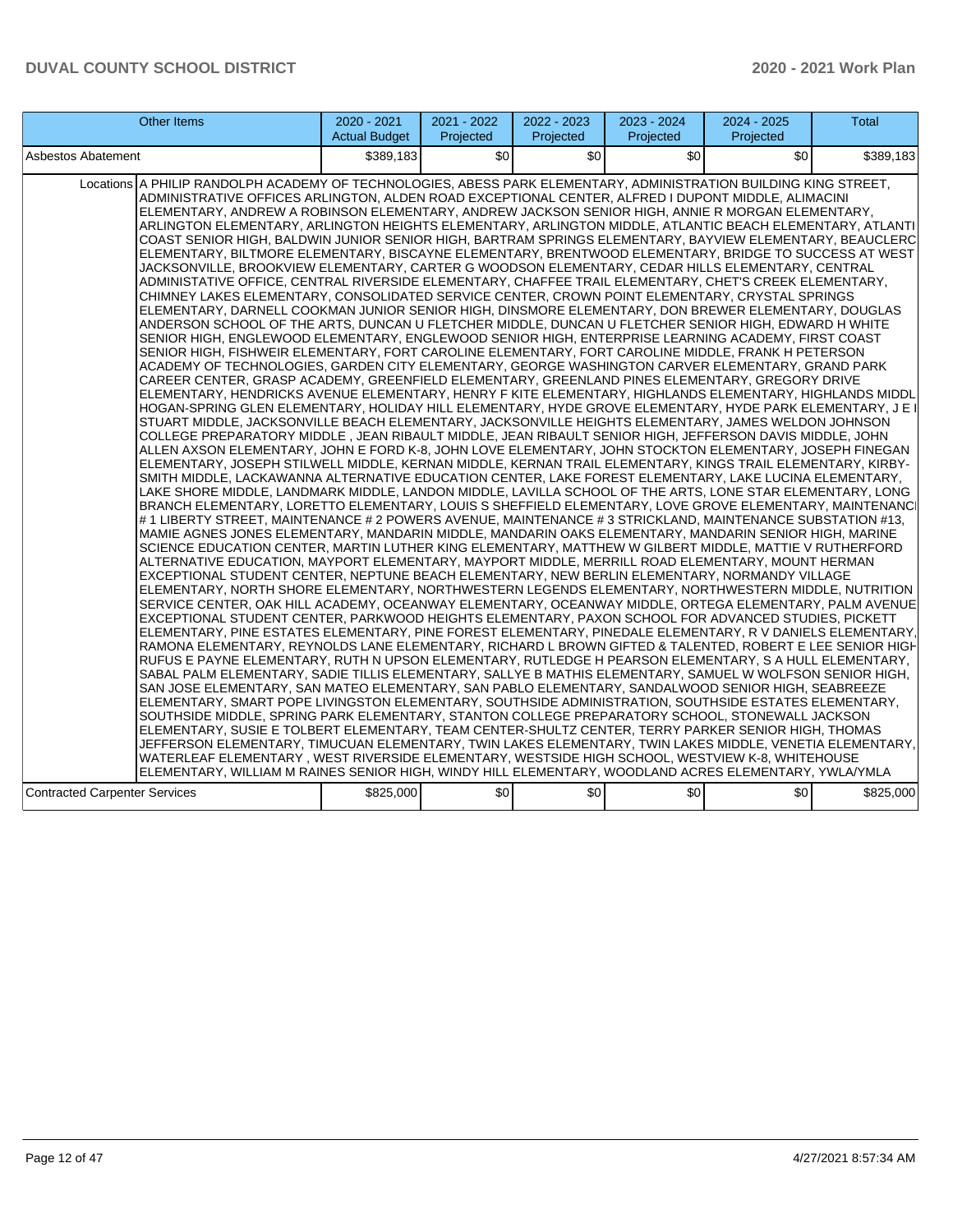| Other Items | 2020 - 2021 Actual Budget | 2021 - 2022 Projected | 2022 - 2023 Projected | 2023 - 2024 Projected | 2024 - 2025 Projected | Total |
|---|---|---|---|---|---|---|
| Asbestos Abatement | $389,183 | $0 | $0 | $0 | $0 | $389,183 |
| Locations | A PHILIP RANDOLPH ACADEMY OF TECHNOLOGIES, ABESS PARK ELEMENTARY, ADMINISTRATION BUILDING KING STREET, ADMINISTRATIVE OFFICES ARLINGTON, ALDEN ROAD EXCEPTIONAL CENTER, ALFRED I DUPONT MIDDLE, ALIMACINI ELEMENTARY, ANDREW A ROBINSON ELEMENTARY, ANDREW JACKSON SENIOR HIGH, ANNIE R MORGAN ELEMENTARY, ARLINGTON ELEMENTARY, ARLINGTON HEIGHTS ELEMENTARY, ARLINGTON MIDDLE, ATLANTIC BEACH ELEMENTARY, ATLANTIC COAST SENIOR HIGH, BALDWIN JUNIOR SENIOR HIGH, BARTRAM SPRINGS ELEMENTARY, BAYVIEW ELEMENTARY, BEAUCLERC ELEMENTARY, BILTMORE ELEMENTARY, BISCAYNE ELEMENTARY, BRENTWOOD ELEMENTARY, BRIDGE TO SUCCESS AT WEST JACKSONVILLE, BROOKVIEW ELEMENTARY, CARTER G WOODSON ELEMENTARY, CEDAR HILLS ELEMENTARY, CENTRAL ADMINISTATIVE OFFICE, CENTRAL RIVERSIDE ELEMENTARY, CHAFFEE TRAIL ELEMENTARY, CHET'S CREEK ELEMENTARY, CHIMNEY LAKES ELEMENTARY, CONSOLIDATED SERVICE CENTER, CROWN POINT ELEMENTARY, CRYSTAL SPRINGS ELEMENTARY, DARNELL COOKMAN JUNIOR SENIOR HIGH, DINSMORE ELEMENTARY, DON BREWER ELEMENTARY, DOUGLAS ANDERSON SCHOOL OF THE ARTS, DUNCAN U FLETCHER MIDDLE, DUNCAN U FLETCHER SENIOR HIGH, EDWARD H WHITE SENIOR HIGH, ENGLEWOOD ELEMENTARY, ENGLEWOOD SENIOR HIGH, ENTERPRISE LEARNING ACADEMY, FIRST COAST SENIOR HIGH, FISHWEIR ELEMENTARY, FORT CAROLINE ELEMENTARY, FORT CAROLINE MIDDLE, FRANK H PETERSON ACADEMY OF TECHNOLOGIES, GARDEN CITY ELEMENTARY, GEORGE WASHINGTON CARVER ELEMENTARY, GRAND PARK CAREER CENTER, GRASP ACADEMY, GREENFIELD ELEMENTARY, GREENLAND PINES ELEMENTARY, GREGORY DRIVE ELEMENTARY, HENDRICKS AVENUE ELEMENTARY, HENRY F KITE ELEMENTARY, HIGHLANDS ELEMENTARY, HIGHLANDS MIDDLE, HOGAN-SPRING GLEN ELEMENTARY, HOLIDAY HILL ELEMENTARY, HYDE GROVE ELEMENTARY, HYDE PARK ELEMENTARY, J E B STUART MIDDLE, JACKSONVILLE BEACH ELEMENTARY, JACKSONVILLE HEIGHTS ELEMENTARY, JAMES WELDON JOHNSON COLLEGE PREPARATORY MIDDLE , JEAN RIBAULT MIDDLE, JEAN RIBAULT SENIOR HIGH, JEFFERSON DAVIS MIDDLE, JOHN ALLEN AXSON ELEMENTARY, JOHN E FORD K-8, JOHN LOVE ELEMENTARY, JOHN STOCKTON ELEMENTARY, JOSEPH FINEGAN ELEMENTARY, JOSEPH STILWELL MIDDLE, KERNAN MIDDLE, KERNAN TRAIL ELEMENTARY, KINGS TRAIL ELEMENTARY, KIRBY-SMITH MIDDLE, LACKAWANNA ALTERNATIVE EDUCATION CENTER, LAKE FOREST ELEMENTARY, LAKE LUCINA ELEMENTARY, LAKE SHORE MIDDLE, LANDMARK MIDDLE, LANDON MIDDLE, LAVILLA SCHOOL OF THE ARTS, LONE STAR ELEMENTARY, LONG BRANCH ELEMENTARY, LORETTO ELEMENTARY, LOUIS S SHEFFIELD ELEMENTARY, LOVE GROVE ELEMENTARY, MAINTENANCE # 1 LIBERTY STREET, MAINTENANCE # 2 POWERS AVENUE, MAINTENANCE # 3 STRICKLAND, MAINTENANCE SUBSTATION #13, MAMIE AGNES JONES ELEMENTARY, MANDARIN MIDDLE, MANDARIN OAKS ELEMENTARY, MANDARIN SENIOR HIGH, MARINE SCIENCE EDUCATION CENTER, MARTIN LUTHER KING ELEMENTARY, MATTHEW W GILBERT MIDDLE, MATTIE V RUTHERFORD ALTERNATIVE EDUCATION, MAYPORT ELEMENTARY, MAYPORT MIDDLE, MERRILL ROAD ELEMENTARY, MOUNT HERMAN EXCEPTIONAL STUDENT CENTER, NEPTUNE BEACH ELEMENTARY, NEW BERLIN ELEMENTARY, NORMANDY VILLAGE ELEMENTARY, NORTH SHORE ELEMENTARY, NORTHWESTERN LEGENDS ELEMENTARY, NORTHWESTERN MIDDLE, NUTRITION SERVICE CENTER, OAK HILL ACADEMY, OCEANWAY ELEMENTARY, OCEANWAY MIDDLE, ORTEGA ELEMENTARY, PALM AVENUE EXCEPTIONAL STUDENT CENTER, PARKWOOD HEIGHTS ELEMENTARY, PAXON SCHOOL FOR ADVANCED STUDIES, PICKETT ELEMENTARY, PINE ESTATES ELEMENTARY, PINE FOREST ELEMENTARY, PINEDALE ELEMENTARY, R V DANIELS ELEMENTARY, RAMONA ELEMENTARY, REYNOLDS LANE ELEMENTARY, RICHARD L BROWN GIFTED & TALENTED, ROBERT E LEE SENIOR HIGH, RUFUS E PAYNE ELEMENTARY, RUTH N UPSON ELEMENTARY, RUTLEDGE H PEARSON ELEMENTARY, S A HULL ELEMENTARY, SABAL PALM ELEMENTARY, SADIE TILLIS ELEMENTARY, SALLYE B MATHIS ELEMENTARY, SAMUEL W WOLFSON SENIOR HIGH, SAN JOSE ELEMENTARY, SAN MATEO ELEMENTARY, SAN PABLO ELEMENTARY, SANDALWOOD SENIOR HIGH, SEABREEZE ELEMENTARY, SMART POPE LIVINGSTON ELEMENTARY, SOUTHSIDE ADMINISTRATION, SOUTHSIDE ESTATES ELEMENTARY, SOUTHSIDE MIDDLE, SPRING PARK ELEMENTARY, STANTON COLLEGE PREPARATORY SCHOOL, STONEWALL JACKSON ELEMENTARY, SUSIE E TOLBERT ELEMENTARY, TEAM CENTER-SHULTZ CENTER, TERRY PARKER SENIOR HIGH, THOMAS JEFFERSON ELEMENTARY, TIMUCUAN ELEMENTARY, TWIN LAKES ELEMENTARY, TWIN LAKES MIDDLE, VENETIA ELEMENTARY, WATERLEAF ELEMENTARY , WEST RIVERSIDE ELEMENTARY, WESTSIDE HIGH SCHOOL, WESTVIEW K-8, WHITEHOUSE ELEMENTARY, WILLIAM M RAINES SENIOR HIGH, WINDY HILL ELEMENTARY, WOODLAND ACRES ELEMENTARY, YWLA/YMLA | | | | | |
| Contracted Carpenter Services | $825,000 | $0 | $0 | $0 | $0 | $825,000 |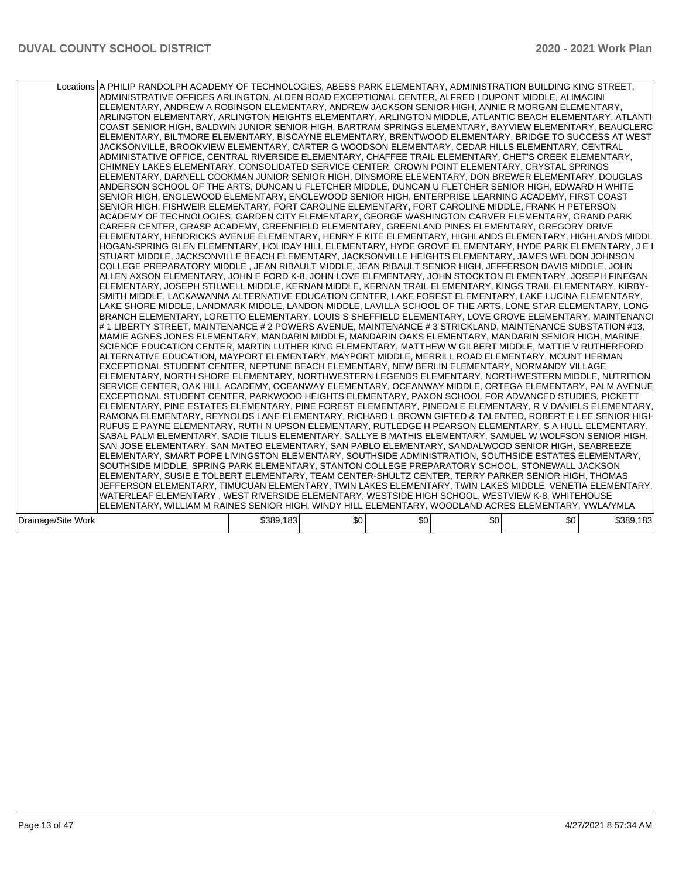| | | | | | | |
|---|---|---|---|---|---|---|
| Locations | A PHILIP RANDOLPH ACADEMY OF TECHNOLOGIES, ABESS PARK ELEMENTARY, ADMINISTRATION BUILDING KING STREET, ADMINISTRATIVE OFFICES ARLINGTON, ALDEN ROAD EXCEPTIONAL CENTER, ALFRED I DUPONT MIDDLE, ALIMACINI ELEMENTARY, ANDREW A ROBINSON ELEMENTARY, ANDREW JACKSON SENIOR HIGH, ANNIE R MORGAN ELEMENTARY, ARLINGTON ELEMENTARY, ARLINGTON HEIGHTS ELEMENTARY, ARLINGTON MIDDLE, ATLANTIC BEACH ELEMENTARY, ATLANTIC COAST SENIOR HIGH, BALDWIN JUNIOR SENIOR HIGH, BARTRAM SPRINGS ELEMENTARY, BAYVIEW ELEMENTARY, BEAUCLERC ELEMENTARY, BILTMORE ELEMENTARY, BISCAYNE ELEMENTARY, BRENTWOOD ELEMENTARY, BRIDGE TO SUCCESS AT WEST JACKSONVILLE, BROOKVIEW ELEMENTARY, CARTER G WOODSON ELEMENTARY, CEDAR HILLS ELEMENTARY, CENTRAL ADMINISTATIVE OFFICE, CENTRAL RIVERSIDE ELEMENTARY, CHAFFEE TRAIL ELEMENTARY, CHET'S CREEK ELEMENTARY, CHIMNEY LAKES ELEMENTARY, CONSOLIDATED SERVICE CENTER, CROWN POINT ELEMENTARY, CRYSTAL SPRINGS ELEMENTARY, DARNELL COOKMAN JUNIOR SENIOR HIGH, DINSMORE ELEMENTARY, DON BREWER ELEMENTARY, DOUGLAS ANDERSON SCHOOL OF THE ARTS, DUNCAN U FLETCHER MIDDLE, DUNCAN U FLETCHER SENIOR HIGH, EDWARD H WHITE SENIOR HIGH, ENGLEWOOD ELEMENTARY, ENGLEWOOD SENIOR HIGH, ENTERPRISE LEARNING ACADEMY, FIRST COAST SENIOR HIGH, FISHWEIR ELEMENTARY, FORT CAROLINE ELEMENTARY, FORT CAROLINE MIDDLE, FRANK H PETERSON ACADEMY OF TECHNOLOGIES, GARDEN CITY ELEMENTARY, GEORGE WASHINGTON CARVER ELEMENTARY, GRAND PARK CAREER CENTER, GRASP ACADEMY, GREENFIELD ELEMENTARY, GREENLAND PINES ELEMENTARY, GREGORY DRIVE ELEMENTARY, HENDRICKS AVENUE ELEMENTARY, HENRY F KITE ELEMENTARY, HIGHLANDS ELEMENTARY, HIGHLANDS MIDDLE, HOGAN-SPRING GLEN ELEMENTARY, HOLIDAY HILL ELEMENTARY, HYDE GROVE ELEMENTARY, HYDE PARK ELEMENTARY, J E B STUART MIDDLE, JACKSONVILLE BEACH ELEMENTARY, JACKSONVILLE HEIGHTS ELEMENTARY, JAMES WELDON JOHNSON COLLEGE PREPARATORY MIDDLE , JEAN RIBAULT MIDDLE, JEAN RIBAULT SENIOR HIGH, JEFFERSON DAVIS MIDDLE, JOHN ALLEN AXSON ELEMENTARY, JOHN E FORD K-8, JOHN LOVE ELEMENTARY, JOHN STOCKTON ELEMENTARY, JOSEPH FINEGAN ELEMENTARY, JOSEPH STILWELL MIDDLE, KERNAN MIDDLE, KERNAN TRAIL ELEMENTARY, KINGS TRAIL ELEMENTARY, KIRBY-SMITH MIDDLE, LACKAWANNA ALTERNATIVE EDUCATION CENTER, LAKE FOREST ELEMENTARY, LAKE LUCINA ELEMENTARY, LAKE SHORE MIDDLE, LANDMARK MIDDLE, LANDON MIDDLE, LAVILLA SCHOOL OF THE ARTS, LONE STAR ELEMENTARY, LONG BRANCH ELEMENTARY, LORETTO ELEMENTARY, LOUIS S SHEFFIELD ELEMENTARY, LOVE GROVE ELEMENTARY, MAINTENANCE # 1 LIBERTY STREET, MAINTENANCE # 2 POWERS AVENUE, MAINTENANCE # 3 STRICKLAND, MAINTENANCE SUBSTATION #13, MAMIE AGNES JONES ELEMENTARY, MANDARIN MIDDLE, MANDARIN OAKS ELEMENTARY, MANDARIN SENIOR HIGH, MARINE SCIENCE EDUCATION CENTER, MARTIN LUTHER KING ELEMENTARY, MATTHEW W GILBERT MIDDLE, MATTIE V RUTHERFORD ALTERNATIVE EDUCATION, MAYPORT ELEMENTARY, MAYPORT MIDDLE, MERRILL ROAD ELEMENTARY, MOUNT HERMAN EXCEPTIONAL STUDENT CENTER, NEPTUNE BEACH ELEMENTARY, NEW BERLIN ELEMENTARY, NORMANDY VILLAGE ELEMENTARY, NORTH SHORE ELEMENTARY, NORTHWESTERN LEGENDS ELEMENTARY, NORTHWESTERN MIDDLE, NUTRITION SERVICE CENTER, OAK HILL ACADEMY, OCEANWAY ELEMENTARY, OCEANWAY MIDDLE, ORTEGA ELEMENTARY, PALM AVENUE EXCEPTIONAL STUDENT CENTER, PARKWOOD HEIGHTS ELEMENTARY, PAXON SCHOOL FOR ADVANCED STUDIES, PICKETT ELEMENTARY, PINE ESTATES ELEMENTARY, PINE FOREST ELEMENTARY, PINEDALE ELEMENTARY, R V DANIELS ELEMENTARY, RAMONA ELEMENTARY, REYNOLDS LANE ELEMENTARY, RICHARD L BROWN GIFTED & TALENTED, ROBERT E LEE SENIOR HIGH, RUFUS E PAYNE ELEMENTARY, RUTH N UPSON ELEMENTARY, RUTLEDGE H PEARSON ELEMENTARY, S A HULL ELEMENTARY, SABAL PALM ELEMENTARY, SADIE TILLIS ELEMENTARY, SALLYE B MATHIS ELEMENTARY, SAMUEL W WOLFSON SENIOR HIGH, SAN JOSE ELEMENTARY, SAN MATEO ELEMENTARY, SAN PABLO ELEMENTARY, SANDALWOOD SENIOR HIGH, SEABREEZE ELEMENTARY, SMART POPE LIVINGSTON ELEMENTARY, SOUTHSIDE ADMINISTRATION, SOUTHSIDE ESTATES ELEMENTARY, SOUTHSIDE MIDDLE, SPRING PARK ELEMENTARY, STANTON COLLEGE PREPARATORY SCHOOL, STONEWALL JACKSON ELEMENTARY, SUSIE E TOLBERT ELEMENTARY, TEAM CENTER-SHULTZ CENTER, TERRY PARKER SENIOR HIGH, THOMAS JEFFERSON ELEMENTARY, TIMUCUAN ELEMENTARY, TWIN LAKES ELEMENTARY, TWIN LAKES MIDDLE, VENETIA ELEMENTARY, WATERLEAF ELEMENTARY , WEST RIVERSIDE ELEMENTARY, WESTSIDE HIGH SCHOOL, WESTVIEW K-8, WHITEHOUSE ELEMENTARY, WILLIAM M RAINES SENIOR HIGH, WINDY HILL ELEMENTARY, WOODLAND ACRES ELEMENTARY, YWLA/YMLA | | | | | |
| Drainage/Site Work | $389,183 | $0 | $0 | $0 | $0 | $389,183 |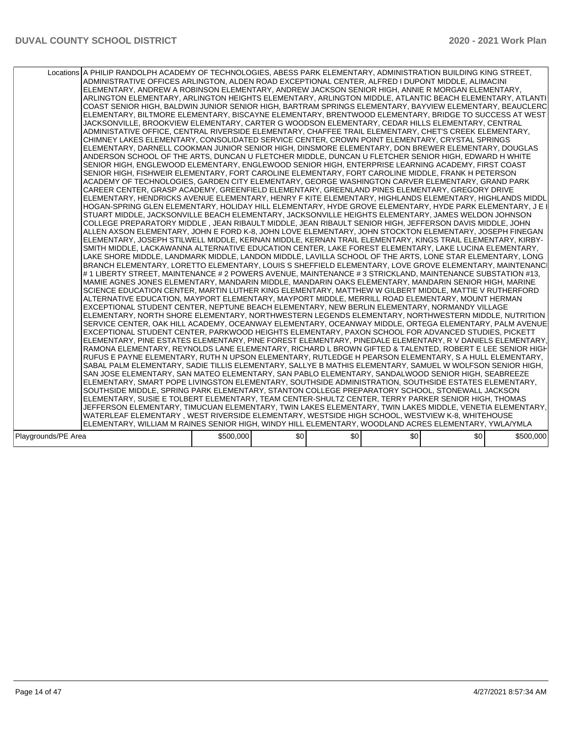| | | | | | | |
|---|---|---|---|---|---|---|
| Locations | A PHILIP RANDOLPH ACADEMY OF TECHNOLOGIES, ABESS PARK ELEMENTARY, ADMINISTRATION BUILDING KING STREET, ADMINISTRATIVE OFFICES ARLINGTON, ALDEN ROAD EXCEPTIONAL CENTER, ALFRED I DUPONT MIDDLE, ALIMACINI ELEMENTARY, ANDREW A ROBINSON ELEMENTARY, ANDREW JACKSON SENIOR HIGH, ANNIE R MORGAN ELEMENTARY, ARLINGTON ELEMENTARY, ARLINGTON HEIGHTS ELEMENTARY, ARLINGTON MIDDLE, ATLANTIC BEACH ELEMENTARY, ATLANTIC COAST SENIOR HIGH, BALDWIN JUNIOR SENIOR HIGH, BARTRAM SPRINGS ELEMENTARY, BAYVIEW ELEMENTARY, BEAUCLERC ELEMENTARY, BILTMORE ELEMENTARY, BISCAYNE ELEMENTARY, BRENTWOOD ELEMENTARY, BRIDGE TO SUCCESS AT WEST JACKSONVILLE, BROOKVIEW ELEMENTARY, CARTER G WOODSON ELEMENTARY, CEDAR HILLS ELEMENTARY, CENTRAL ADMINISTATIVE OFFICE, CENTRAL RIVERSIDE ELEMENTARY, CHAFFEE TRAIL ELEMENTARY, CHET'S CREEK ELEMENTARY, CHIMNEY LAKES ELEMENTARY, CONSOLIDATED SERVICE CENTER, CROWN POINT ELEMENTARY, CRYSTAL SPRINGS ELEMENTARY, DARNELL COOKMAN JUNIOR SENIOR HIGH, DINSMORE ELEMENTARY, DON BREWER ELEMENTARY, DOUGLAS ANDERSON SCHOOL OF THE ARTS, DUNCAN U FLETCHER MIDDLE, DUNCAN U FLETCHER SENIOR HIGH, EDWARD H WHITE SENIOR HIGH, ENGLEWOOD ELEMENTARY, ENGLEWOOD SENIOR HIGH, ENTERPRISE LEARNING ACADEMY, FIRST COAST SENIOR HIGH, FISHWEIR ELEMENTARY, FORT CAROLINE ELEMENTARY, FORT CAROLINE MIDDLE, FRANK H PETERSON ACADEMY OF TECHNOLOGIES, GARDEN CITY ELEMENTARY, GEORGE WASHINGTON CARVER ELEMENTARY, GRAND PARK CAREER CENTER, GRASP ACADEMY, GREENFIELD ELEMENTARY, GREENLAND PINES ELEMENTARY, GREGORY DRIVE ELEMENTARY, HENDRICKS AVENUE ELEMENTARY, HENRY F KITE ELEMENTARY, HIGHLANDS ELEMENTARY, HIGHLANDS MIDDLE, HOGAN-SPRING GLEN ELEMENTARY, HOLIDAY HILL ELEMENTARY, HYDE GROVE ELEMENTARY, HYDE PARK ELEMENTARY, J E B STUART MIDDLE, JACKSONVILLE BEACH ELEMENTARY, JACKSONVILLE HEIGHTS ELEMENTARY, JAMES WELDON JOHNSON COLLEGE PREPARATORY MIDDLE , JEAN RIBAULT MIDDLE, JEAN RIBAULT SENIOR HIGH, JEFFERSON DAVIS MIDDLE, JOHN ALLEN AXSON ELEMENTARY, JOHN E FORD K-8, JOHN LOVE ELEMENTARY, JOHN STOCKTON ELEMENTARY, JOSEPH FINEGAN ELEMENTARY, JOSEPH STILWELL MIDDLE, KERNAN MIDDLE, KERNAN TRAIL ELEMENTARY, KINGS TRAIL ELEMENTARY, KIRBY-SMITH MIDDLE, LACKAWANNA ALTERNATIVE EDUCATION CENTER, LAKE FOREST ELEMENTARY, LAKE LUCINA ELEMENTARY, LAKE SHORE MIDDLE, LANDMARK MIDDLE, LANDON MIDDLE, LAVILLA SCHOOL OF THE ARTS, LONE STAR ELEMENTARY, LONG BRANCH ELEMENTARY, LORETTO ELEMENTARY, LOUIS S SHEFFIELD ELEMENTARY, LOVE GROVE ELEMENTARY, MAINTENANCE # 1 LIBERTY STREET, MAINTENANCE # 2 POWERS AVENUE, MAINTENANCE # 3 STRICKLAND, MAINTENANCE SUBSTATION #13, MAMIE AGNES JONES ELEMENTARY, MANDARIN MIDDLE, MANDARIN OAKS ELEMENTARY, MANDARIN SENIOR HIGH, MARINE SCIENCE EDUCATION CENTER, MARTIN LUTHER KING ELEMENTARY, MATTHEW W GILBERT MIDDLE, MATTIE V RUTHERFORD ALTERNATIVE EDUCATION, MAYPORT ELEMENTARY, MAYPORT MIDDLE, MERRILL ROAD ELEMENTARY, MOUNT HERMAN EXCEPTIONAL STUDENT CENTER, NEPTUNE BEACH ELEMENTARY, NEW BERLIN ELEMENTARY, NORMANDY VILLAGE ELEMENTARY, NORTH SHORE ELEMENTARY, NORTHWESTERN LEGENDS ELEMENTARY, NORTHWESTERN MIDDLE, NUTRITION SERVICE CENTER, OAK HILL ACADEMY, OCEANWAY ELEMENTARY, OCEANWAY MIDDLE, ORTEGA ELEMENTARY, PALM AVENUE EXCEPTIONAL STUDENT CENTER, PARKWOOD HEIGHTS ELEMENTARY, PAXON SCHOOL FOR ADVANCED STUDIES, PICKETT ELEMENTARY, PINE ESTATES ELEMENTARY, PINE FOREST ELEMENTARY, PINEDALE ELEMENTARY, R V DANIELS ELEMENTARY, RAMONA ELEMENTARY, REYNOLDS LANE ELEMENTARY, RICHARD L BROWN GIFTED & TALENTED, ROBERT E LEE SENIOR HIGH, RUFUS E PAYNE ELEMENTARY, RUTH N UPSON ELEMENTARY, RUTLEDGE H PEARSON ELEMENTARY, S A HULL ELEMENTARY, SABAL PALM ELEMENTARY, SADIE TILLIS ELEMENTARY, SALLYE B MATHIS ELEMENTARY, SAMUEL W WOLFSON SENIOR HIGH, SAN JOSE ELEMENTARY, SAN MATEO ELEMENTARY, SAN PABLO ELEMENTARY, SANDALWOOD SENIOR HIGH, SEABREEZE ELEMENTARY, SMART POPE LIVINGSTON ELEMENTARY, SOUTHSIDE ADMINISTRATION, SOUTHSIDE ESTATES ELEMENTARY, SOUTHSIDE MIDDLE, SPRING PARK ELEMENTARY, STANTON COLLEGE PREPARATORY SCHOOL, STONEWALL JACKSON ELEMENTARY, SUSIE E TOLBERT ELEMENTARY, TEAM CENTER-SHULTZ CENTER, TERRY PARKER SENIOR HIGH, THOMAS JEFFERSON ELEMENTARY, TIMUCUAN ELEMENTARY, TWIN LAKES ELEMENTARY, TWIN LAKES MIDDLE, VENETIA ELEMENTARY, WATERLEAF ELEMENTARY , WEST RIVERSIDE ELEMENTARY, WESTSIDE HIGH SCHOOL, WESTVIEW K-8, WHITEHOUSE ELEMENTARY, WILLIAM M RAINES SENIOR HIGH, WINDY HILL ELEMENTARY, WOODLAND ACRES ELEMENTARY, YWLA/YMLA | | | | | |
| Playgrounds/PE Area | $500,000 | $0 | $0 | $0 | $0 | $500,000 |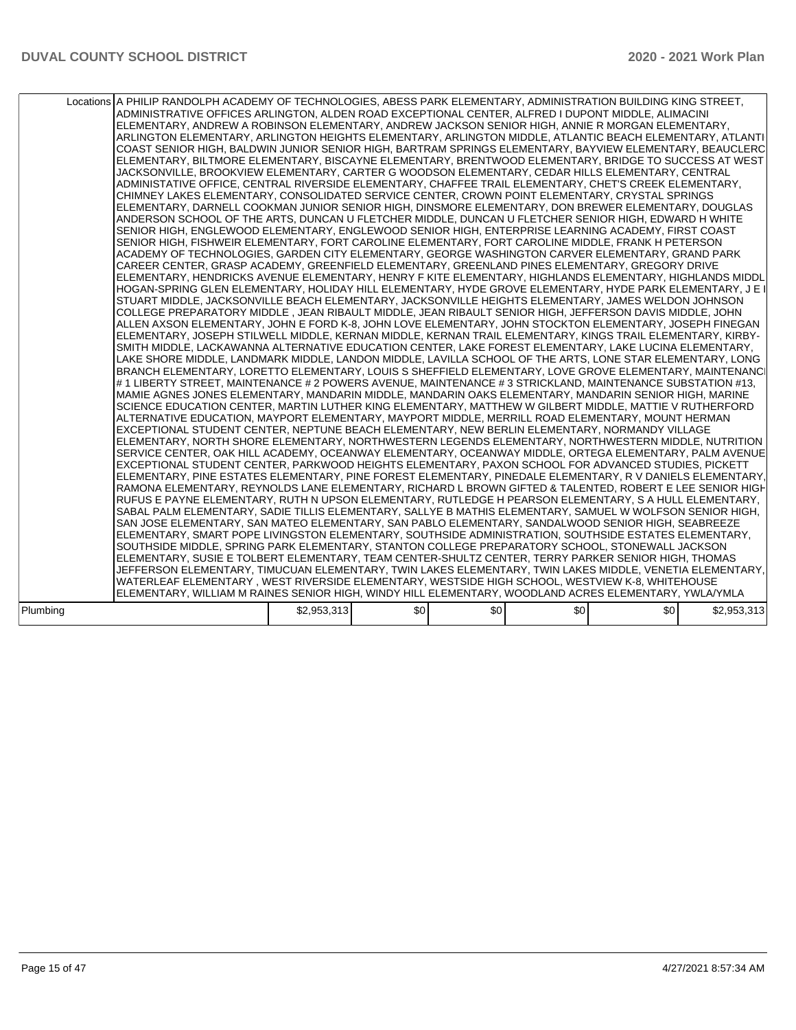| | | | | | | |
|---|---|---|---|---|---|---|
| Locations | A PHILIP RANDOLPH ACADEMY OF TECHNOLOGIES, ABESS PARK ELEMENTARY, ADMINISTRATION BUILDING KING STREET, ADMINISTRATIVE OFFICES ARLINGTON, ALDEN ROAD EXCEPTIONAL CENTER, ALFRED I DUPONT MIDDLE, ALIMACINI ELEMENTARY, ANDREW A ROBINSON ELEMENTARY, ANDREW JACKSON SENIOR HIGH, ANNIE R MORGAN ELEMENTARY, ARLINGTON ELEMENTARY, ARLINGTON HEIGHTS ELEMENTARY, ARLINGTON MIDDLE, ATLANTIC BEACH ELEMENTARY, ATLANTIC COAST SENIOR HIGH, BALDWIN JUNIOR SENIOR HIGH, BARTRAM SPRINGS ELEMENTARY, BAYVIEW ELEMENTARY, BEAUCLERC ELEMENTARY, BILTMORE ELEMENTARY, BISCAYNE ELEMENTARY, BRENTWOOD ELEMENTARY, BRIDGE TO SUCCESS AT WEST JACKSONVILLE, BROOKVIEW ELEMENTARY, CARTER G WOODSON ELEMENTARY, CEDAR HILLS ELEMENTARY, CENTRAL ADMINISTATIVE OFFICE, CENTRAL RIVERSIDE ELEMENTARY, CHAFFEE TRAIL ELEMENTARY, CHET'S CREEK ELEMENTARY, CHIMNEY LAKES ELEMENTARY, CONSOLIDATED SERVICE CENTER, CROWN POINT ELEMENTARY, CRYSTAL SPRINGS ELEMENTARY, DARNELL COOKMAN JUNIOR SENIOR HIGH, DINSMORE ELEMENTARY, DON BREWER ELEMENTARY, DOUGLAS ANDERSON SCHOOL OF THE ARTS, DUNCAN U FLETCHER MIDDLE, DUNCAN U FLETCHER SENIOR HIGH, EDWARD H WHITE SENIOR HIGH, ENGLEWOOD ELEMENTARY, ENGLEWOOD SENIOR HIGH, ENTERPRISE LEARNING ACADEMY, FIRST COAST SENIOR HIGH, FISHWEIR ELEMENTARY, FORT CAROLINE ELEMENTARY, FORT CAROLINE MIDDLE, FRANK H PETERSON ACADEMY OF TECHNOLOGIES, GARDEN CITY ELEMENTARY, GEORGE WASHINGTON CARVER ELEMENTARY, GRAND PARK CAREER CENTER, GRASP ACADEMY, GREENFIELD ELEMENTARY, GREENLAND PINES ELEMENTARY, GREGORY DRIVE ELEMENTARY, HENDRICKS AVENUE ELEMENTARY, HENRY F KITE ELEMENTARY, HIGHLANDS ELEMENTARY, HIGHLANDS MIDDLE, HOGAN-SPRING GLEN ELEMENTARY, HOLIDAY HILL ELEMENTARY, HYDE GROVE ELEMENTARY, HYDE PARK ELEMENTARY, J E B STUART MIDDLE, JACKSONVILLE BEACH ELEMENTARY, JACKSONVILLE HEIGHTS ELEMENTARY, JAMES WELDON JOHNSON COLLEGE PREPARATORY MIDDLE , JEAN RIBAULT MIDDLE, JEAN RIBAULT SENIOR HIGH, JEFFERSON DAVIS MIDDLE, JOHN ALLEN AXSON ELEMENTARY, JOHN E FORD K-8, JOHN LOVE ELEMENTARY, JOHN STOCKTON ELEMENTARY, JOSEPH FINEGAN ELEMENTARY, JOSEPH STILWELL MIDDLE, KERNAN MIDDLE, KERNAN TRAIL ELEMENTARY, KINGS TRAIL ELEMENTARY, KIRBY-SMITH MIDDLE, LACKAWANNA ALTERNATIVE EDUCATION CENTER, LAKE FOREST ELEMENTARY, LAKE LUCINA ELEMENTARY, LAKE SHORE MIDDLE, LANDMARK MIDDLE, LANDON MIDDLE, LAVILLA SCHOOL OF THE ARTS, LONE STAR ELEMENTARY, LONG BRANCH ELEMENTARY, LORETTO ELEMENTARY, LOUIS S SHEFFIELD ELEMENTARY, LOVE GROVE ELEMENTARY, MAINTENANCE # 1 LIBERTY STREET, MAINTENANCE # 2 POWERS AVENUE, MAINTENANCE # 3 STRICKLAND, MAINTENANCE SUBSTATION #13, MAMIE AGNES JONES ELEMENTARY, MANDARIN MIDDLE, MANDARIN OAKS ELEMENTARY, MANDARIN SENIOR HIGH, MARINE SCIENCE EDUCATION CENTER, MARTIN LUTHER KING ELEMENTARY, MATTHEW W GILBERT MIDDLE, MATTIE V RUTHERFORD ALTERNATIVE EDUCATION, MAYPORT ELEMENTARY, MAYPORT MIDDLE, MERRILL ROAD ELEMENTARY, MOUNT HERMAN EXCEPTIONAL STUDENT CENTER, NEPTUNE BEACH ELEMENTARY, NEW BERLIN ELEMENTARY, NORMANDY VILLAGE ELEMENTARY, NORTH SHORE ELEMENTARY, NORTHWESTERN LEGENDS ELEMENTARY, NORTHWESTERN MIDDLE, NUTRITION SERVICE CENTER, OAK HILL ACADEMY, OCEANWAY ELEMENTARY, OCEANWAY MIDDLE, ORTEGA ELEMENTARY, PALM AVENUE EXCEPTIONAL STUDENT CENTER, PARKWOOD HEIGHTS ELEMENTARY, PAXON SCHOOL FOR ADVANCED STUDIES, PICKETT ELEMENTARY, PINE ESTATES ELEMENTARY, PINE FOREST ELEMENTARY, PINEDALE ELEMENTARY, R V DANIELS ELEMENTARY, RAMONA ELEMENTARY, REYNOLDS LANE ELEMENTARY, RICHARD L BROWN GIFTED & TALENTED, ROBERT E LEE SENIOR HIGH, RUFUS E PAYNE ELEMENTARY, RUTH N UPSON ELEMENTARY, RUTLEDGE H PEARSON ELEMENTARY, S A HULL ELEMENTARY, SABAL PALM ELEMENTARY, SADIE TILLIS ELEMENTARY, SALLYE B MATHIS ELEMENTARY, SAMUEL W WOLFSON SENIOR HIGH, SAN JOSE ELEMENTARY, SAN MATEO ELEMENTARY, SAN PABLO ELEMENTARY, SANDALWOOD SENIOR HIGH, SEABREEZE ELEMENTARY, SMART POPE LIVINGSTON ELEMENTARY, SOUTHSIDE ADMINISTRATION, SOUTHSIDE ESTATES ELEMENTARY, SOUTHSIDE MIDDLE, SPRING PARK ELEMENTARY, STANTON COLLEGE PREPARATORY SCHOOL, STONEWALL JACKSON ELEMENTARY, SUSIE E TOLBERT ELEMENTARY, TEAM CENTER-SHULTZ CENTER, TERRY PARKER SENIOR HIGH, THOMAS JEFFERSON ELEMENTARY, TIMUCUAN ELEMENTARY, TWIN LAKES ELEMENTARY, TWIN LAKES MIDDLE, VENETIA ELEMENTARY, WATERLEAF ELEMENTARY , WEST RIVERSIDE ELEMENTARY, WESTSIDE HIGH SCHOOL, WESTVIEW K-8, WHITEHOUSE ELEMENTARY, WILLIAM M RAINES SENIOR HIGH, WINDY HILL ELEMENTARY, WOODLAND ACRES ELEMENTARY, YWLA/YMLA | | | | | |
| Plumbing | | $2,953,313 | $0 | $0 | $0 | $0 | $2,953,313 |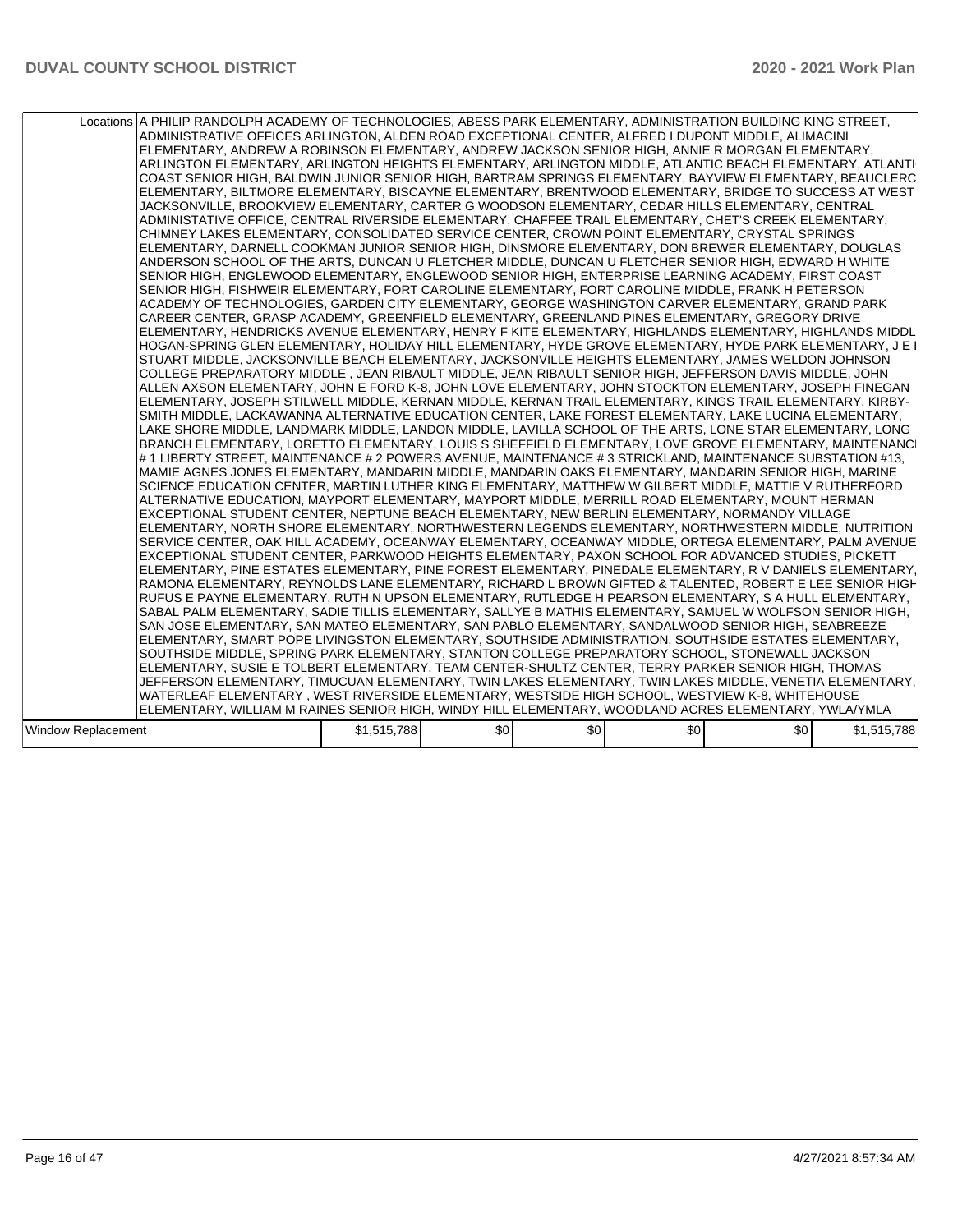| | | | | | | |
|---|---|---|---|---|---|---|
| Locations | A PHILIP RANDOLPH ACADEMY OF TECHNOLOGIES, ABESS PARK ELEMENTARY, ADMINISTRATION BUILDING KING STREET, ADMINISTRATIVE OFFICES ARLINGTON, ALDEN ROAD EXCEPTIONAL CENTER, ALFRED I DUPONT MIDDLE, ALIMACINI ELEMENTARY, ANDREW A ROBINSON ELEMENTARY, ANDREW JACKSON SENIOR HIGH, ANNIE R MORGAN ELEMENTARY, ARLINGTON ELEMENTARY, ARLINGTON HEIGHTS ELEMENTARY, ARLINGTON MIDDLE, ATLANTIC BEACH ELEMENTARY, ATLANTIC COAST SENIOR HIGH, BALDWIN JUNIOR SENIOR HIGH, BARTRAM SPRINGS ELEMENTARY, BAYVIEW ELEMENTARY, BEAUCLERC ELEMENTARY, BILTMORE ELEMENTARY, BISCAYNE ELEMENTARY, BRENTWOOD ELEMENTARY, BRIDGE TO SUCCESS AT WEST JACKSONVILLE, BROOKVIEW ELEMENTARY, CARTER G WOODSON ELEMENTARY, CEDAR HILLS ELEMENTARY, CENTRAL ADMINISTATIVE OFFICE, CENTRAL RIVERSIDE ELEMENTARY, CHAFFEE TRAIL ELEMENTARY, CHET'S CREEK ELEMENTARY, CHIMNEY LAKES ELEMENTARY, CONSOLIDATED SERVICE CENTER, CROWN POINT ELEMENTARY, CRYSTAL SPRINGS ELEMENTARY, DARNELL COOKMAN JUNIOR SENIOR HIGH, DINSMORE ELEMENTARY, DON BREWER ELEMENTARY, DOUGLAS ANDERSON SCHOOL OF THE ARTS, DUNCAN U FLETCHER MIDDLE, DUNCAN U FLETCHER SENIOR HIGH, EDWARD H WHITE SENIOR HIGH, ENGLEWOOD ELEMENTARY, ENGLEWOOD SENIOR HIGH, ENTERPRISE LEARNING ACADEMY, FIRST COAST SENIOR HIGH, FISHWEIR ELEMENTARY, FORT CAROLINE ELEMENTARY, FORT CAROLINE MIDDLE, FRANK H PETERSON ACADEMY OF TECHNOLOGIES, GARDEN CITY ELEMENTARY, GEORGE WASHINGTON CARVER ELEMENTARY, GRAND PARK CAREER CENTER, GRASP ACADEMY, GREENFIELD ELEMENTARY, GREENLAND PINES ELEMENTARY, GREGORY DRIVE ELEMENTARY, HENDRICKS AVENUE ELEMENTARY, HENRY F KITE ELEMENTARY, HIGHLANDS ELEMENTARY, HIGHLANDS MIDDLE, HOGAN-SPRING GLEN ELEMENTARY, HOLIDAY HILL ELEMENTARY, HYDE GROVE ELEMENTARY, HYDE PARK ELEMENTARY, J E B STUART MIDDLE, JACKSONVILLE BEACH ELEMENTARY, JACKSONVILLE HEIGHTS ELEMENTARY, JAMES WELDON JOHNSON COLLEGE PREPARATORY MIDDLE , JEAN RIBAULT MIDDLE, JEAN RIBAULT SENIOR HIGH, JEFFERSON DAVIS MIDDLE, JOHN ALLEN AXSON ELEMENTARY, JOHN E FORD K-8, JOHN LOVE ELEMENTARY, JOHN STOCKTON ELEMENTARY, JOSEPH FINEGAN ELEMENTARY, JOSEPH STILWELL MIDDLE, KERNAN MIDDLE, KERNAN TRAIL ELEMENTARY, KINGS TRAIL ELEMENTARY, KIRBY-SMITH MIDDLE, LACKAWANNA ALTERNATIVE EDUCATION CENTER, LAKE FOREST ELEMENTARY, LAKE LUCINA ELEMENTARY, LAKE SHORE MIDDLE, LANDMARK MIDDLE, LANDON MIDDLE, LAVILLA SCHOOL OF THE ARTS, LONE STAR ELEMENTARY, LONG BRANCH ELEMENTARY, LORETTO ELEMENTARY, LOUIS S SHEFFIELD ELEMENTARY, LOVE GROVE ELEMENTARY, MAINTENANCE # 1 LIBERTY STREET, MAINTENANCE # 2 POWERS AVENUE, MAINTENANCE # 3 STRICKLAND, MAINTENANCE SUBSTATION #13, MAMIE AGNES JONES ELEMENTARY, MANDARIN MIDDLE, MANDARIN OAKS ELEMENTARY, MANDARIN SENIOR HIGH, MARINE SCIENCE EDUCATION CENTER, MARTIN LUTHER KING ELEMENTARY, MATTHEW W GILBERT MIDDLE, MATTIE V RUTHERFORD ALTERNATIVE EDUCATION, MAYPORT ELEMENTARY, MAYPORT MIDDLE, MERRILL ROAD ELEMENTARY, MOUNT HERMAN EXCEPTIONAL STUDENT CENTER, NEPTUNE BEACH ELEMENTARY, NEW BERLIN ELEMENTARY, NORMANDY VILLAGE ELEMENTARY, NORTH SHORE ELEMENTARY, NORTHWESTERN LEGENDS ELEMENTARY, NORTHWESTERN MIDDLE, NUTRITION SERVICE CENTER, OAK HILL ACADEMY, OCEANWAY ELEMENTARY, OCEANWAY MIDDLE, ORTEGA ELEMENTARY, PALM AVENUE EXCEPTIONAL STUDENT CENTER, PARKWOOD HEIGHTS ELEMENTARY, PAXON SCHOOL FOR ADVANCED STUDIES, PICKETT ELEMENTARY, PINE ESTATES ELEMENTARY, PINE FOREST ELEMENTARY, PINEDALE ELEMENTARY, R V DANIELS ELEMENTARY, RAMONA ELEMENTARY, REYNOLDS LANE ELEMENTARY, RICHARD L BROWN GIFTED & TALENTED, ROBERT E LEE SENIOR HIGH, RUFUS E PAYNE ELEMENTARY, RUTH N UPSON ELEMENTARY, RUTLEDGE H PEARSON ELEMENTARY, S A HULL ELEMENTARY, SABAL PALM ELEMENTARY, SADIE TILLIS ELEMENTARY, SALLYE B MATHIS ELEMENTARY, SAMUEL W WOLFSON SENIOR HIGH, SAN JOSE ELEMENTARY, SAN MATEO ELEMENTARY, SAN PABLO ELEMENTARY, SANDALWOOD SENIOR HIGH, SEABREEZE ELEMENTARY, SMART POPE LIVINGSTON ELEMENTARY, SOUTHSIDE ADMINISTRATION, SOUTHSIDE ESTATES ELEMENTARY, SOUTHSIDE MIDDLE, SPRING PARK ELEMENTARY, STANTON COLLEGE PREPARATORY SCHOOL, STONEWALL JACKSON ELEMENTARY, SUSIE E TOLBERT ELEMENTARY, TEAM CENTER-SHULTZ CENTER, TERRY PARKER SENIOR HIGH, THOMAS JEFFERSON ELEMENTARY, TIMUCUAN ELEMENTARY, TWIN LAKES ELEMENTARY, TWIN LAKES MIDDLE, VENETIA ELEMENTARY, WATERLEAF ELEMENTARY , WEST RIVERSIDE ELEMENTARY, WESTSIDE HIGH SCHOOL, WESTVIEW K-8, WHITEHOUSE ELEMENTARY, WILLIAM M RAINES SENIOR HIGH, WINDY HILL ELEMENTARY, WOODLAND ACRES ELEMENTARY, YWLA/YMLA | | | | | |
| Window Replacement | | $1,515,788 | $0 | $0 | $0 | $0 | $1,515,788 |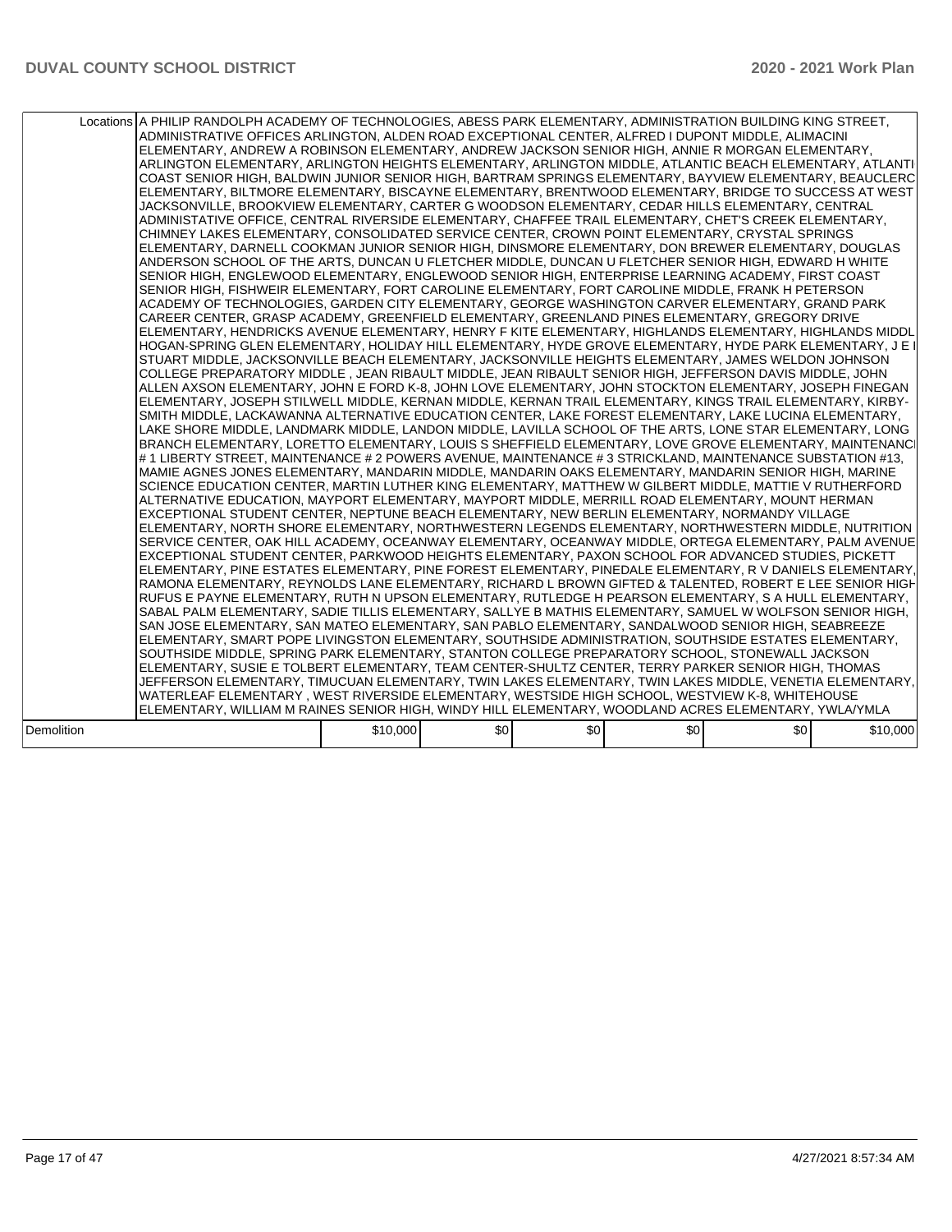| Locations | A PHILIP RANDOLPH ACADEMY OF TECHNOLOGIES, ABESS PARK ELEMENTARY, ADMINISTRATION BUILDING KING STREET, ADMINISTRATIVE OFFICES ARLINGTON, ALDEN ROAD EXCEPTIONAL CENTER, ALFRED I DUPONT MIDDLE, ALIMACINI ELEMENTARY, ANDREW A ROBINSON ELEMENTARY, ANDREW JACKSON SENIOR HIGH, ANNIE R MORGAN ELEMENTARY, ARLINGTON ELEMENTARY, ARLINGTON HEIGHTS ELEMENTARY, ARLINGTON MIDDLE, ATLANTIC BEACH ELEMENTARY, ATLANTIC COAST SENIOR HIGH, BALDWIN JUNIOR SENIOR HIGH, BARTRAM SPRINGS ELEMENTARY, BAYVIEW ELEMENTARY, BEAUCLERC ELEMENTARY, BILTMORE ELEMENTARY, BISCAYNE ELEMENTARY, BRENTWOOD ELEMENTARY, BRIDGE TO SUCCESS AT WEST JACKSONVILLE, BROOKVIEW ELEMENTARY, CARTER G WOODSON ELEMENTARY, CEDAR HILLS ELEMENTARY, CENTRAL ADMINISTATIVE OFFICE, CENTRAL RIVERSIDE ELEMENTARY, CHAFFEE TRAIL ELEMENTARY, CHET'S CREEK ELEMENTARY, CHIMNEY LAKES ELEMENTARY, CONSOLIDATED SERVICE CENTER, CROWN POINT ELEMENTARY, CRYSTAL SPRINGS ELEMENTARY, DARNELL COOKMAN JUNIOR SENIOR HIGH, DINSMORE ELEMENTARY, DON BREWER ELEMENTARY, DOUGLAS ANDERSON SCHOOL OF THE ARTS, DUNCAN U FLETCHER MIDDLE, DUNCAN U FLETCHER SENIOR HIGH, EDWARD H WHITE SENIOR HIGH, ENGLEWOOD ELEMENTARY, ENGLEWOOD SENIOR HIGH, ENTERPRISE LEARNING ACADEMY, FIRST COAST SENIOR HIGH, FISHWEIR ELEMENTARY, FORT CAROLINE ELEMENTARY, FORT CAROLINE MIDDLE, FRANK H PETERSON ACADEMY OF TECHNOLOGIES, GARDEN CITY ELEMENTARY, GEORGE WASHINGTON CARVER ELEMENTARY, GRAND PARK CAREER CENTER, GRASP ACADEMY, GREENFIELD ELEMENTARY, GREENLAND PINES ELEMENTARY, GREGORY DRIVE ELEMENTARY, HENDRICKS AVENUE ELEMENTARY, HENRY F KITE ELEMENTARY, HIGHLANDS ELEMENTARY, HIGHLANDS MIDDLE, HOGAN-SPRING GLEN ELEMENTARY, HOLIDAY HILL ELEMENTARY, HYDE GROVE ELEMENTARY, HYDE PARK ELEMENTARY, J E B STUART MIDDLE, JACKSONVILLE BEACH ELEMENTARY, JACKSONVILLE HEIGHTS ELEMENTARY, JAMES WELDON JOHNSON COLLEGE PREPARATORY MIDDLE , JEAN RIBAULT MIDDLE, JEAN RIBAULT SENIOR HIGH, JEFFERSON DAVIS MIDDLE, JOHN ALLEN AXSON ELEMENTARY, JOHN E FORD K-8, JOHN LOVE ELEMENTARY, JOHN STOCKTON ELEMENTARY, JOSEPH FINEGAN ELEMENTARY, JOSEPH STILWELL MIDDLE, KERNAN MIDDLE, KERNAN TRAIL ELEMENTARY, KINGS TRAIL ELEMENTARY, KIRBY-SMITH MIDDLE, LACKAWANNA ALTERNATIVE EDUCATION CENTER, LAKE FOREST ELEMENTARY, LAKE LUCINA ELEMENTARY, LAKE SHORE MIDDLE, LANDMARK MIDDLE, LANDON MIDDLE, LAVILLA SCHOOL OF THE ARTS, LONE STAR ELEMENTARY, LONG BRANCH ELEMENTARY, LORETTO ELEMENTARY, LOUIS S SHEFFIELD ELEMENTARY, LOVE GROVE ELEMENTARY, MAINTENANCE # 1 LIBERTY STREET, MAINTENANCE # 2 POWERS AVENUE, MAINTENANCE # 3 STRICKLAND, MAINTENANCE SUBSTATION #13, MAMIE AGNES JONES ELEMENTARY, MANDARIN MIDDLE, MANDARIN OAKS ELEMENTARY, MANDARIN SENIOR HIGH, MARINE SCIENCE EDUCATION CENTER, MARTIN LUTHER KING ELEMENTARY, MATTHEW W GILBERT MIDDLE, MATTIE V RUTHERFORD ALTERNATIVE EDUCATION, MAYPORT ELEMENTARY, MAYPORT MIDDLE, MERRILL ROAD ELEMENTARY, MOUNT HERMAN EXCEPTIONAL STUDENT CENTER, NEPTUNE BEACH ELEMENTARY, NEW BERLIN ELEMENTARY, NORMANDY VILLAGE ELEMENTARY, NORTH SHORE ELEMENTARY, NORTHWESTERN LEGENDS ELEMENTARY, NORTHWESTERN MIDDLE, NUTRITION SERVICE CENTER, OAK HILL ACADEMY, OCEANWAY ELEMENTARY, OCEANWAY MIDDLE, ORTEGA ELEMENTARY, PALM AVENUE EXCEPTIONAL STUDENT CENTER, PARKWOOD HEIGHTS ELEMENTARY, PAXON SCHOOL FOR ADVANCED STUDIES, PICKETT ELEMENTARY, PINE ESTATES ELEMENTARY, PINE FOREST ELEMENTARY, PINEDALE ELEMENTARY, R V DANIELS ELEMENTARY, RAMONA ELEMENTARY, REYNOLDS LANE ELEMENTARY, RICHARD L BROWN GIFTED & TALENTED, ROBERT E LEE SENIOR HIGH, RUFUS E PAYNE ELEMENTARY, RUTH N UPSON ELEMENTARY, RUTLEDGE H PEARSON ELEMENTARY, S A HULL ELEMENTARY, SABAL PALM ELEMENTARY, SADIE TILLIS ELEMENTARY, SALLYE B MATHIS ELEMENTARY, SAMUEL W WOLFSON SENIOR HIGH, SAN JOSE ELEMENTARY, SAN MATEO ELEMENTARY, SAN PABLO ELEMENTARY, SANDALWOOD SENIOR HIGH, SEABREEZE ELEMENTARY, SMART POPE LIVINGSTON ELEMENTARY, SOUTHSIDE ADMINISTRATION, SOUTHSIDE ESTATES ELEMENTARY, SOUTHSIDE MIDDLE, SPRING PARK ELEMENTARY, STANTON COLLEGE PREPARATORY SCHOOL, STONEWALL JACKSON ELEMENTARY, SUSIE E TOLBERT ELEMENTARY, TEAM CENTER-SHULTZ CENTER, TERRY PARKER SENIOR HIGH, THOMAS JEFFERSON ELEMENTARY, TIMUCUAN ELEMENTARY, TWIN LAKES ELEMENTARY, TWIN LAKES MIDDLE, VENETIA ELEMENTARY, WATERLEAF ELEMENTARY , WEST RIVERSIDE ELEMENTARY, WESTSIDE HIGH SCHOOL, WESTVIEW K-8, WHITEHOUSE ELEMENTARY, WILLIAM M RAINES SENIOR HIGH, WINDY HILL ELEMENTARY, WOODLAND ACRES ELEMENTARY, YWLA/YMLA | | | | | |
|---|---|---|---|---|---|---|
| Demolition | $10,000 | $0 | $0 | $0 | $0 | $10,000 |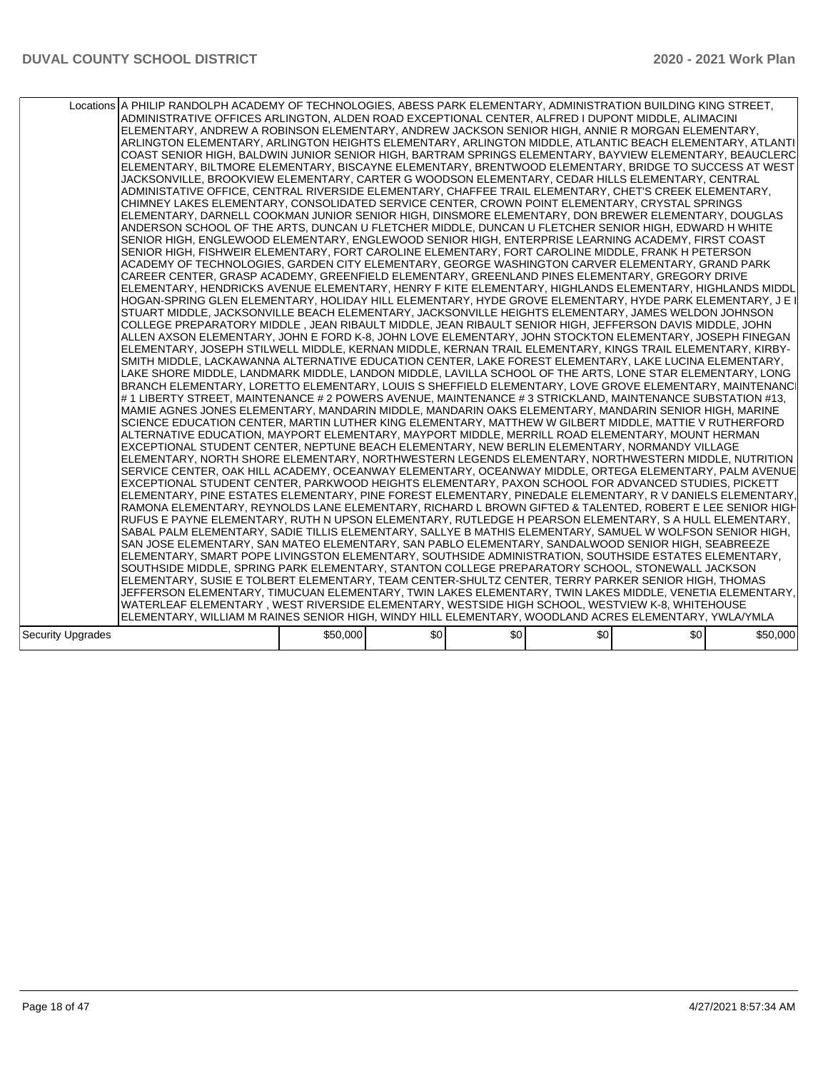| Locations | A PHILIP RANDOLPH ACADEMY OF TECHNOLOGIES, ABESS PARK ELEMENTARY, ADMINISTRATION BUILDING KING STREET, ADMINISTRATIVE OFFICES ARLINGTON, ALDEN ROAD EXCEPTIONAL CENTER, ALFRED I DUPONT MIDDLE, ALIMACINI ELEMENTARY, ANDREW A ROBINSON ELEMENTARY, ANDREW JACKSON SENIOR HIGH, ANNIE R MORGAN ELEMENTARY, ARLINGTON ELEMENTARY, ARLINGTON HEIGHTS ELEMENTARY, ARLINGTON MIDDLE, ATLANTIC BEACH ELEMENTARY, ATLANTIC COAST SENIOR HIGH, BALDWIN JUNIOR SENIOR HIGH, BARTRAM SPRINGS ELEMENTARY, BAYVIEW ELEMENTARY, BEAUCLERC ELEMENTARY, BILTMORE ELEMENTARY, BISCAYNE ELEMENTARY, BRENTWOOD ELEMENTARY, BRIDGE TO SUCCESS AT WEST JACKSONVILLE, BROOKVIEW ELEMENTARY, CARTER G WOODSON ELEMENTARY, CEDAR HILLS ELEMENTARY, CENTRAL ADMINISTATIVE OFFICE, CENTRAL RIVERSIDE ELEMENTARY, CHAFFEE TRAIL ELEMENTARY, CHET'S CREEK ELEMENTARY, CHIMNEY LAKES ELEMENTARY, CONSOLIDATED SERVICE CENTER, CROWN POINT ELEMENTARY, CRYSTAL SPRINGS ELEMENTARY, DARNELL COOKMAN JUNIOR SENIOR HIGH, DINSMORE ELEMENTARY, DON BREWER ELEMENTARY, DOUGLAS ANDERSON SCHOOL OF THE ARTS, DUNCAN U FLETCHER MIDDLE, DUNCAN U FLETCHER SENIOR HIGH, EDWARD H WHITE SENIOR HIGH, ENGLEWOOD ELEMENTARY, ENGLEWOOD SENIOR HIGH, ENTERPRISE LEARNING ACADEMY, FIRST COAST SENIOR HIGH, FISHWEIR ELEMENTARY, FORT CAROLINE ELEMENTARY, FORT CAROLINE MIDDLE, FRANK H PETERSON ACADEMY OF TECHNOLOGIES, GARDEN CITY ELEMENTARY, GEORGE WASHINGTON CARVER ELEMENTARY, GRAND PARK CAREER CENTER, GRASP ACADEMY, GREENFIELD ELEMENTARY, GREENLAND PINES ELEMENTARY, GREGORY DRIVE ELEMENTARY, HENDRICKS AVENUE ELEMENTARY, HENRY F KITE ELEMENTARY, HIGHLANDS ELEMENTARY, HIGHLANDS MIDDLE, HOGAN-SPRING GLEN ELEMENTARY, HOLIDAY HILL ELEMENTARY, HYDE GROVE ELEMENTARY, HYDE PARK ELEMENTARY, J E B STUART MIDDLE, JACKSONVILLE BEACH ELEMENTARY, JACKSONVILLE HEIGHTS ELEMENTARY, JAMES WELDON JOHNSON COLLEGE PREPARATORY MIDDLE , JEAN RIBAULT MIDDLE, JEAN RIBAULT SENIOR HIGH, JEFFERSON DAVIS MIDDLE, JOHN ALLEN AXSON ELEMENTARY, JOHN E FORD K-8, JOHN LOVE ELEMENTARY, JOHN STOCKTON ELEMENTARY, JOSEPH FINEGAN ELEMENTARY, JOSEPH STILWELL MIDDLE, KERNAN MIDDLE, KERNAN TRAIL ELEMENTARY, KINGS TRAIL ELEMENTARY, KIRBY-SMITH MIDDLE, LACKAWANNA ALTERNATIVE EDUCATION CENTER, LAKE FOREST ELEMENTARY, LAKE LUCINA ELEMENTARY, LAKE SHORE MIDDLE, LANDMARK MIDDLE, LANDON MIDDLE, LAVILLA SCHOOL OF THE ARTS, LONE STAR ELEMENTARY, LONG BRANCH ELEMENTARY, LORETTO ELEMENTARY, LOUIS S SHEFFIELD ELEMENTARY, LOVE GROVE ELEMENTARY, MAINTENANCE # 1 LIBERTY STREET, MAINTENANCE # 2 POWERS AVENUE, MAINTENANCE # 3 STRICKLAND, MAINTENANCE SUBSTATION #13, MAMIE AGNES JONES ELEMENTARY, MANDARIN MIDDLE, MANDARIN OAKS ELEMENTARY, MANDARIN SENIOR HIGH, MARINE SCIENCE EDUCATION CENTER, MARTIN LUTHER KING ELEMENTARY, MATTHEW W GILBERT MIDDLE, MATTIE V RUTHERFORD ALTERNATIVE EDUCATION, MAYPORT ELEMENTARY, MAYPORT MIDDLE, MERRILL ROAD ELEMENTARY, MOUNT HERMAN EXCEPTIONAL STUDENT CENTER, NEPTUNE BEACH ELEMENTARY, NEW BERLIN ELEMENTARY, NORMANDY VILLAGE ELEMENTARY, NORTH SHORE ELEMENTARY, NORTHWESTERN LEGENDS ELEMENTARY, NORTHWESTERN MIDDLE, NUTRITION SERVICE CENTER, OAK HILL ACADEMY, OCEANWAY ELEMENTARY, OCEANWAY MIDDLE, ORTEGA ELEMENTARY, PALM AVENUE EXCEPTIONAL STUDENT CENTER, PARKWOOD HEIGHTS ELEMENTARY, PAXON SCHOOL FOR ADVANCED STUDIES, PICKETT ELEMENTARY, PINE ESTATES ELEMENTARY, PINE FOREST ELEMENTARY, PINEDALE ELEMENTARY, R V DANIELS ELEMENTARY, RAMONA ELEMENTARY, REYNOLDS LANE ELEMENTARY, RICHARD L BROWN GIFTED & TALENTED, ROBERT E LEE SENIOR HIGH, RUFUS E PAYNE ELEMENTARY, RUTH N UPSON ELEMENTARY, RUTLEDGE H PEARSON ELEMENTARY, S A HULL ELEMENTARY, SABAL PALM ELEMENTARY, SADIE TILLIS ELEMENTARY, SALLYE B MATHIS ELEMENTARY, SAMUEL W WOLFSON SENIOR HIGH, SAN JOSE ELEMENTARY, SAN MATEO ELEMENTARY, SAN PABLO ELEMENTARY, SANDALWOOD SENIOR HIGH, SEABREEZE ELEMENTARY, SMART POPE LIVINGSTON ELEMENTARY, SOUTHSIDE ADMINISTRATION, SOUTHSIDE ESTATES ELEMENTARY, SOUTHSIDE MIDDLE, SPRING PARK ELEMENTARY, STANTON COLLEGE PREPARATORY SCHOOL, STONEWALL JACKSON ELEMENTARY, SUSIE E TOLBERT ELEMENTARY, TEAM CENTER-SHULTZ CENTER, TERRY PARKER SENIOR HIGH, THOMAS JEFFERSON ELEMENTARY, TIMUCUAN ELEMENTARY, TWIN LAKES ELEMENTARY, TWIN LAKES MIDDLE, VENETIA ELEMENTARY, WATERLEAF ELEMENTARY , WEST RIVERSIDE ELEMENTARY, WESTSIDE HIGH SCHOOL, WESTVIEW K-8, WHITEHOUSE ELEMENTARY, WILLIAM M RAINES SENIOR HIGH, WINDY HILL ELEMENTARY, WOODLAND ACRES ELEMENTARY, YWLA/YMLA | | | | | | |
|---|---|---|---|---|---|---|---|
| Security Upgrades | | $50,000 | $0 | $0 | $0 | $0 | $50,000 |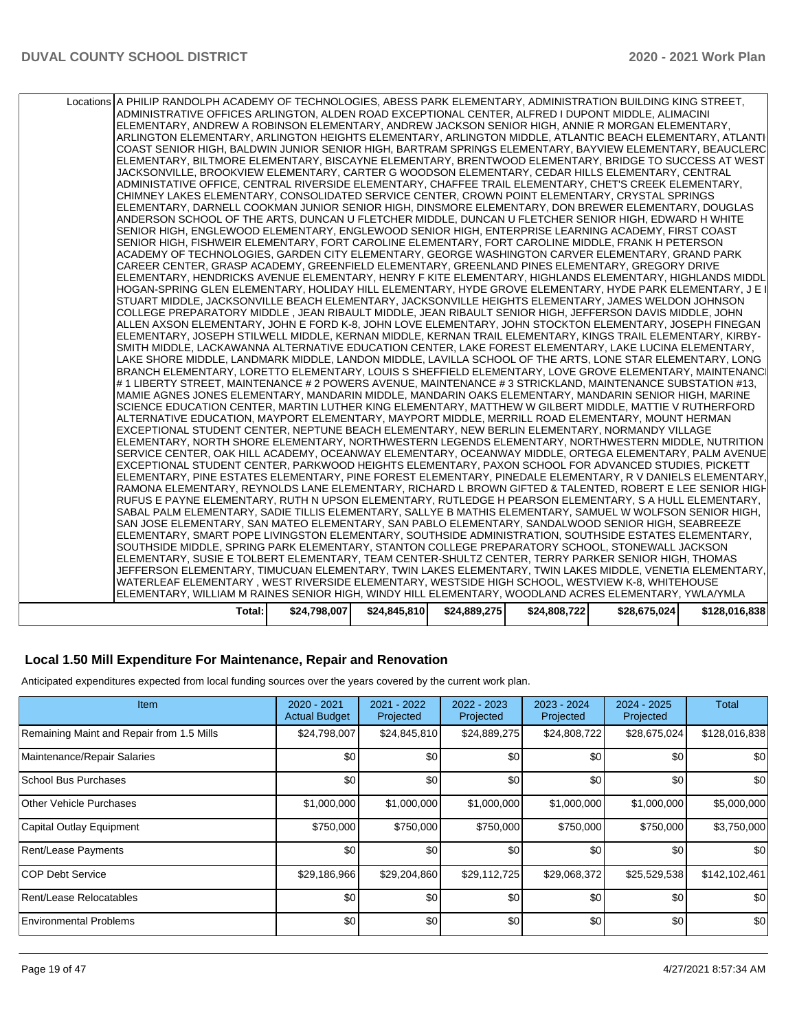| | | | | | | |
|---|---|---|---|---|---|---|
| Locations | A PHILIP RANDOLPH ACADEMY OF TECHNOLOGIES, ABESS PARK ELEMENTARY, ADMINISTRATION BUILDING KING STREET, ADMINISTRATIVE OFFICES ARLINGTON, ALDEN ROAD EXCEPTIONAL CENTER, ALFRED I DUPONT MIDDLE, ALIMACINI ELEMENTARY, ANDREW A ROBINSON ELEMENTARY, ANDREW JACKSON SENIOR HIGH, ANNIE R MORGAN ELEMENTARY, ARLINGTON ELEMENTARY, ARLINGTON HEIGHTS ELEMENTARY, ARLINGTON MIDDLE, ATLANTIC BEACH ELEMENTARY, ATLANTIC COAST SENIOR HIGH, BALDWIN JUNIOR SENIOR HIGH, BARTRAM SPRINGS ELEMENTARY, BAYVIEW ELEMENTARY, BEAUCLERC ELEMENTARY, BILTMORE ELEMENTARY, BISCAYNE ELEMENTARY, BRENTWOOD ELEMENTARY, BRIDGE TO SUCCESS AT WEST JACKSONVILLE, BROOKVIEW ELEMENTARY, CARTER G WOODSON ELEMENTARY, CEDAR HILLS ELEMENTARY, CENTRAL ADMINISTATIVE OFFICE, CENTRAL RIVERSIDE ELEMENTARY, CHAFFEE TRAIL ELEMENTARY, CHET'S CREEK ELEMENTARY, CHIMNEY LAKES ELEMENTARY, CONSOLIDATED SERVICE CENTER, CROWN POINT ELEMENTARY, CRYSTAL SPRINGS ELEMENTARY, DARNELL COOKMAN JUNIOR SENIOR HIGH, DINSMORE ELEMENTARY, DON BREWER ELEMENTARY, DOUGLAS ANDERSON SCHOOL OF THE ARTS, DUNCAN U FLETCHER MIDDLE, DUNCAN U FLETCHER SENIOR HIGH, EDWARD H WHITE SENIOR HIGH, ENGLEWOOD ELEMENTARY, ENGLEWOOD SENIOR HIGH, ENTERPRISE LEARNING ACADEMY, FIRST COAST SENIOR HIGH, FISHWEIR ELEMENTARY, FORT CAROLINE ELEMENTARY, FORT CAROLINE MIDDLE, FRANK H PETERSON ACADEMY OF TECHNOLOGIES, GARDEN CITY ELEMENTARY, GEORGE WASHINGTON CARVER ELEMENTARY, GRAND PARK CAREER CENTER, GRASP ACADEMY, GREENFIELD ELEMENTARY, GREENLAND PINES ELEMENTARY, GREGORY DRIVE ELEMENTARY, HENDRICKS AVENUE ELEMENTARY, HENRY F KITE ELEMENTARY, HIGHLANDS ELEMENTARY, HIGHLANDS MIDDLE, HOGAN-SPRING GLEN ELEMENTARY, HOLIDAY HILL ELEMENTARY, HYDE GROVE ELEMENTARY, HYDE PARK ELEMENTARY, J E B STUART MIDDLE, JACKSONVILLE BEACH ELEMENTARY, JACKSONVILLE HEIGHTS ELEMENTARY, JAMES WELDON JOHNSON COLLEGE PREPARATORY MIDDLE , JEAN RIBAULT MIDDLE, JEAN RIBAULT SENIOR HIGH, JEFFERSON DAVIS MIDDLE, JOHN ALLEN AXSON ELEMENTARY, JOHN E FORD K-8, JOHN LOVE ELEMENTARY, JOHN STOCKTON ELEMENTARY, JOSEPH FINEGAN ELEMENTARY, JOSEPH STILWELL MIDDLE, KERNAN MIDDLE, KERNAN TRAIL ELEMENTARY, KINGS TRAIL ELEMENTARY, KIRBY-SMITH MIDDLE, LACKAWANNA ALTERNATIVE EDUCATION CENTER, LAKE FOREST ELEMENTARY, LAKE LUCINA ELEMENTARY, LAKE SHORE MIDDLE, LANDMARK MIDDLE, LANDON MIDDLE, LAVILLA SCHOOL OF THE ARTS, LONE STAR ELEMENTARY, LONG BRANCH ELEMENTARY, LORETTO ELEMENTARY, LOUIS S SHEFFIELD ELEMENTARY, LOVE GROVE ELEMENTARY, MAINTENANCE # 1 LIBERTY STREET, MAINTENANCE # 2 POWERS AVENUE, MAINTENANCE # 3 STRICKLAND, MAINTENANCE SUBSTATION #13, MAMIE AGNES JONES ELEMENTARY, MANDARIN MIDDLE, MANDARIN OAKS ELEMENTARY, MANDARIN SENIOR HIGH, MARINE SCIENCE EDUCATION CENTER, MARTIN LUTHER KING ELEMENTARY, MATTHEW W GILBERT MIDDLE, MATTIE V RUTHERFORD ALTERNATIVE EDUCATION, MAYPORT ELEMENTARY, MAYPORT MIDDLE, MERRILL ROAD ELEMENTARY, MOUNT HERMAN EXCEPTIONAL STUDENT CENTER, NEPTUNE BEACH ELEMENTARY, NEW BERLIN ELEMENTARY, NORMANDY VILLAGE ELEMENTARY, NORTH SHORE ELEMENTARY, NORTHWESTERN LEGENDS ELEMENTARY, NORTHWESTERN MIDDLE, NUTRITION SERVICE CENTER, OAK HILL ACADEMY, OCEANWAY ELEMENTARY, OCEANWAY MIDDLE, ORTEGA ELEMENTARY, PALM AVENUE EXCEPTIONAL STUDENT CENTER, PARKWOOD HEIGHTS ELEMENTARY, PAXON SCHOOL FOR ADVANCED STUDIES, PICKETT ELEMENTARY, PINE ESTATES ELEMENTARY, PINE FOREST ELEMENTARY, PINEDALE ELEMENTARY, R V DANIELS ELEMENTARY, RAMONA ELEMENTARY, REYNOLDS LANE ELEMENTARY, RICHARD L BROWN GIFTED & TALENTED, ROBERT E LEE SENIOR HIGH, RUFUS E PAYNE ELEMENTARY, RUTH N UPSON ELEMENTARY, RUTLEDGE H PEARSON ELEMENTARY, S A HULL ELEMENTARY, SABAL PALM ELEMENTARY, SADIE TILLIS ELEMENTARY, SALLYE B MATHIS ELEMENTARY, SAMUEL W WOLFSON SENIOR HIGH, SAN JOSE ELEMENTARY, SAN MATEO ELEMENTARY, SAN PABLO ELEMENTARY, SANDALWOOD SENIOR HIGH, SEABREEZE ELEMENTARY, SMART POPE LIVINGSTON ELEMENTARY, SOUTHSIDE ADMINISTRATION, SOUTHSIDE ESTATES ELEMENTARY, SOUTHSIDE MIDDLE, SPRING PARK ELEMENTARY, STANTON COLLEGE PREPARATORY SCHOOL, STONEWALL JACKSON ELEMENTARY, SUSIE E TOLBERT ELEMENTARY, TEAM CENTER-SHULTZ CENTER, TERRY PARKER SENIOR HIGH, THOMAS JEFFERSON ELEMENTARY, TIMUCUAN ELEMENTARY, TWIN LAKES ELEMENTARY, TWIN LAKES MIDDLE, VENETIA ELEMENTARY, WATERLEAF ELEMENTARY , WEST RIVERSIDE ELEMENTARY, WESTSIDE HIGH SCHOOL, WESTVIEW K-8, WHITEHOUSE ELEMENTARY, WILLIAM M RAINES SENIOR HIGH, WINDY HILL ELEMENTARY, WOODLAND ACRES ELEMENTARY, YWLA/YMLA | | | | | |
| | Total: | $24,798,007 | $24,845,810 | $24,889,275 | $24,808,722 | $28,675,024 | $128,016,838 |

## Local 1.50 Mill Expenditure For Maintenance, Repair and Renovation

Anticipated expenditures expected from local funding sources over the years covered by the current work plan.

| Item | 2020 - 2021 Actual Budget | 2021 - 2022 Projected | 2022 - 2023 Projected | 2023 - 2024 Projected | 2024 - 2025 Projected | Total |
|---|---|---|---|---|---|---|
| Remaining Maint and Repair from 1.5 Mills | $24,798,007 | $24,845,810 | $24,889,275 | $24,808,722 | $28,675,024 | $128,016,838 |
| Maintenance/Repair Salaries | $0 | $0 | $0 | $0 | $0 | $0 |
| School Bus Purchases | $0 | $0 | $0 | $0 | $0 | $0 |
| Other Vehicle Purchases | $1,000,000 | $1,000,000 | $1,000,000 | $1,000,000 | $1,000,000 | $5,000,000 |
| Capital Outlay Equipment | $750,000 | $750,000 | $750,000 | $750,000 | $750,000 | $3,750,000 |
| Rent/Lease Payments | $0 | $0 | $0 | $0 | $0 | $0 |
| COP Debt Service | $29,186,966 | $29,204,860 | $29,112,725 | $29,068,372 | $25,529,538 | $142,102,461 |
| Rent/Lease Relocatables | $0 | $0 | $0 | $0 | $0 | $0 |
| Environmental Problems | $0 | $0 | $0 | $0 | $0 | $0 |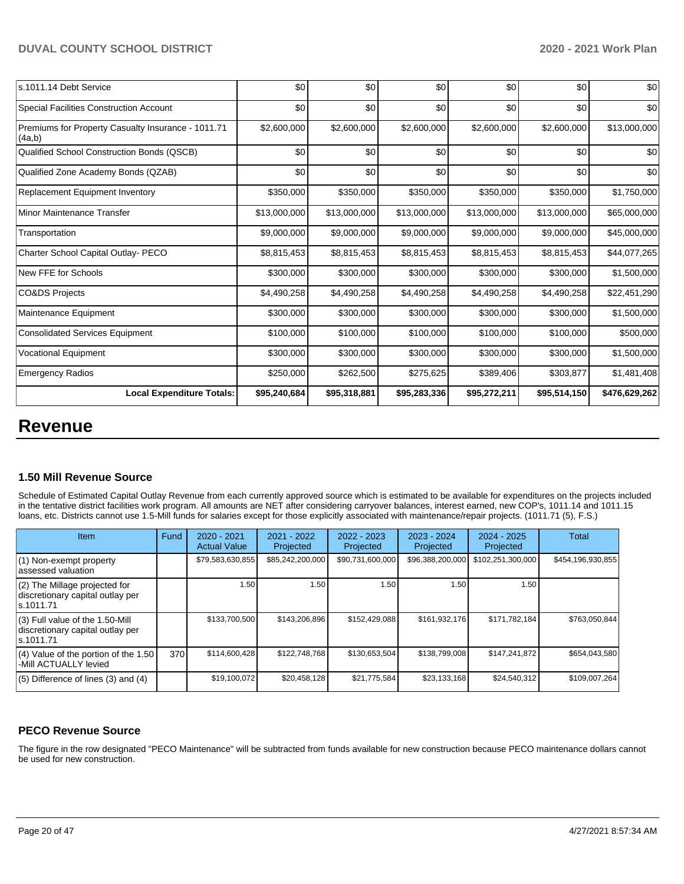| s.1011.14 Debt Service | $0 | $0 | $0 | $0 | $0 | $0 |
|---|---|---|---|---|---|---|
| Special Facilities Construction Account | $0 | $0 | $0 | $0 | $0 | $0 |
| Premiums for Property Casualty Insurance - 1011.71 (4a,b) | $2,600,000 | $2,600,000 | $2,600,000 | $2,600,000 | $2,600,000 | $13,000,000 |
| Qualified School Construction Bonds (QSCB) | $0 | $0 | $0 | $0 | $0 | $0 |
| Qualified Zone Academy Bonds (QZAB) | $0 | $0 | $0 | $0 | $0 | $0 |
| Replacement Equipment Inventory | $350,000 | $350,000 | $350,000 | $350,000 | $350,000 | $1,750,000 |
| Minor Maintenance Transfer | $13,000,000 | $13,000,000 | $13,000,000 | $13,000,000 | $13,000,000 | $65,000,000 |
| Transportation | $9,000,000 | $9,000,000 | $9,000,000 | $9,000,000 | $9,000,000 | $45,000,000 |
| Charter School Capital Outlay- PECO | $8,815,453 | $8,815,453 | $8,815,453 | $8,815,453 | $8,815,453 | $44,077,265 |
| New FFE for Schools | $300,000 | $300,000 | $300,000 | $300,000 | $300,000 | $1,500,000 |
| CO&DS Projects | $4,490,258 | $4,490,258 | $4,490,258 | $4,490,258 | $4,490,258 | $22,451,290 |
| Maintenance Equipment | $300,000 | $300,000 | $300,000 | $300,000 | $300,000 | $1,500,000 |
| Consolidated Services Equipment | $100,000 | $100,000 | $100,000 | $100,000 | $100,000 | $500,000 |
| Vocational Equipment | $300,000 | $300,000 | $300,000 | $300,000 | $300,000 | $1,500,000 |
| Emergency Radios | $250,000 | $262,500 | $275,625 | $389,406 | $303,877 | $1,481,408 |
| **Local Expenditure Totals:** | **$95,240,684** | **$95,318,881** | **$95,283,336** | **$95,272,211** | **$95,514,150** | **$476,629,262** |

# Revenue

### 1.50 Mill Revenue Source

Schedule of Estimated Capital Outlay Revenue from each currently approved source which is estimated to be available for expenditures on the projects included in the tentative district facilities work program. All amounts are NET after considering carryover balances, interest earned, new COP's, 1011.14 and 1011.15 loans, etc. Districts cannot use 1.5-Mill funds for salaries except for those explicitly associated with maintenance/repair projects. (1011.71 (5), F.S.)

| Item | Fund | 2020 - 2021 Actual Value | 2021 - 2022 Projected | 2022 - 2023 Projected | 2023 - 2024 Projected | 2024 - 2025 Projected | Total |
|---|---|---|---|---|---|---|---|
| (1) Non-exempt property assessed valuation | | $79,583,630,855 | $85,242,200,000 | $90,731,600,000 | $96,388,200,000 | $102,251,300,000 | $454,196,930,855 |
| (2) The Millage projected for discretionary capital outlay per s.1011.71 | | 1.50 | 1.50 | 1.50 | 1.50 | 1.50 | |
| (3) Full value of the 1.50-Mill discretionary capital outlay per s.1011.71 | | $133,700,500 | $143,206,896 | $152,429,088 | $161,932,176 | $171,782,184 | $763,050,844 |
| (4) Value of the portion of the 1.50 -Mill ACTUALLY levied | 370 | $114,600,428 | $122,748,768 | $130,653,504 | $138,799,008 | $147,241,872 | $654,043,580 |
| (5) Difference of lines (3) and (4) | | $19,100,072 | $20,458,128 | $21,775,584 | $23,133,168 | $24,540,312 | $109,007,264 |

### PECO Revenue Source

The figure in the row designated "PECO Maintenance" will be subtracted from funds available for new construction because PECO maintenance dollars cannot be used for new construction.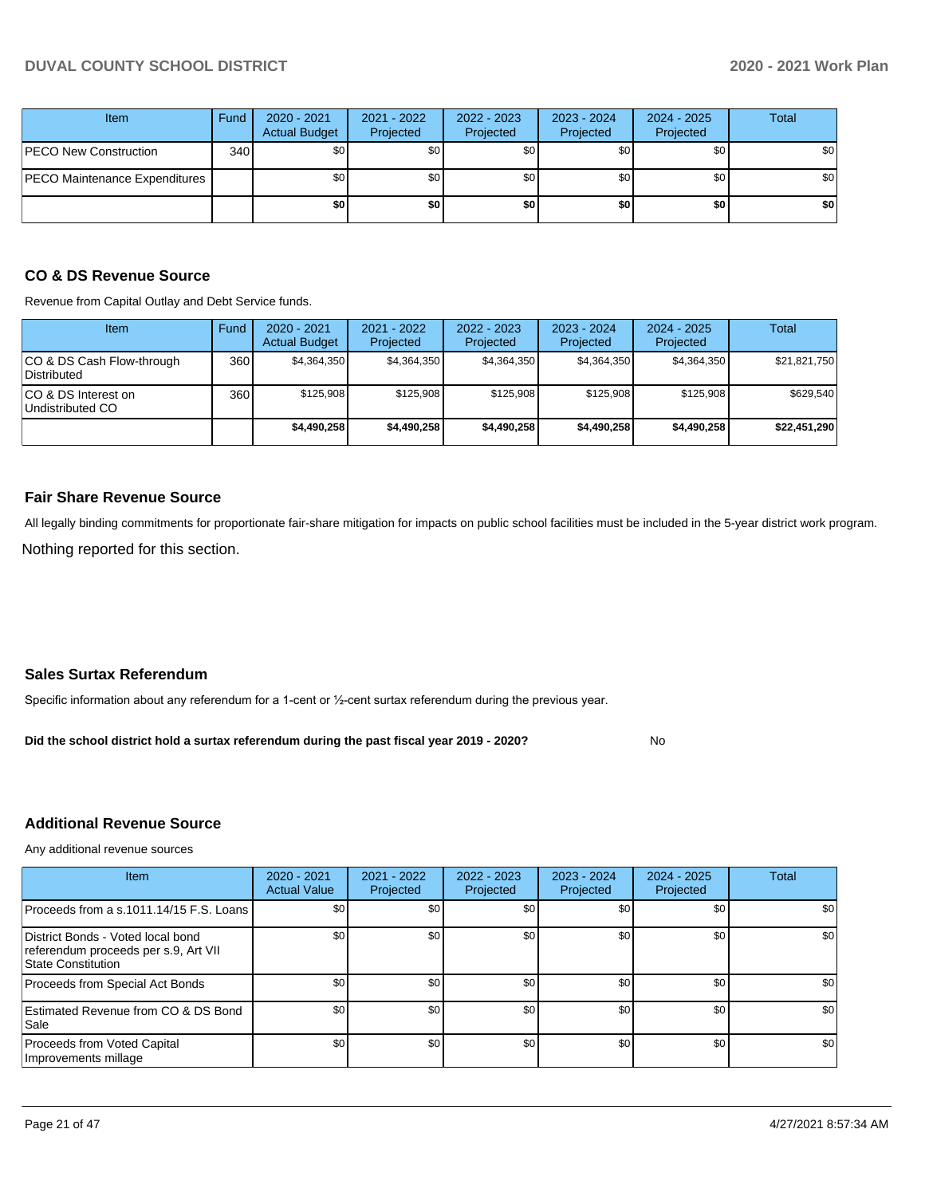| Item | Fund | 2020 - 2021 Actual Budget | 2021 - 2022 Projected | 2022 - 2023 Projected | 2023 - 2024 Projected | 2024 - 2025 Projected | Total |
|---|---|---|---|---|---|---|---|
| PECO New Construction | 340 | $0 | $0 | $0 | $0 | $0 | $0 |
| PECO Maintenance Expenditures | | $0 | $0 | $0 | $0 | $0 | $0 |
| | | **$0** | **$0** | **$0** | **$0** | **$0** | **$0** |

### CO & DS Revenue Source

Revenue from Capital Outlay and Debt Service funds.

| Item | Fund | 2020 - 2021 Actual Budget | 2021 - 2022 Projected | 2022 - 2023 Projected | 2023 - 2024 Projected | 2024 - 2025 Projected | Total |
|---|---|---|---|---|---|---|---|
| CO & DS Cash Flow-through Distributed | 360 | $4,364,350 | $4,364,350 | $4,364,350 | $4,364,350 | $4,364,350 | $21,821,750 |
| CO & DS Interest on Undistributed CO | 360 | $125,908 | $125,908 | $125,908 | $125,908 | $125,908 | $629,540 |
| | | **$4,490,258** | **$4,490,258** | **$4,490,258** | **$4,490,258** | **$4,490,258** | **$22,451,290** |

### Fair Share Revenue Source

All legally binding commitments for proportionate fair-share mitigation for impacts on public school facilities must be included in the 5-year district work program.

Nothing reported for this section.

### Sales Surtax Referendum

Specific information about any referendum for a 1-cent or ½-cent surtax referendum during the previous year.

**Did the school district hold a surtax referendum during the past fiscal year 2019 - 2020?** No

### Additional Revenue Source

Any additional revenue sources

| Item | 2020 - 2021 Actual Value | 2021 - 2022 Projected | 2022 - 2023 Projected | 2023 - 2024 Projected | 2024 - 2025 Projected | Total |
|---|---|---|---|---|---|---|
| Proceeds from a s.1011.14/15 F.S. Loans | $0 | $0 | $0 | $0 | $0 | $0 |
| District Bonds - Voted local bond referendum proceeds per s.9, Art VII State Constitution | $0 | $0 | $0 | $0 | $0 | $0 |
| Proceeds from Special Act Bonds | $0 | $0 | $0 | $0 | $0 | $0 |
| Estimated Revenue from CO & DS Bond Sale | $0 | $0 | $0 | $0 | $0 | $0 |
| Proceeds from Voted Capital Improvements millage | $0 | $0 | $0 | $0 | $0 | $0 |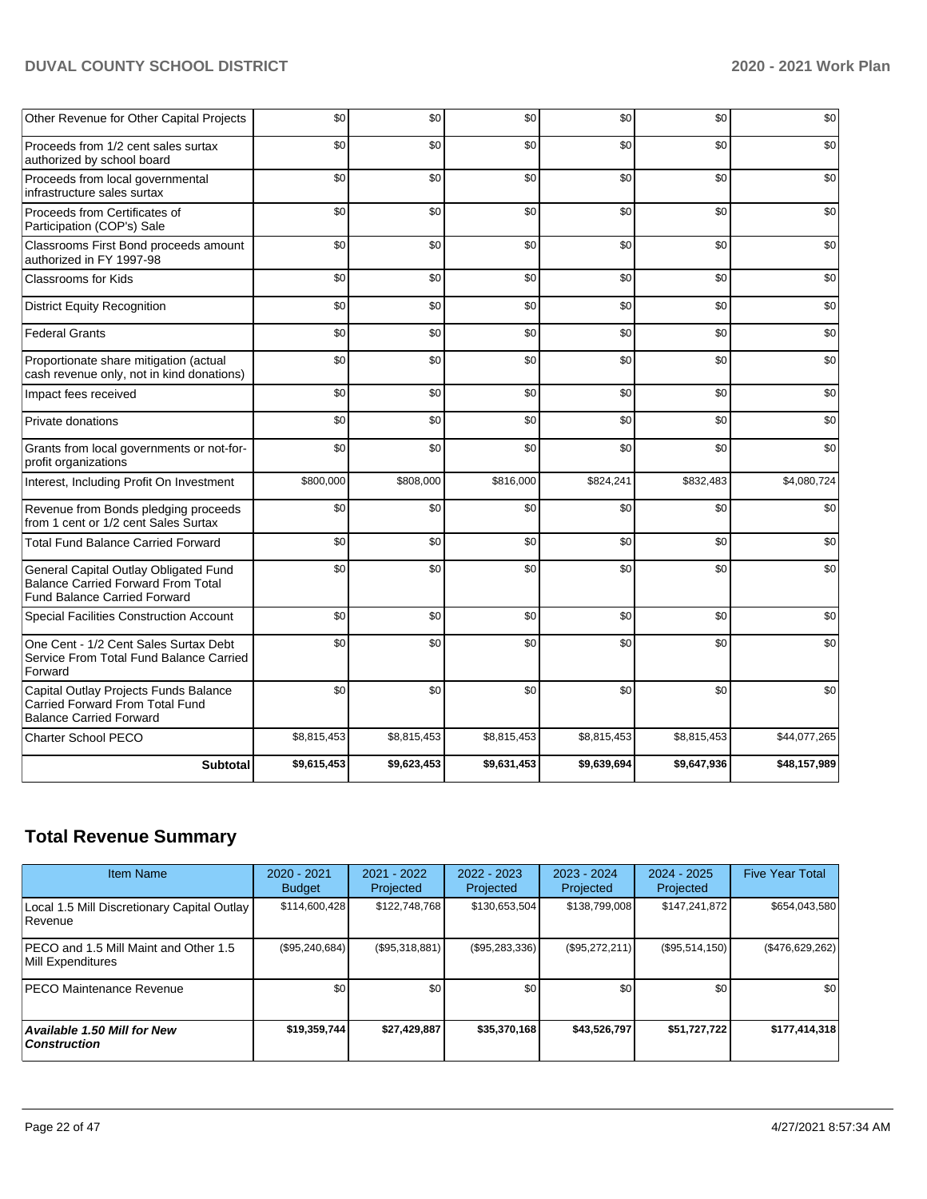| | | | | | | |
|---|---|---|---|---|---|---|
| Other Revenue for Other Capital Projects | $0 | $0 | $0 | $0 | $0 | $0 |
| Proceeds from 1/2 cent sales surtax authorized by school board | $0 | $0 | $0 | $0 | $0 | $0 |
| Proceeds from local governmental infrastructure sales surtax | $0 | $0 | $0 | $0 | $0 | $0 |
| Proceeds from Certificates of Participation (COP's) Sale | $0 | $0 | $0 | $0 | $0 | $0 |
| Classrooms First Bond proceeds amount authorized in FY 1997-98 | $0 | $0 | $0 | $0 | $0 | $0 |
| Classrooms for Kids | $0 | $0 | $0 | $0 | $0 | $0 |
| District Equity Recognition | $0 | $0 | $0 | $0 | $0 | $0 |
| Federal Grants | $0 | $0 | $0 | $0 | $0 | $0 |
| Proportionate share mitigation (actual cash revenue only, not in kind donations) | $0 | $0 | $0 | $0 | $0 | $0 |
| Impact fees received | $0 | $0 | $0 | $0 | $0 | $0 |
| Private donations | $0 | $0 | $0 | $0 | $0 | $0 |
| Grants from local governments or not-for-profit organizations | $0 | $0 | $0 | $0 | $0 | $0 |
| Interest, Including Profit On Investment | $800,000 | $808,000 | $816,000 | $824,241 | $832,483 | $4,080,724 |
| Revenue from Bonds pledging proceeds from 1 cent or 1/2 cent Sales Surtax | $0 | $0 | $0 | $0 | $0 | $0 |
| Total Fund Balance Carried Forward | $0 | $0 | $0 | $0 | $0 | $0 |
| General Capital Outlay Obligated Fund Balance Carried Forward From Total Fund Balance Carried Forward | $0 | $0 | $0 | $0 | $0 | $0 |
| Special Facilities Construction Account | $0 | $0 | $0 | $0 | $0 | $0 |
| One Cent - 1/2 Cent Sales Surtax Debt Service From Total Fund Balance Carried Forward | $0 | $0 | $0 | $0 | $0 | $0 |
| Capital Outlay Projects Funds Balance Carried Forward From Total Fund Balance Carried Forward | $0 | $0 | $0 | $0 | $0 | $0 |
| Charter School PECO | $8,815,453 | $8,815,453 | $8,815,453 | $8,815,453 | $8,815,453 | $44,077,265 |
| **Subtotal** | **$9,615,453** | **$9,623,453** | **$9,631,453** | **$9,639,694** | **$9,647,936** | **$48,157,989** |

## Total Revenue Summary

| Item Name | 2020 - 2021 Budget | 2021 - 2022 Projected | 2022 - 2023 Projected | 2023 - 2024 Projected | 2024 - 2025 Projected | Five Year Total |
|---|---|---|---|---|---|---|
| Local 1.5 Mill Discretionary Capital Outlay Revenue | $114,600,428 | $122,748,768 | $130,653,504 | $138,799,008 | $147,241,872 | $654,043,580 |
| PECO and 1.5 Mill Maint and Other 1.5 Mill Expenditures | ($95,240,684) | ($95,318,881) | ($95,283,336) | ($95,272,211) | ($95,514,150) | ($476,629,262) |
| PECO Maintenance Revenue | $0 | $0 | $0 | $0 | $0 | $0 |
| ***Available 1.50 Mill for New Construction*** | **$19,359,744** | **$27,429,887** | **$35,370,168** | **$43,526,797** | **$51,727,722** | **$177,414,318** |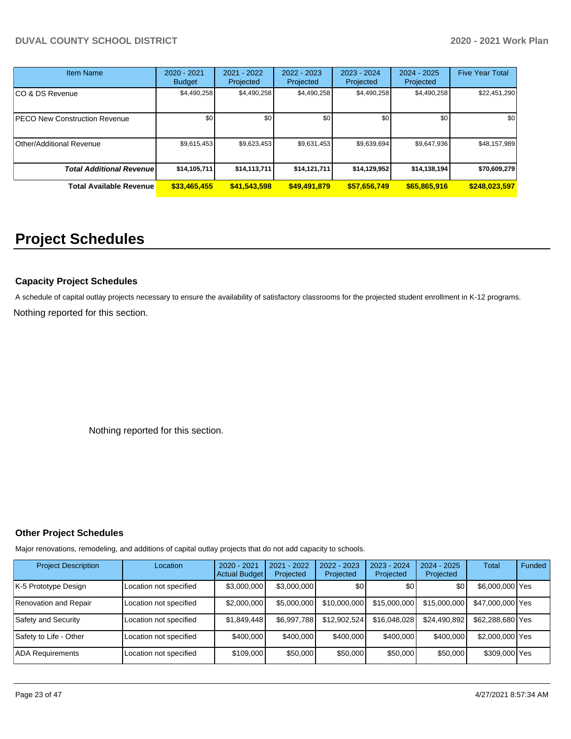| Item Name | 2020 - 2021 Budget | 2021 - 2022 Projected | 2022 - 2023 Projected | 2023 - 2024 Projected | 2024 - 2025 Projected | Five Year Total |
|---|---|---|---|---|---|---|
| CO & DS Revenue | $4,490,258 | $4,490,258 | $4,490,258 | $4,490,258 | $4,490,258 | $22,451,290 |
| PECO New Construction Revenue | $0 | $0 | $0 | $0 | $0 | $0 |
| Other/Additional Revenue | $9,615,453 | $9,623,453 | $9,631,453 | $9,639,694 | $9,647,936 | $48,157,989 |
| ***Total Additional Revenue*** | **$14,105,711** | **$14,113,711** | **$14,121,711** | **$14,129,952** | **$14,138,194** | **$70,609,279** |
| **Total Available Revenue** | **$33,465,455** | **$41,543,598** | **$49,491,879** | **$57,656,749** | **$65,865,916** | **$248,023,597** |

# Project Schedules

### Capacity Project Schedules

A schedule of capital outlay projects necessary to ensure the availability of satisfactory classrooms for the projected student enrollment in K-12 programs.

Nothing reported for this section.

Nothing reported for this section.

### Other Project Schedules

Major renovations, remodeling, and additions of capital outlay projects that do not add capacity to schools.

| Project Description | Location | 2020 - 2021 Actual Budget | 2021 - 2022 Projected | 2022 - 2023 Projected | 2023 - 2024 Projected | 2024 - 2025 Projected | Total | Funded |
|---|---|---|---|---|---|---|---|---|
| K-5 Prototype Design | Location not specified | $3,000,000 | $3,000,000 | $0 | $0 | $0 | $6,000,000 | Yes |
| Renovation and Repair | Location not specified | $2,000,000 | $5,000,000 | $10,000,000 | $15,000,000 | $15,000,000 | $47,000,000 | Yes |
| Safety and Security | Location not specified | $1,849,448 | $6,997,788 | $12,902,524 | $16,048,028 | $24,490,892 | $62,288,680 | Yes |
| Safety to Life - Other | Location not specified | $400,000 | $400,000 | $400,000 | $400,000 | $400,000 | $2,000,000 | Yes |
| ADA Requirements | Location not specified | $109,000 | $50,000 | $50,000 | $50,000 | $50,000 | $309,000 | Yes |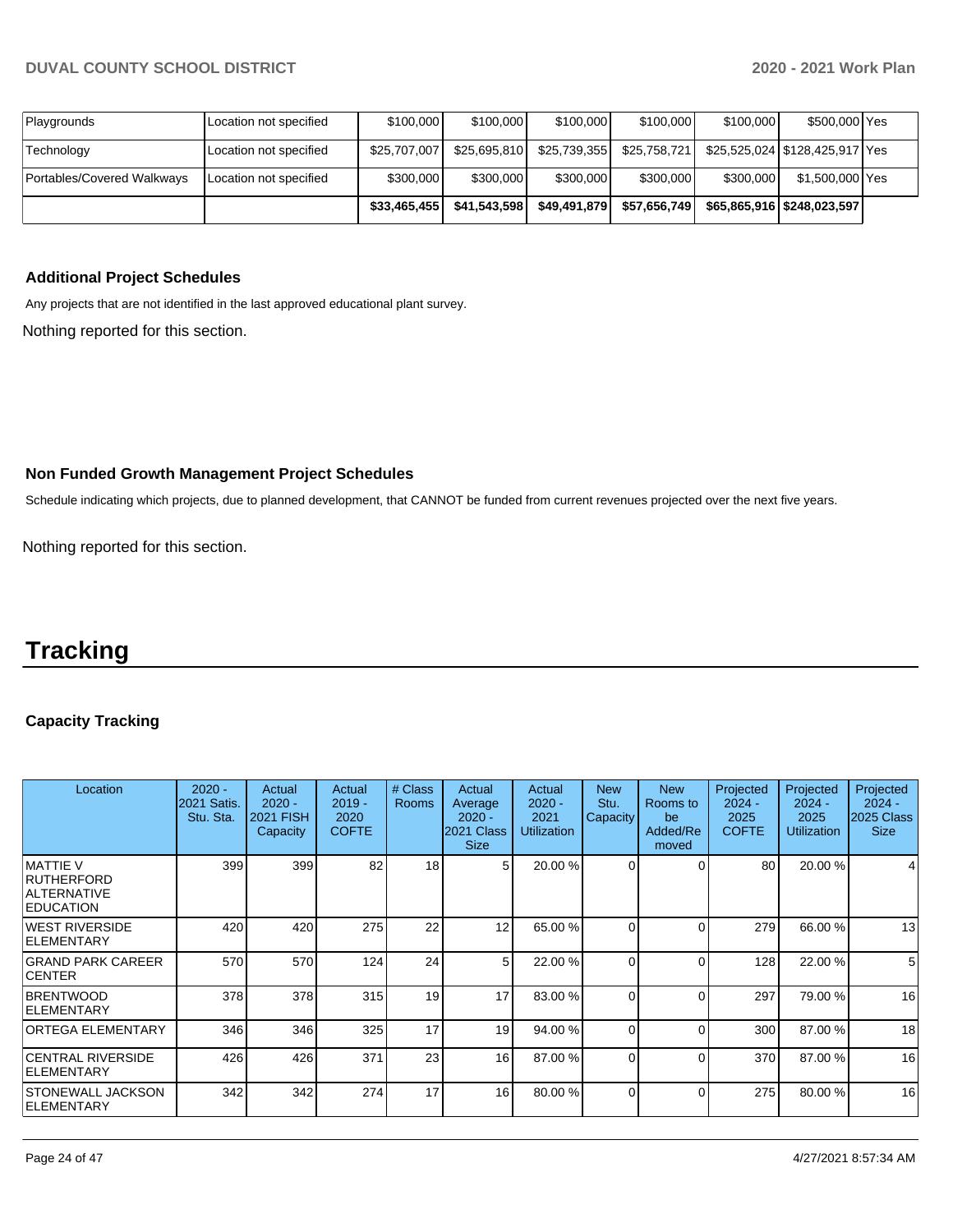| | | | | | | | | |
|---|---|---|---|---|---|---|---|---|
| Playgrounds | Location not specified | $100,000 | $100,000 | $100,000 | $100,000 | $100,000 | $500,000 | Yes |
| Technology | Location not specified | $25,707,007 | $25,695,810 | $25,739,355 | $25,758,721 | $25,525,024 | $128,425,917 | Yes |
| Portables/Covered Walkways | Location not specified | $300,000 | $300,000 | $300,000 | $300,000 | $300,000 | $1,500,000 | Yes |
| | | **$33,465,455** | **$41,543,598** | **$49,491,879** | **$57,656,749** | **$65,865,916** | **$248,023,597** | |

### Additional Project Schedules

Any projects that are not identified in the last approved educational plant survey.

Nothing reported for this section.

### Non Funded Growth Management Project Schedules

Schedule indicating which projects, due to planned development, that CANNOT be funded from current revenues projected over the next five years.

Nothing reported for this section.

# Tracking

### Capacity Tracking

| Location | 2020 - 2021 Satis. Stu. Sta. | Actual 2020 - 2021 FISH Capacity | Actual 2019 - 2020 COFTE | # Class Rooms | Actual Average 2020 - 2021 Class Size | Actual 2020 - 2021 Utilization | New Stu. Capacity | New Rooms to be Added/Removed | Projected 2024 - 2025 COFTE | Projected 2024 - 2025 Utilization | Projected 2024 - 2025 Class Size |
|---|---|---|---|---|---|---|---|---|---|---|---|
| MATTIE V RUTHERFORD ALTERNATIVE EDUCATION | 399 | 399 | 82 | 18 | 5 | 20.00 % | 0 | 0 | 80 | 20.00 % | 4 |
| WEST RIVERSIDE ELEMENTARY | 420 | 420 | 275 | 22 | 12 | 65.00 % | 0 | 0 | 279 | 66.00 % | 13 |
| GRAND PARK CAREER CENTER | 570 | 570 | 124 | 24 | 5 | 22.00 % | 0 | 0 | 128 | 22.00 % | 5 |
| BRENTWOOD ELEMENTARY | 378 | 378 | 315 | 19 | 17 | 83.00 % | 0 | 0 | 297 | 79.00 % | 16 |
| ORTEGA ELEMENTARY | 346 | 346 | 325 | 17 | 19 | 94.00 % | 0 | 0 | 300 | 87.00 % | 18 |
| CENTRAL RIVERSIDE ELEMENTARY | 426 | 426 | 371 | 23 | 16 | 87.00 % | 0 | 0 | 370 | 87.00 % | 16 |
| STONEWALL JACKSON ELEMENTARY | 342 | 342 | 274 | 17 | 16 | 80.00 % | 0 | 0 | 275 | 80.00 % | 16 |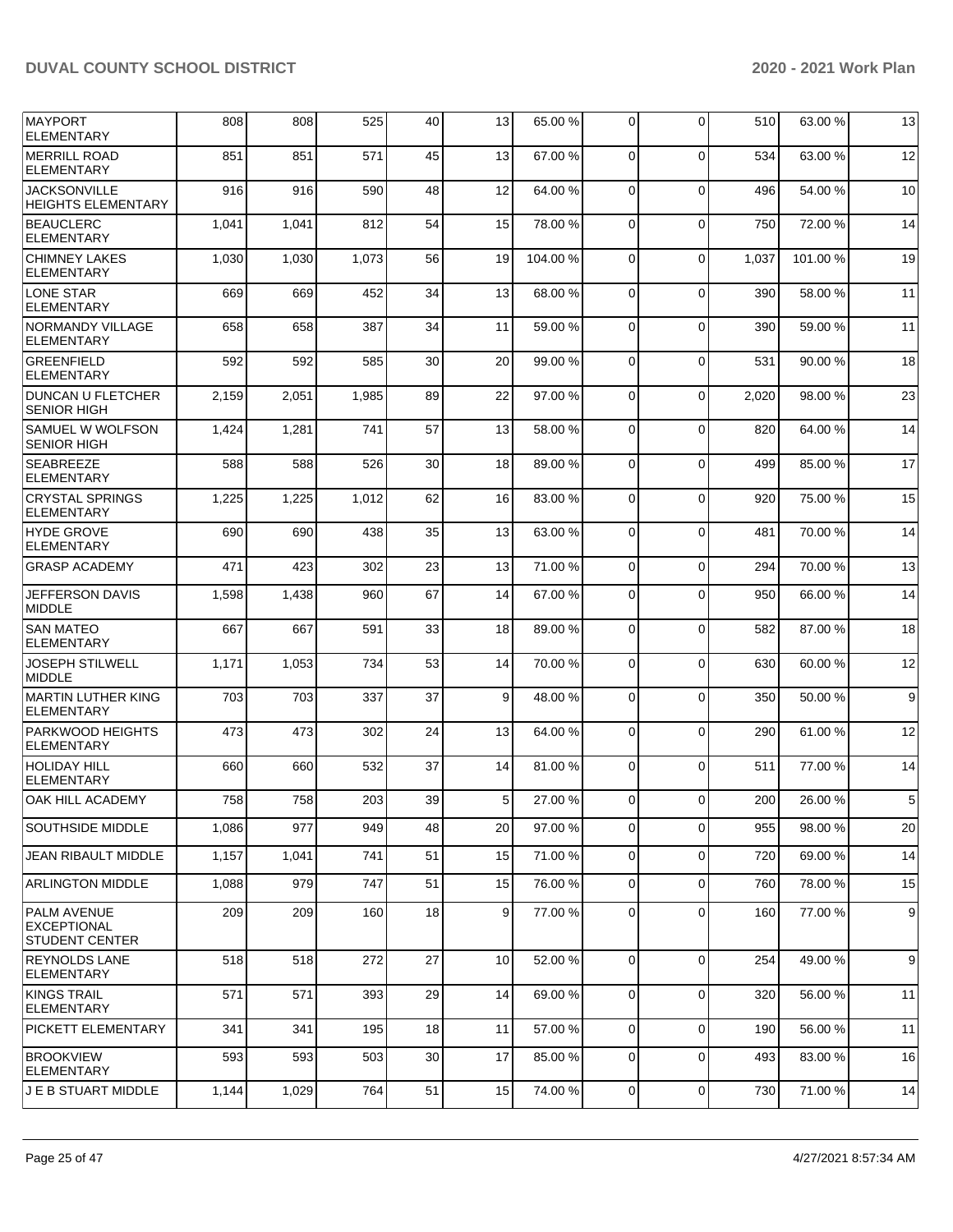| MAYPORT ELEMENTARY | 808 | 808 | 525 | 40 | 13 | 65.00 % | 0 | 0 | 510 | 63.00 % | 13 |
|---|---|---|---|---|---|---|---|---|---|---|---|
| MERRILL ROAD ELEMENTARY | 851 | 851 | 571 | 45 | 13 | 67.00 % | 0 | 0 | 534 | 63.00 % | 12 |
| JACKSONVILLE HEIGHTS ELEMENTARY | 916 | 916 | 590 | 48 | 12 | 64.00 % | 0 | 0 | 496 | 54.00 % | 10 |
| BEAUCLERC ELEMENTARY | 1,041 | 1,041 | 812 | 54 | 15 | 78.00 % | 0 | 0 | 750 | 72.00 % | 14 |
| CHIMNEY LAKES ELEMENTARY | 1,030 | 1,030 | 1,073 | 56 | 19 | 104.00 % | 0 | 0 | 1,037 | 101.00 % | 19 |
| LONE STAR ELEMENTARY | 669 | 669 | 452 | 34 | 13 | 68.00 % | 0 | 0 | 390 | 58.00 % | 11 |
| NORMANDY VILLAGE ELEMENTARY | 658 | 658 | 387 | 34 | 11 | 59.00 % | 0 | 0 | 390 | 59.00 % | 11 |
| GREENFIELD ELEMENTARY | 592 | 592 | 585 | 30 | 20 | 99.00 % | 0 | 0 | 531 | 90.00 % | 18 |
| DUNCAN U FLETCHER SENIOR HIGH | 2,159 | 2,051 | 1,985 | 89 | 22 | 97.00 % | 0 | 0 | 2,020 | 98.00 % | 23 |
| SAMUEL W WOLFSON SENIOR HIGH | 1,424 | 1,281 | 741 | 57 | 13 | 58.00 % | 0 | 0 | 820 | 64.00 % | 14 |
| SEABREEZE ELEMENTARY | 588 | 588 | 526 | 30 | 18 | 89.00 % | 0 | 0 | 499 | 85.00 % | 17 |
| CRYSTAL SPRINGS ELEMENTARY | 1,225 | 1,225 | 1,012 | 62 | 16 | 83.00 % | 0 | 0 | 920 | 75.00 % | 15 |
| HYDE GROVE ELEMENTARY | 690 | 690 | 438 | 35 | 13 | 63.00 % | 0 | 0 | 481 | 70.00 % | 14 |
| GRASP ACADEMY | 471 | 423 | 302 | 23 | 13 | 71.00 % | 0 | 0 | 294 | 70.00 % | 13 |
| JEFFERSON DAVIS MIDDLE | 1,598 | 1,438 | 960 | 67 | 14 | 67.00 % | 0 | 0 | 950 | 66.00 % | 14 |
| SAN MATEO ELEMENTARY | 667 | 667 | 591 | 33 | 18 | 89.00 % | 0 | 0 | 582 | 87.00 % | 18 |
| JOSEPH STILWELL MIDDLE | 1,171 | 1,053 | 734 | 53 | 14 | 70.00 % | 0 | 0 | 630 | 60.00 % | 12 |
| MARTIN LUTHER KING ELEMENTARY | 703 | 703 | 337 | 37 | 9 | 48.00 % | 0 | 0 | 350 | 50.00 % | 9 |
| PARKWOOD HEIGHTS ELEMENTARY | 473 | 473 | 302 | 24 | 13 | 64.00 % | 0 | 0 | 290 | 61.00 % | 12 |
| HOLIDAY HILL ELEMENTARY | 660 | 660 | 532 | 37 | 14 | 81.00 % | 0 | 0 | 511 | 77.00 % | 14 |
| OAK HILL ACADEMY | 758 | 758 | 203 | 39 | 5 | 27.00 % | 0 | 0 | 200 | 26.00 % | 5 |
| SOUTHSIDE MIDDLE | 1,086 | 977 | 949 | 48 | 20 | 97.00 % | 0 | 0 | 955 | 98.00 % | 20 |
| JEAN RIBAULT MIDDLE | 1,157 | 1,041 | 741 | 51 | 15 | 71.00 % | 0 | 0 | 720 | 69.00 % | 14 |
| ARLINGTON MIDDLE | 1,088 | 979 | 747 | 51 | 15 | 76.00 % | 0 | 0 | 760 | 78.00 % | 15 |
| PALM AVENUE EXCEPTIONAL STUDENT CENTER | 209 | 209 | 160 | 18 | 9 | 77.00 % | 0 | 0 | 160 | 77.00 % | 9 |
| REYNOLDS LANE ELEMENTARY | 518 | 518 | 272 | 27 | 10 | 52.00 % | 0 | 0 | 254 | 49.00 % | 9 |
| KINGS TRAIL ELEMENTARY | 571 | 571 | 393 | 29 | 14 | 69.00 % | 0 | 0 | 320 | 56.00 % | 11 |
| PICKETT ELEMENTARY | 341 | 341 | 195 | 18 | 11 | 57.00 % | 0 | 0 | 190 | 56.00 % | 11 |
| BROOKVIEW ELEMENTARY | 593 | 593 | 503 | 30 | 17 | 85.00 % | 0 | 0 | 493 | 83.00 % | 16 |
| J E B STUART MIDDLE | 1,144 | 1,029 | 764 | 51 | 15 | 74.00 % | 0 | 0 | 730 | 71.00 % | 14 |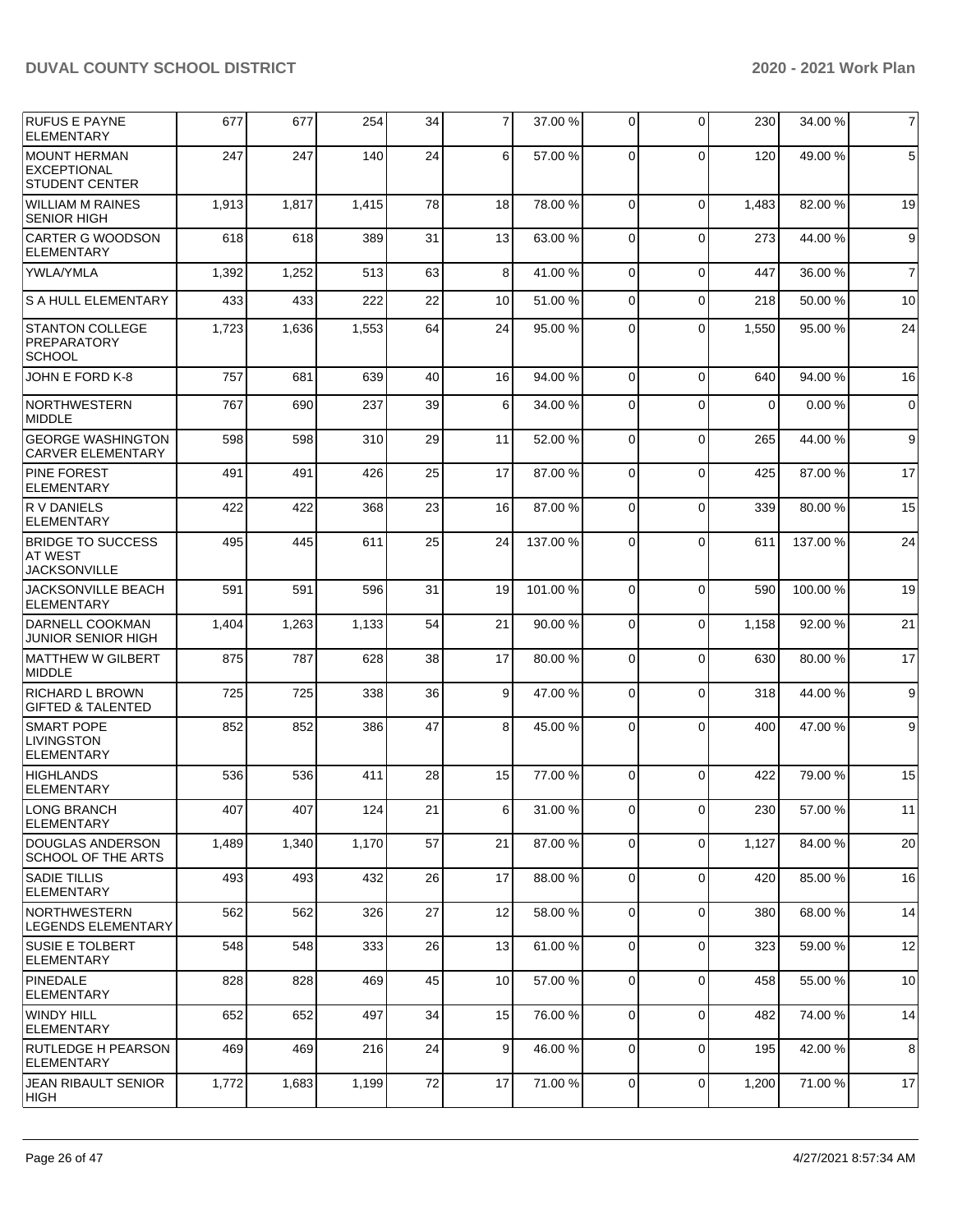| RUFUS E PAYNE ELEMENTARY | 677 | 677 | 254 | 34 | 7 | 37.00 % | 0 | 0 | 230 | 34.00 % | 7 |
|---|---|---|---|---|---|---|---|---|---|---|---|
| MOUNT HERMAN EXCEPTIONAL STUDENT CENTER | 247 | 247 | 140 | 24 | 6 | 57.00 % | 0 | 0 | 120 | 49.00 % | 5 |
| WILLIAM M RAINES SENIOR HIGH | 1,913 | 1,817 | 1,415 | 78 | 18 | 78.00 % | 0 | 0 | 1,483 | 82.00 % | 19 |
| CARTER G WOODSON ELEMENTARY | 618 | 618 | 389 | 31 | 13 | 63.00 % | 0 | 0 | 273 | 44.00 % | 9 |
| YWLA/YMLA | 1,392 | 1,252 | 513 | 63 | 8 | 41.00 % | 0 | 0 | 447 | 36.00 % | 7 |
| S A HULL ELEMENTARY | 433 | 433 | 222 | 22 | 10 | 51.00 % | 0 | 0 | 218 | 50.00 % | 10 |
| STANTON COLLEGE PREPARATORY SCHOOL | 1,723 | 1,636 | 1,553 | 64 | 24 | 95.00 % | 0 | 0 | 1,550 | 95.00 % | 24 |
| JOHN E FORD K-8 | 757 | 681 | 639 | 40 | 16 | 94.00 % | 0 | 0 | 640 | 94.00 % | 16 |
| NORTHWESTERN MIDDLE | 767 | 690 | 237 | 39 | 6 | 34.00 % | 0 | 0 | 0 | 0.00 % | 0 |
| GEORGE WASHINGTON CARVER ELEMENTARY | 598 | 598 | 310 | 29 | 11 | 52.00 % | 0 | 0 | 265 | 44.00 % | 9 |
| PINE FOREST ELEMENTARY | 491 | 491 | 426 | 25 | 17 | 87.00 % | 0 | 0 | 425 | 87.00 % | 17 |
| R V DANIELS ELEMENTARY | 422 | 422 | 368 | 23 | 16 | 87.00 % | 0 | 0 | 339 | 80.00 % | 15 |
| BRIDGE TO SUCCESS AT WEST JACKSONVILLE | 495 | 445 | 611 | 25 | 24 | 137.00 % | 0 | 0 | 611 | 137.00 % | 24 |
| JACKSONVILLE BEACH ELEMENTARY | 591 | 591 | 596 | 31 | 19 | 101.00 % | 0 | 0 | 590 | 100.00 % | 19 |
| DARNELL COOKMAN JUNIOR SENIOR HIGH | 1,404 | 1,263 | 1,133 | 54 | 21 | 90.00 % | 0 | 0 | 1,158 | 92.00 % | 21 |
| MATTHEW W GILBERT MIDDLE | 875 | 787 | 628 | 38 | 17 | 80.00 % | 0 | 0 | 630 | 80.00 % | 17 |
| RICHARD L BROWN GIFTED & TALENTED | 725 | 725 | 338 | 36 | 9 | 47.00 % | 0 | 0 | 318 | 44.00 % | 9 |
| SMART POPE LIVINGSTON ELEMENTARY | 852 | 852 | 386 | 47 | 8 | 45.00 % | 0 | 0 | 400 | 47.00 % | 9 |
| HIGHLANDS ELEMENTARY | 536 | 536 | 411 | 28 | 15 | 77.00 % | 0 | 0 | 422 | 79.00 % | 15 |
| LONG BRANCH ELEMENTARY | 407 | 407 | 124 | 21 | 6 | 31.00 % | 0 | 0 | 230 | 57.00 % | 11 |
| DOUGLAS ANDERSON SCHOOL OF THE ARTS | 1,489 | 1,340 | 1,170 | 57 | 21 | 87.00 % | 0 | 0 | 1,127 | 84.00 % | 20 |
| SADIE TILLIS ELEMENTARY | 493 | 493 | 432 | 26 | 17 | 88.00 % | 0 | 0 | 420 | 85.00 % | 16 |
| NORTHWESTERN LEGENDS ELEMENTARY | 562 | 562 | 326 | 27 | 12 | 58.00 % | 0 | 0 | 380 | 68.00 % | 14 |
| SUSIE E TOLBERT ELEMENTARY | 548 | 548 | 333 | 26 | 13 | 61.00 % | 0 | 0 | 323 | 59.00 % | 12 |
| PINEDALE ELEMENTARY | 828 | 828 | 469 | 45 | 10 | 57.00 % | 0 | 0 | 458 | 55.00 % | 10 |
| WINDY HILL ELEMENTARY | 652 | 652 | 497 | 34 | 15 | 76.00 % | 0 | 0 | 482 | 74.00 % | 14 |
| RUTLEDGE H PEARSON ELEMENTARY | 469 | 469 | 216 | 24 | 9 | 46.00 % | 0 | 0 | 195 | 42.00 % | 8 |
| JEAN RIBAULT SENIOR HIGH | 1,772 | 1,683 | 1,199 | 72 | 17 | 71.00 % | 0 | 0 | 1,200 | 71.00 % | 17 |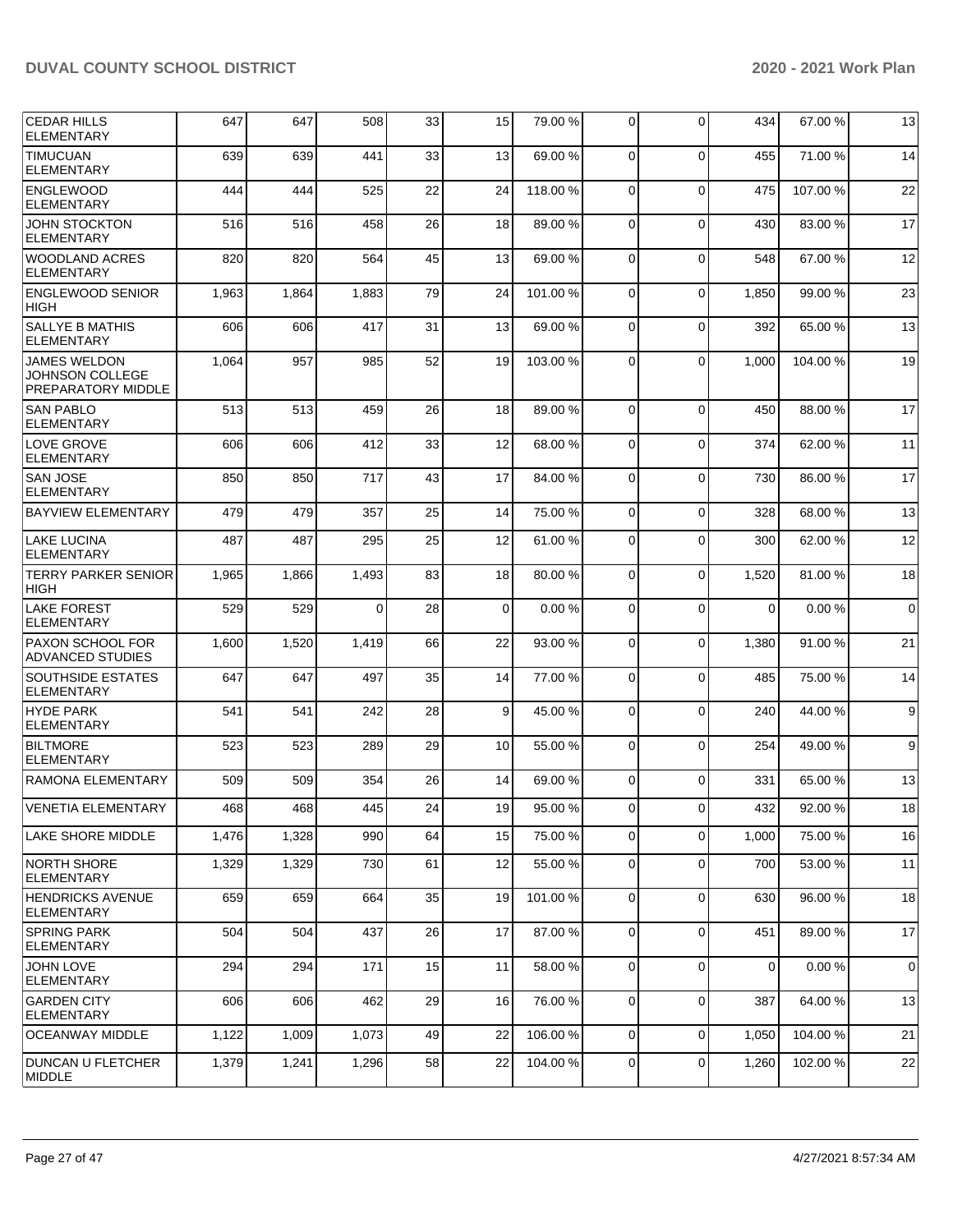| CEDAR HILLS ELEMENTARY | 647 | 647 | 508 | 33 | 15 | 79.00 % | 0 | 0 | 434 | 67.00 % | 13 |
|---|---|---|---|---|---|---|---|---|---|---|---|
| TIMUCUAN ELEMENTARY | 639 | 639 | 441 | 33 | 13 | 69.00 % | 0 | 0 | 455 | 71.00 % | 14 |
| ENGLEWOOD ELEMENTARY | 444 | 444 | 525 | 22 | 24 | 118.00 % | 0 | 0 | 475 | 107.00 % | 22 |
| JOHN STOCKTON ELEMENTARY | 516 | 516 | 458 | 26 | 18 | 89.00 % | 0 | 0 | 430 | 83.00 % | 17 |
| WOODLAND ACRES ELEMENTARY | 820 | 820 | 564 | 45 | 13 | 69.00 % | 0 | 0 | 548 | 67.00 % | 12 |
| ENGLEWOOD SENIOR HIGH | 1,963 | 1,864 | 1,883 | 79 | 24 | 101.00 % | 0 | 0 | 1,850 | 99.00 % | 23 |
| SALLYE B MATHIS ELEMENTARY | 606 | 606 | 417 | 31 | 13 | 69.00 % | 0 | 0 | 392 | 65.00 % | 13 |
| JAMES WELDON JOHNSON COLLEGE PREPARATORY MIDDLE | 1,064 | 957 | 985 | 52 | 19 | 103.00 % | 0 | 0 | 1,000 | 104.00 % | 19 |
| SAN PABLO ELEMENTARY | 513 | 513 | 459 | 26 | 18 | 89.00 % | 0 | 0 | 450 | 88.00 % | 17 |
| LOVE GROVE ELEMENTARY | 606 | 606 | 412 | 33 | 12 | 68.00 % | 0 | 0 | 374 | 62.00 % | 11 |
| SAN JOSE ELEMENTARY | 850 | 850 | 717 | 43 | 17 | 84.00 % | 0 | 0 | 730 | 86.00 % | 17 |
| BAYVIEW ELEMENTARY | 479 | 479 | 357 | 25 | 14 | 75.00 % | 0 | 0 | 328 | 68.00 % | 13 |
| LAKE LUCINA ELEMENTARY | 487 | 487 | 295 | 25 | 12 | 61.00 % | 0 | 0 | 300 | 62.00 % | 12 |
| TERRY PARKER SENIOR HIGH | 1,965 | 1,866 | 1,493 | 83 | 18 | 80.00 % | 0 | 0 | 1,520 | 81.00 % | 18 |
| LAKE FOREST ELEMENTARY | 529 | 529 | 0 | 28 | 0 | 0.00 % | 0 | 0 | 0 | 0.00 % | 0 |
| PAXON SCHOOL FOR ADVANCED STUDIES | 1,600 | 1,520 | 1,419 | 66 | 22 | 93.00 % | 0 | 0 | 1,380 | 91.00 % | 21 |
| SOUTHSIDE ESTATES ELEMENTARY | 647 | 647 | 497 | 35 | 14 | 77.00 % | 0 | 0 | 485 | 75.00 % | 14 |
| HYDE PARK ELEMENTARY | 541 | 541 | 242 | 28 | 9 | 45.00 % | 0 | 0 | 240 | 44.00 % | 9 |
| BILTMORE ELEMENTARY | 523 | 523 | 289 | 29 | 10 | 55.00 % | 0 | 0 | 254 | 49.00 % | 9 |
| RAMONA ELEMENTARY | 509 | 509 | 354 | 26 | 14 | 69.00 % | 0 | 0 | 331 | 65.00 % | 13 |
| VENETIA ELEMENTARY | 468 | 468 | 445 | 24 | 19 | 95.00 % | 0 | 0 | 432 | 92.00 % | 18 |
| LAKE SHORE MIDDLE | 1,476 | 1,328 | 990 | 64 | 15 | 75.00 % | 0 | 0 | 1,000 | 75.00 % | 16 |
| NORTH SHORE ELEMENTARY | 1,329 | 1,329 | 730 | 61 | 12 | 55.00 % | 0 | 0 | 700 | 53.00 % | 11 |
| HENDRICKS AVENUE ELEMENTARY | 659 | 659 | 664 | 35 | 19 | 101.00 % | 0 | 0 | 630 | 96.00 % | 18 |
| SPRING PARK ELEMENTARY | 504 | 504 | 437 | 26 | 17 | 87.00 % | 0 | 0 | 451 | 89.00 % | 17 |
| JOHN LOVE ELEMENTARY | 294 | 294 | 171 | 15 | 11 | 58.00 % | 0 | 0 | 0 | 0.00 % | 0 |
| GARDEN CITY ELEMENTARY | 606 | 606 | 462 | 29 | 16 | 76.00 % | 0 | 0 | 387 | 64.00 % | 13 |
| OCEANWAY MIDDLE | 1,122 | 1,009 | 1,073 | 49 | 22 | 106.00 % | 0 | 0 | 1,050 | 104.00 % | 21 |
| DUNCAN U FLETCHER MIDDLE | 1,379 | 1,241 | 1,296 | 58 | 22 | 104.00 % | 0 | 0 | 1,260 | 102.00 % | 22 |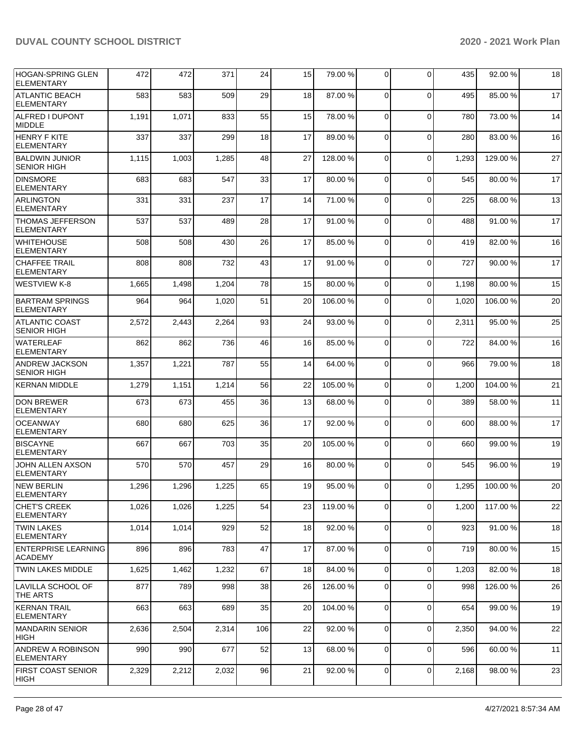| | | | | | | | | | | | |
|---|---|---|---|---|---|---|---|---|---|---|---|
| HOGAN-SPRING GLEN ELEMENTARY | 472 | 472 | 371 | 24 | 15 | 79.00 % | 0 | 0 | 435 | 92.00 % | 18 |
| ATLANTIC BEACH ELEMENTARY | 583 | 583 | 509 | 29 | 18 | 87.00 % | 0 | 0 | 495 | 85.00 % | 17 |
| ALFRED I DUPONT MIDDLE | 1,191 | 1,071 | 833 | 55 | 15 | 78.00 % | 0 | 0 | 780 | 73.00 % | 14 |
| HENRY F KITE ELEMENTARY | 337 | 337 | 299 | 18 | 17 | 89.00 % | 0 | 0 | 280 | 83.00 % | 16 |
| BALDWIN JUNIOR SENIOR HIGH | 1,115 | 1,003 | 1,285 | 48 | 27 | 128.00 % | 0 | 0 | 1,293 | 129.00 % | 27 |
| DINSMORE ELEMENTARY | 683 | 683 | 547 | 33 | 17 | 80.00 % | 0 | 0 | 545 | 80.00 % | 17 |
| ARLINGTON ELEMENTARY | 331 | 331 | 237 | 17 | 14 | 71.00 % | 0 | 0 | 225 | 68.00 % | 13 |
| THOMAS JEFFERSON ELEMENTARY | 537 | 537 | 489 | 28 | 17 | 91.00 % | 0 | 0 | 488 | 91.00 % | 17 |
| WHITEHOUSE ELEMENTARY | 508 | 508 | 430 | 26 | 17 | 85.00 % | 0 | 0 | 419 | 82.00 % | 16 |
| CHAFFEE TRAIL ELEMENTARY | 808 | 808 | 732 | 43 | 17 | 91.00 % | 0 | 0 | 727 | 90.00 % | 17 |
| WESTVIEW K-8 | 1,665 | 1,498 | 1,204 | 78 | 15 | 80.00 % | 0 | 0 | 1,198 | 80.00 % | 15 |
| BARTRAM SPRINGS ELEMENTARY | 964 | 964 | 1,020 | 51 | 20 | 106.00 % | 0 | 0 | 1,020 | 106.00 % | 20 |
| ATLANTIC COAST SENIOR HIGH | 2,572 | 2,443 | 2,264 | 93 | 24 | 93.00 % | 0 | 0 | 2,311 | 95.00 % | 25 |
| WATERLEAF ELEMENTARY | 862 | 862 | 736 | 46 | 16 | 85.00 % | 0 | 0 | 722 | 84.00 % | 16 |
| ANDREW JACKSON SENIOR HIGH | 1,357 | 1,221 | 787 | 55 | 14 | 64.00 % | 0 | 0 | 966 | 79.00 % | 18 |
| KERNAN MIDDLE | 1,279 | 1,151 | 1,214 | 56 | 22 | 105.00 % | 0 | 0 | 1,200 | 104.00 % | 21 |
| DON BREWER ELEMENTARY | 673 | 673 | 455 | 36 | 13 | 68.00 % | 0 | 0 | 389 | 58.00 % | 11 |
| OCEANWAY ELEMENTARY | 680 | 680 | 625 | 36 | 17 | 92.00 % | 0 | 0 | 600 | 88.00 % | 17 |
| BISCAYNE ELEMENTARY | 667 | 667 | 703 | 35 | 20 | 105.00 % | 0 | 0 | 660 | 99.00 % | 19 |
| JOHN ALLEN AXSON ELEMENTARY | 570 | 570 | 457 | 29 | 16 | 80.00 % | 0 | 0 | 545 | 96.00 % | 19 |
| NEW BERLIN ELEMENTARY | 1,296 | 1,296 | 1,225 | 65 | 19 | 95.00 % | 0 | 0 | 1,295 | 100.00 % | 20 |
| CHET'S CREEK ELEMENTARY | 1,026 | 1,026 | 1,225 | 54 | 23 | 119.00 % | 0 | 0 | 1,200 | 117.00 % | 22 |
| TWIN LAKES ELEMENTARY | 1,014 | 1,014 | 929 | 52 | 18 | 92.00 % | 0 | 0 | 923 | 91.00 % | 18 |
| ENTERPRISE LEARNING ACADEMY | 896 | 896 | 783 | 47 | 17 | 87.00 % | 0 | 0 | 719 | 80.00 % | 15 |
| TWIN LAKES MIDDLE | 1,625 | 1,462 | 1,232 | 67 | 18 | 84.00 % | 0 | 0 | 1,203 | 82.00 % | 18 |
| LAVILLA SCHOOL OF THE ARTS | 877 | 789 | 998 | 38 | 26 | 126.00 % | 0 | 0 | 998 | 126.00 % | 26 |
| KERNAN TRAIL ELEMENTARY | 663 | 663 | 689 | 35 | 20 | 104.00 % | 0 | 0 | 654 | 99.00 % | 19 |
| MANDARIN SENIOR HIGH | 2,636 | 2,504 | 2,314 | 106 | 22 | 92.00 % | 0 | 0 | 2,350 | 94.00 % | 22 |
| ANDREW A ROBINSON ELEMENTARY | 990 | 990 | 677 | 52 | 13 | 68.00 % | 0 | 0 | 596 | 60.00 % | 11 |
| FIRST COAST SENIOR HIGH | 2,329 | 2,212 | 2,032 | 96 | 21 | 92.00 % | 0 | 0 | 2,168 | 98.00 % | 23 |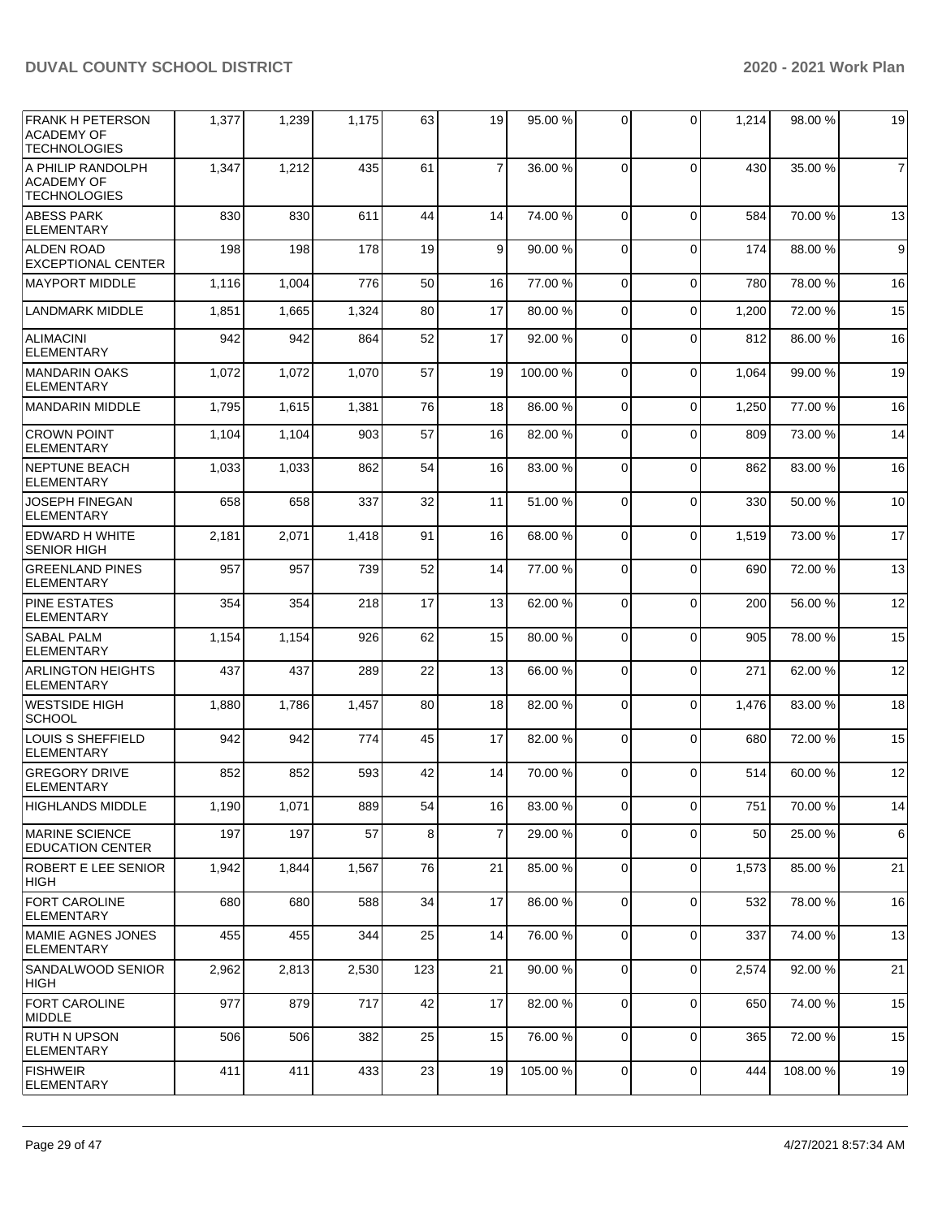| | | | | | | | | | | |
|---|---|---|---|---|---|---|---|---|---|---|
| FRANK H PETERSON ACADEMY OF TECHNOLOGIES | 1,377 | 1,239 | 1,175 | 63 | 19 | 95.00 % | 0 | 0 | 1,214 | 98.00 % | 19 |
| A PHILIP RANDOLPH ACADEMY OF TECHNOLOGIES | 1,347 | 1,212 | 435 | 61 | 7 | 36.00 % | 0 | 0 | 430 | 35.00 % | 7 |
| ABESS PARK ELEMENTARY | 830 | 830 | 611 | 44 | 14 | 74.00 % | 0 | 0 | 584 | 70.00 % | 13 |
| ALDEN ROAD EXCEPTIONAL CENTER | 198 | 198 | 178 | 19 | 9 | 90.00 % | 0 | 0 | 174 | 88.00 % | 9 |
| MAYPORT MIDDLE | 1,116 | 1,004 | 776 | 50 | 16 | 77.00 % | 0 | 0 | 780 | 78.00 % | 16 |
| LANDMARK MIDDLE | 1,851 | 1,665 | 1,324 | 80 | 17 | 80.00 % | 0 | 0 | 1,200 | 72.00 % | 15 |
| ALIMACINI ELEMENTARY | 942 | 942 | 864 | 52 | 17 | 92.00 % | 0 | 0 | 812 | 86.00 % | 16 |
| MANDARIN OAKS ELEMENTARY | 1,072 | 1,072 | 1,070 | 57 | 19 | 100.00 % | 0 | 0 | 1,064 | 99.00 % | 19 |
| MANDARIN MIDDLE | 1,795 | 1,615 | 1,381 | 76 | 18 | 86.00 % | 0 | 0 | 1,250 | 77.00 % | 16 |
| CROWN POINT ELEMENTARY | 1,104 | 1,104 | 903 | 57 | 16 | 82.00 % | 0 | 0 | 809 | 73.00 % | 14 |
| NEPTUNE BEACH ELEMENTARY | 1,033 | 1,033 | 862 | 54 | 16 | 83.00 % | 0 | 0 | 862 | 83.00 % | 16 |
| JOSEPH FINEGAN ELEMENTARY | 658 | 658 | 337 | 32 | 11 | 51.00 % | 0 | 0 | 330 | 50.00 % | 10 |
| EDWARD H WHITE SENIOR HIGH | 2,181 | 2,071 | 1,418 | 91 | 16 | 68.00 % | 0 | 0 | 1,519 | 73.00 % | 17 |
| GREENLAND PINES ELEMENTARY | 957 | 957 | 739 | 52 | 14 | 77.00 % | 0 | 0 | 690 | 72.00 % | 13 |
| PINE ESTATES ELEMENTARY | 354 | 354 | 218 | 17 | 13 | 62.00 % | 0 | 0 | 200 | 56.00 % | 12 |
| SABAL PALM ELEMENTARY | 1,154 | 1,154 | 926 | 62 | 15 | 80.00 % | 0 | 0 | 905 | 78.00 % | 15 |
| ARLINGTON HEIGHTS ELEMENTARY | 437 | 437 | 289 | 22 | 13 | 66.00 % | 0 | 0 | 271 | 62.00 % | 12 |
| WESTSIDE HIGH SCHOOL | 1,880 | 1,786 | 1,457 | 80 | 18 | 82.00 % | 0 | 0 | 1,476 | 83.00 % | 18 |
| LOUIS S SHEFFIELD ELEMENTARY | 942 | 942 | 774 | 45 | 17 | 82.00 % | 0 | 0 | 680 | 72.00 % | 15 |
| GREGORY DRIVE ELEMENTARY | 852 | 852 | 593 | 42 | 14 | 70.00 % | 0 | 0 | 514 | 60.00 % | 12 |
| HIGHLANDS MIDDLE | 1,190 | 1,071 | 889 | 54 | 16 | 83.00 % | 0 | 0 | 751 | 70.00 % | 14 |
| MARINE SCIENCE EDUCATION CENTER | 197 | 197 | 57 | 8 | 7 | 29.00 % | 0 | 0 | 50 | 25.00 % | 6 |
| ROBERT E LEE SENIOR HIGH | 1,942 | 1,844 | 1,567 | 76 | 21 | 85.00 % | 0 | 0 | 1,573 | 85.00 % | 21 |
| FORT CAROLINE ELEMENTARY | 680 | 680 | 588 | 34 | 17 | 86.00 % | 0 | 0 | 532 | 78.00 % | 16 |
| MAMIE AGNES JONES ELEMENTARY | 455 | 455 | 344 | 25 | 14 | 76.00 % | 0 | 0 | 337 | 74.00 % | 13 |
| SANDALWOOD SENIOR HIGH | 2,962 | 2,813 | 2,530 | 123 | 21 | 90.00 % | 0 | 0 | 2,574 | 92.00 % | 21 |
| FORT CAROLINE MIDDLE | 977 | 879 | 717 | 42 | 17 | 82.00 % | 0 | 0 | 650 | 74.00 % | 15 |
| RUTH N UPSON ELEMENTARY | 506 | 506 | 382 | 25 | 15 | 76.00 % | 0 | 0 | 365 | 72.00 % | 15 |
| FISHWEIR ELEMENTARY | 411 | 411 | 433 | 23 | 19 | 105.00 % | 0 | 0 | 444 | 108.00 % | 19 |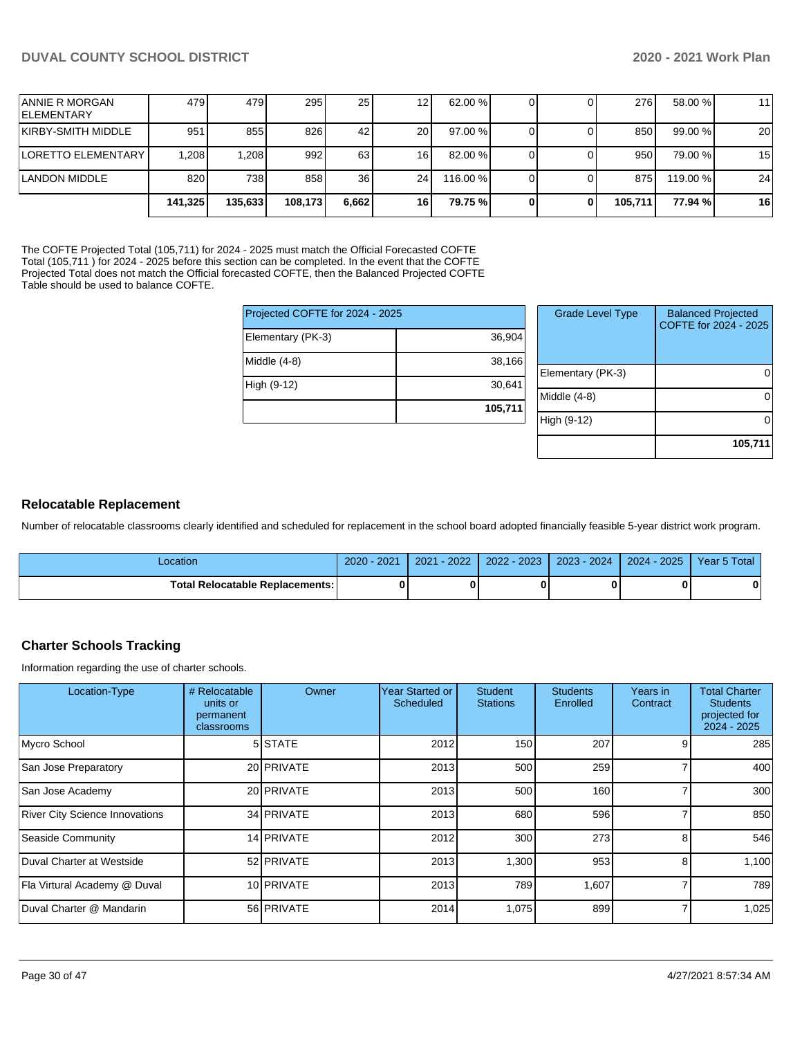| | | | | | | | | | | | |
|---|---|---|---|---|---|---|---|---|---|---|---|
| ANNIE R MORGAN ELEMENTARY | 479 | 479 | 295 | 25 | 12 | 62.00 % | 0 | 0 | 276 | 58.00 % | 11 |
| KIRBY-SMITH MIDDLE | 951 | 855 | 826 | 42 | 20 | 97.00 % | 0 | 0 | 850 | 99.00 % | 20 |
| LORETTO ELEMENTARY | 1,208 | 1,208 | 992 | 63 | 16 | 82.00 % | 0 | 0 | 950 | 79.00 % | 15 |
| LANDON MIDDLE | 820 | 738 | 858 | 36 | 24 | 116.00 % | 0 | 0 | 875 | 119.00 % | 24 |
| | **141,325** | **135,633** | **108,173** | **6,662** | **16** | **79.75 %** | **0** | **0** | **105,711** | **77.94 %** | **16** |

The COFTE Projected Total (105,711) for 2024 - 2025 must match the Official Forecasted COFTE Total (105,711 ) for 2024 - 2025 before this section can be completed. In the event that the COFTE Projected Total does not match the Official forecasted COFTE, then the Balanced Projected COFTE Table should be used to balance COFTE.

| Projected COFTE for 2024 - 2025 | |
|---|---|
| Elementary (PK-3) | 36,904 |
| Middle (4-8) | 38,166 |
| High (9-12) | 30,641 |
| | **105,711** |

| Grade Level Type | Balanced Projected COFTE for 2024 - 2025 |
|---|---|
| Elementary (PK-3) | 0 |
| Middle (4-8) | 0 |
| High (9-12) | 0 |
| | **105,711** |

## Relocatable Replacement

Number of relocatable classrooms clearly identified and scheduled for replacement in the school board adopted financially feasible 5-year district work program.

| Location | 2020 - 2021 | 2021 - 2022 | 2022 - 2023 | 2023 - 2024 | 2024 - 2025 | Year 5 Total |
|---|---|---|---|---|---|---|
| **Total Relocatable Replacements:** | **0** | **0** | **0** | **0** | **0** | **0** |

## Charter Schools Tracking

Information regarding the use of charter schools.

| Location-Type | # Relocatable units or permanent classrooms | Owner | Year Started or Scheduled | Student Stations | Students Enrolled | Years in Contract | Total Charter Students projected for 2024 - 2025 |
|---|---|---|---|---|---|---|---|
| Mycro School | 5 | STATE | 2012 | 150 | 207 | 9 | 285 |
| San Jose Preparatory | 20 | PRIVATE | 2013 | 500 | 259 | 7 | 400 |
| San Jose Academy | 20 | PRIVATE | 2013 | 500 | 160 | 7 | 300 |
| River City Science Innovations | 34 | PRIVATE | 2013 | 680 | 596 | 7 | 850 |
| Seaside Community | 14 | PRIVATE | 2012 | 300 | 273 | 8 | 546 |
| Duval Charter at Westside | 52 | PRIVATE | 2013 | 1,300 | 953 | 8 | 1,100 |
| Fla Virtural Academy @ Duval | 10 | PRIVATE | 2013 | 789 | 1,607 | 7 | 789 |
| Duval Charter @ Mandarin | 56 | PRIVATE | 2014 | 1,075 | 899 | 7 | 1,025 |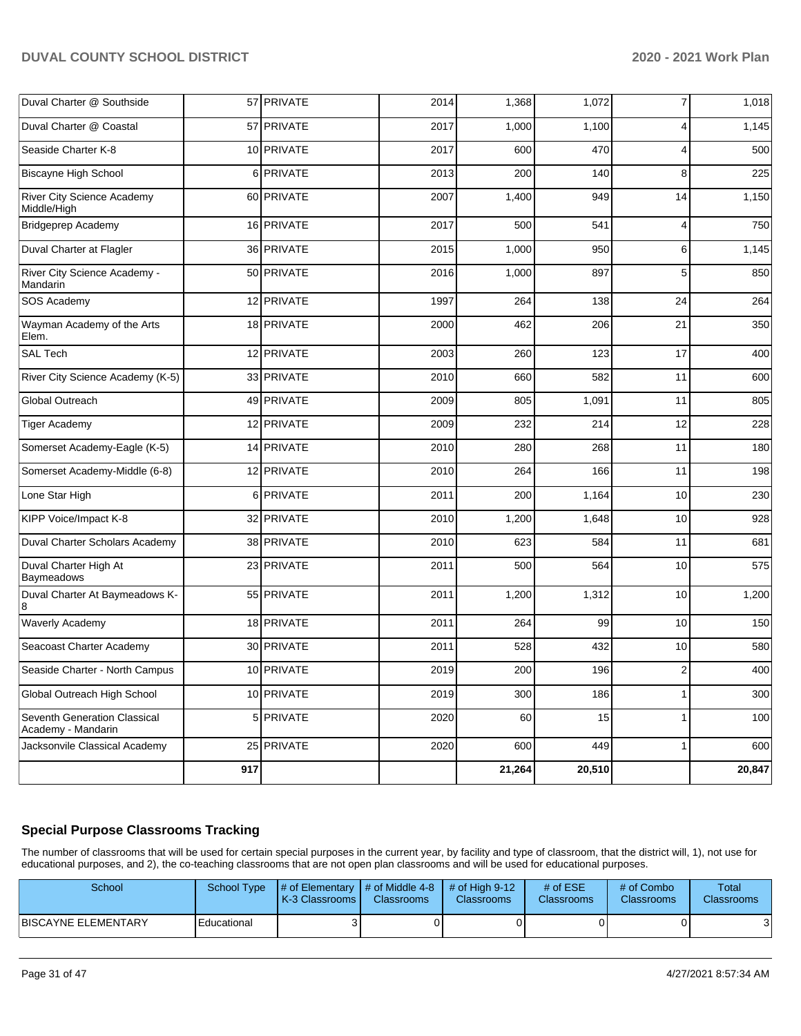| | | | | | | | |
|---|---|---|---|---|---|---|---|
| Duval Charter @ Southside | 57 | PRIVATE | 2014 | 1,368 | 1,072 | 7 | 1,018 |
| Duval Charter @ Coastal | 57 | PRIVATE | 2017 | 1,000 | 1,100 | 4 | 1,145 |
| Seaside Charter K-8 | 10 | PRIVATE | 2017 | 600 | 470 | 4 | 500 |
| Biscayne High School | 6 | PRIVATE | 2013 | 200 | 140 | 8 | 225 |
| River City Science Academy Middle/High | 60 | PRIVATE | 2007 | 1,400 | 949 | 14 | 1,150 |
| Bridgeprep Academy | 16 | PRIVATE | 2017 | 500 | 541 | 4 | 750 |
| Duval Charter at Flagler | 36 | PRIVATE | 2015 | 1,000 | 950 | 6 | 1,145 |
| River City Science Academy - Mandarin | 50 | PRIVATE | 2016 | 1,000 | 897 | 5 | 850 |
| SOS Academy | 12 | PRIVATE | 1997 | 264 | 138 | 24 | 264 |
| Wayman Academy of the Arts Elem. | 18 | PRIVATE | 2000 | 462 | 206 | 21 | 350 |
| SAL Tech | 12 | PRIVATE | 2003 | 260 | 123 | 17 | 400 |
| River City Science Academy (K-5) | 33 | PRIVATE | 2010 | 660 | 582 | 11 | 600 |
| Global Outreach | 49 | PRIVATE | 2009 | 805 | 1,091 | 11 | 805 |
| Tiger Academy | 12 | PRIVATE | 2009 | 232 | 214 | 12 | 228 |
| Somerset Academy-Eagle (K-5) | 14 | PRIVATE | 2010 | 280 | 268 | 11 | 180 |
| Somerset Academy-Middle (6-8) | 12 | PRIVATE | 2010 | 264 | 166 | 11 | 198 |
| Lone Star High | 6 | PRIVATE | 2011 | 200 | 1,164 | 10 | 230 |
| KIPP Voice/Impact K-8 | 32 | PRIVATE | 2010 | 1,200 | 1,648 | 10 | 928 |
| Duval Charter Scholars Academy | 38 | PRIVATE | 2010 | 623 | 584 | 11 | 681 |
| Duval Charter High At Baymeadows | 23 | PRIVATE | 2011 | 500 | 564 | 10 | 575 |
| Duval Charter At Baymeadows K-8 | 55 | PRIVATE | 2011 | 1,200 | 1,312 | 10 | 1,200 |
| Waverly Academy | 18 | PRIVATE | 2011 | 264 | 99 | 10 | 150 |
| Seacoast Charter Academy | 30 | PRIVATE | 2011 | 528 | 432 | 10 | 580 |
| Seaside Charter - North Campus | 10 | PRIVATE | 2019 | 200 | 196 | 2 | 400 |
| Global Outreach High School | 10 | PRIVATE | 2019 | 300 | 186 | 1 | 300 |
| Seventh Generation Classical Academy - Mandarin | 5 | PRIVATE | 2020 | 60 | 15 | 1 | 100 |
| Jacksonvile Classical Academy | 25 | PRIVATE | 2020 | 600 | 449 | 1 | 600 |
| | **917** | | | **21,264** | **20,510** | | **20,847** |

## Special Purpose Classrooms Tracking

The number of classrooms that will be used for certain special purposes in the current year, by facility and type of classroom, that the district will, 1), not use for educational purposes, and 2), the co-teaching classrooms that are not open plan classrooms and will be used for educational purposes.

| School | School Type | # of Elementary K-3 Classrooms | # of Middle 4-8 Classrooms | # of High 9-12 Classrooms | # of ESE Classrooms | # of Combo Classrooms | Total Classrooms |
|---|---|---|---|---|---|---|---|
| BISCAYNE ELEMENTARY | Educational | 3 | 0 | 0 | 0 | 0 | 3 |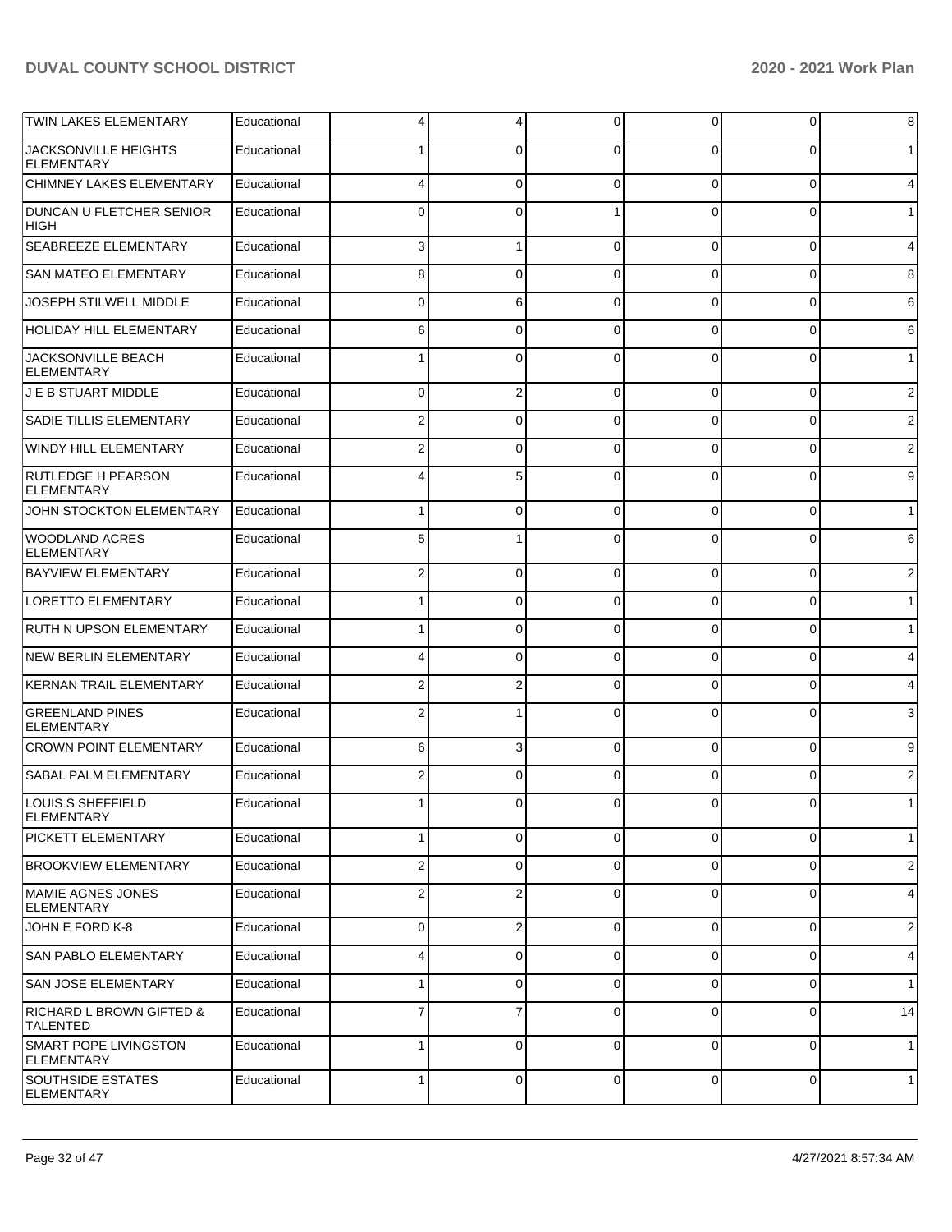| | | | | | | | |
|---|---|---|---|---|---|---|---|
| TWIN LAKES ELEMENTARY | Educational | 4 | 4 | 0 | 0 | 0 | 8 |
| JACKSONVILLE HEIGHTS ELEMENTARY | Educational | 1 | 0 | 0 | 0 | 0 | 1 |
| CHIMNEY LAKES ELEMENTARY | Educational | 4 | 0 | 0 | 0 | 0 | 4 |
| DUNCAN U FLETCHER SENIOR HIGH | Educational | 0 | 0 | 1 | 0 | 0 | 1 |
| SEABREEZE ELEMENTARY | Educational | 3 | 1 | 0 | 0 | 0 | 4 |
| SAN MATEO ELEMENTARY | Educational | 8 | 0 | 0 | 0 | 0 | 8 |
| JOSEPH STILWELL MIDDLE | Educational | 0 | 6 | 0 | 0 | 0 | 6 |
| HOLIDAY HILL ELEMENTARY | Educational | 6 | 0 | 0 | 0 | 0 | 6 |
| JACKSONVILLE BEACH ELEMENTARY | Educational | 1 | 0 | 0 | 0 | 0 | 1 |
| J E B STUART MIDDLE | Educational | 0 | 2 | 0 | 0 | 0 | 2 |
| SADIE TILLIS ELEMENTARY | Educational | 2 | 0 | 0 | 0 | 0 | 2 |
| WINDY HILL ELEMENTARY | Educational | 2 | 0 | 0 | 0 | 0 | 2 |
| RUTLEDGE H PEARSON ELEMENTARY | Educational | 4 | 5 | 0 | 0 | 0 | 9 |
| JOHN STOCKTON ELEMENTARY | Educational | 1 | 0 | 0 | 0 | 0 | 1 |
| WOODLAND ACRES ELEMENTARY | Educational | 5 | 1 | 0 | 0 | 0 | 6 |
| BAYVIEW ELEMENTARY | Educational | 2 | 0 | 0 | 0 | 0 | 2 |
| LORETTO ELEMENTARY | Educational | 1 | 0 | 0 | 0 | 0 | 1 |
| RUTH N UPSON ELEMENTARY | Educational | 1 | 0 | 0 | 0 | 0 | 1 |
| NEW BERLIN ELEMENTARY | Educational | 4 | 0 | 0 | 0 | 0 | 4 |
| KERNAN TRAIL ELEMENTARY | Educational | 2 | 2 | 0 | 0 | 0 | 4 |
| GREENLAND PINES ELEMENTARY | Educational | 2 | 1 | 0 | 0 | 0 | 3 |
| CROWN POINT ELEMENTARY | Educational | 6 | 3 | 0 | 0 | 0 | 9 |
| SABAL PALM ELEMENTARY | Educational | 2 | 0 | 0 | 0 | 0 | 2 |
| LOUIS S SHEFFIELD ELEMENTARY | Educational | 1 | 0 | 0 | 0 | 0 | 1 |
| PICKETT ELEMENTARY | Educational | 1 | 0 | 0 | 0 | 0 | 1 |
| BROOKVIEW ELEMENTARY | Educational | 2 | 0 | 0 | 0 | 0 | 2 |
| MAMIE AGNES JONES ELEMENTARY | Educational | 2 | 2 | 0 | 0 | 0 | 4 |
| JOHN E FORD K-8 | Educational | 0 | 2 | 0 | 0 | 0 | 2 |
| SAN PABLO ELEMENTARY | Educational | 4 | 0 | 0 | 0 | 0 | 4 |
| SAN JOSE ELEMENTARY | Educational | 1 | 0 | 0 | 0 | 0 | 1 |
| RICHARD L BROWN GIFTED & TALENTED | Educational | 7 | 7 | 0 | 0 | 0 | 14 |
| SMART POPE LIVINGSTON ELEMENTARY | Educational | 1 | 0 | 0 | 0 | 0 | 1 |
| SOUTHSIDE ESTATES ELEMENTARY | Educational | 1 | 0 | 0 | 0 | 0 | 1 |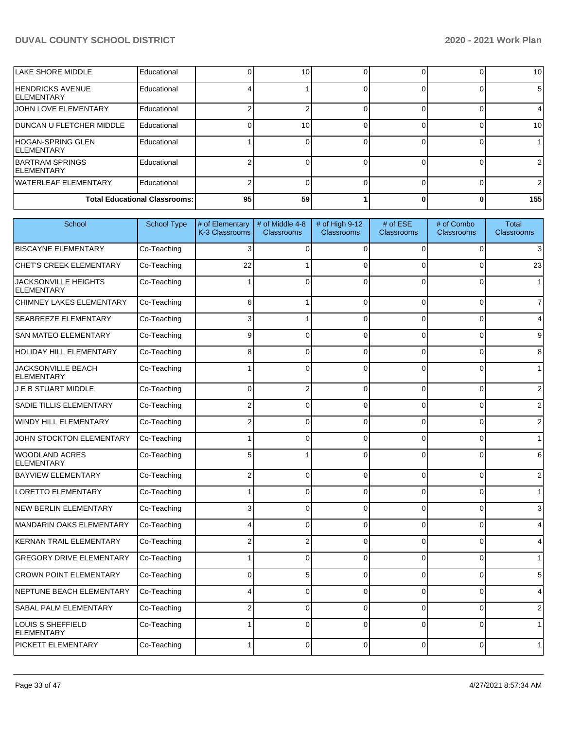| School | School Type | # of Elementary K-3 Classrooms | # of Middle 4-8 Classrooms | # of High 9-12 Classrooms | # of ESE Classrooms | # of Combo Classrooms | Total Classrooms |
|---|---|---|---|---|---|---|---|
| LAKE SHORE MIDDLE | Educational | 0 | 10 | 0 | 0 | 0 | 10 |
| HENDRICKS AVENUE ELEMENTARY | Educational | 4 | 1 | 0 | 0 | 0 | 5 |
| JOHN LOVE ELEMENTARY | Educational | 2 | 2 | 0 | 0 | 0 | 4 |
| DUNCAN U FLETCHER MIDDLE | Educational | 0 | 10 | 0 | 0 | 0 | 10 |
| HOGAN-SPRING GLEN ELEMENTARY | Educational | 1 | 0 | 0 | 0 | 0 | 1 |
| BARTRAM SPRINGS ELEMENTARY | Educational | 2 | 0 | 0 | 0 | 0 | 2 |
| WATERLEAF ELEMENTARY | Educational | 2 | 0 | 0 | 0 | 0 | 2 |
| **Total Educational Classrooms:** | | **95** | **59** | **1** | **0** | **0** | **155** |

| School | School Type | # of Elementary K-3 Classrooms | # of Middle 4-8 Classrooms | # of High 9-12 Classrooms | # of ESE Classrooms | # of Combo Classrooms | Total Classrooms |
|---|---|---|---|---|---|---|---|
| BISCAYNE ELEMENTARY | Co-Teaching | 3 | 0 | 0 | 0 | 0 | 3 |
| CHET'S CREEK ELEMENTARY | Co-Teaching | 22 | 1 | 0 | 0 | 0 | 23 |
| JACKSONVILLE HEIGHTS ELEMENTARY | Co-Teaching | 1 | 0 | 0 | 0 | 0 | 1 |
| CHIMNEY LAKES ELEMENTARY | Co-Teaching | 6 | 1 | 0 | 0 | 0 | 7 |
| SEABREEZE ELEMENTARY | Co-Teaching | 3 | 1 | 0 | 0 | 0 | 4 |
| SAN MATEO ELEMENTARY | Co-Teaching | 9 | 0 | 0 | 0 | 0 | 9 |
| HOLIDAY HILL ELEMENTARY | Co-Teaching | 8 | 0 | 0 | 0 | 0 | 8 |
| JACKSONVILLE BEACH ELEMENTARY | Co-Teaching | 1 | 0 | 0 | 0 | 0 | 1 |
| J E B STUART MIDDLE | Co-Teaching | 0 | 2 | 0 | 0 | 0 | 2 |
| SADIE TILLIS ELEMENTARY | Co-Teaching | 2 | 0 | 0 | 0 | 0 | 2 |
| WINDY HILL ELEMENTARY | Co-Teaching | 2 | 0 | 0 | 0 | 0 | 2 |
| JOHN STOCKTON ELEMENTARY | Co-Teaching | 1 | 0 | 0 | 0 | 0 | 1 |
| WOODLAND ACRES ELEMENTARY | Co-Teaching | 5 | 1 | 0 | 0 | 0 | 6 |
| BAYVIEW ELEMENTARY | Co-Teaching | 2 | 0 | 0 | 0 | 0 | 2 |
| LORETTO ELEMENTARY | Co-Teaching | 1 | 0 | 0 | 0 | 0 | 1 |
| NEW BERLIN ELEMENTARY | Co-Teaching | 3 | 0 | 0 | 0 | 0 | 3 |
| MANDARIN OAKS ELEMENTARY | Co-Teaching | 4 | 0 | 0 | 0 | 0 | 4 |
| KERNAN TRAIL ELEMENTARY | Co-Teaching | 2 | 2 | 0 | 0 | 0 | 4 |
| GREGORY DRIVE ELEMENTARY | Co-Teaching | 1 | 0 | 0 | 0 | 0 | 1 |
| CROWN POINT ELEMENTARY | Co-Teaching | 0 | 5 | 0 | 0 | 0 | 5 |
| NEPTUNE BEACH ELEMENTARY | Co-Teaching | 4 | 0 | 0 | 0 | 0 | 4 |
| SABAL PALM ELEMENTARY | Co-Teaching | 2 | 0 | 0 | 0 | 0 | 2 |
| LOUIS S SHEFFIELD ELEMENTARY | Co-Teaching | 1 | 0 | 0 | 0 | 0 | 1 |
| PICKETT ELEMENTARY | Co-Teaching | 1 | 0 | 0 | 0 | 0 | 1 |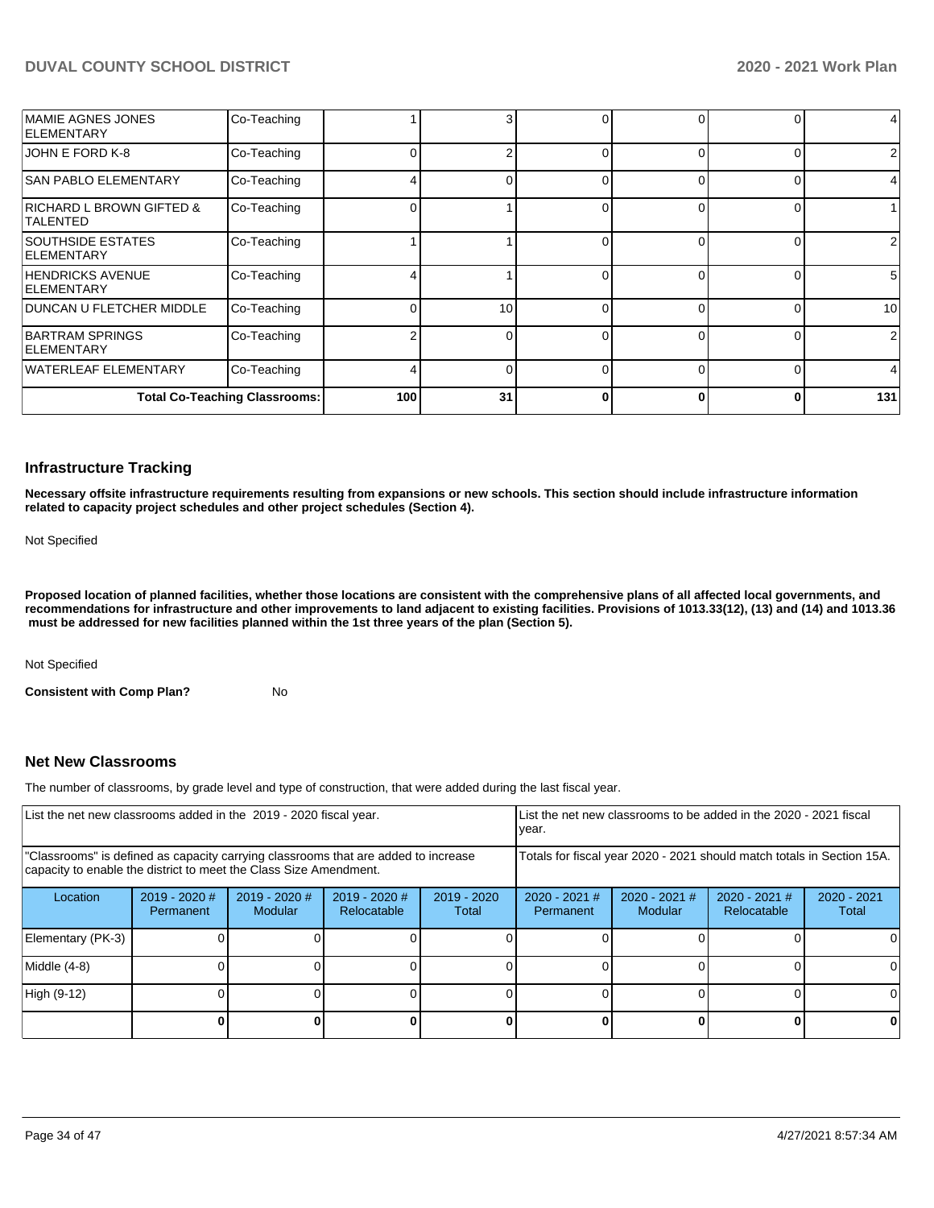| MAMIE AGNES JONES ELEMENTARY | Co-Teaching | 1 | 3 | 0 | 0 | 0 | 4 |
|---|---|---|---|---|---|---|---|
| JOHN E FORD K-8 | Co-Teaching | 0 | 2 | 0 | 0 | 0 | 2 |
| SAN PABLO ELEMENTARY | Co-Teaching | 4 | 0 | 0 | 0 | 0 | 4 |
| RICHARD L BROWN GIFTED & TALENTED | Co-Teaching | 0 | 1 | 0 | 0 | 0 | 1 |
| SOUTHSIDE ESTATES ELEMENTARY | Co-Teaching | 1 | 1 | 0 | 0 | 0 | 2 |
| HENDRICKS AVENUE ELEMENTARY | Co-Teaching | 4 | 1 | 0 | 0 | 0 | 5 |
| DUNCAN U FLETCHER MIDDLE | Co-Teaching | 0 | 10 | 0 | 0 | 0 | 10 |
| BARTRAM SPRINGS ELEMENTARY | Co-Teaching | 2 | 0 | 0 | 0 | 0 | 2 |
| WATERLEAF ELEMENTARY | Co-Teaching | 4 | 0 | 0 | 0 | 0 | 4 |
| | **Total Co-Teaching Classrooms:** | **100** | **31** | **0** | **0** | **0** | **131** |

## Infrastructure Tracking

**Necessary offsite infrastructure requirements resulting from expansions or new schools. This section should include infrastructure information related to capacity project schedules and other project schedules (Section 4).**

Not Specified

**Proposed location of planned facilities, whether those locations are consistent with the comprehensive plans of all affected local governments, and recommendations for infrastructure and other improvements to land adjacent to existing facilities. Provisions of 1013.33(12), (13) and (14) and 1013.36 must be addressed for new facilities planned within the 1st three years of the plan (Section 5).**

Not Specified

**Consistent with Comp Plan?** No

## Net New Classrooms

The number of classrooms, by grade level and type of construction, that were added during the last fiscal year.

| List the net new classrooms added in the 2019 - 2020 fiscal year. | | | | | List the net new classrooms to be added in the 2020 - 2021 fiscal year. | | | |
|---|---|---|---|---|---|---|---|---|
| "Classrooms" is defined as capacity carrying classrooms that are added to increase capacity to enable the district to meet the Class Size Amendment. | | | | | Totals for fiscal year 2020 - 2021 should match totals in Section 15A. | | | |
| Location | 2019 - 2020 # Permanent | 2019 - 2020 # Modular | 2019 - 2020 # Relocatable | 2019 - 2020 Total | 2020 - 2021 # Permanent | 2020 - 2021 # Modular | 2020 - 2021 # Relocatable | 2020 - 2021 Total |
| Elementary (PK-3) | 0 | 0 | 0 | 0 | 0 | 0 | 0 | 0 |
| Middle (4-8) | 0 | 0 | 0 | 0 | 0 | 0 | 0 | 0 |
| High (9-12) | 0 | 0 | 0 | 0 | 0 | 0 | 0 | 0 |
| | **0** | **0** | **0** | **0** | **0** | **0** | **0** | **0** |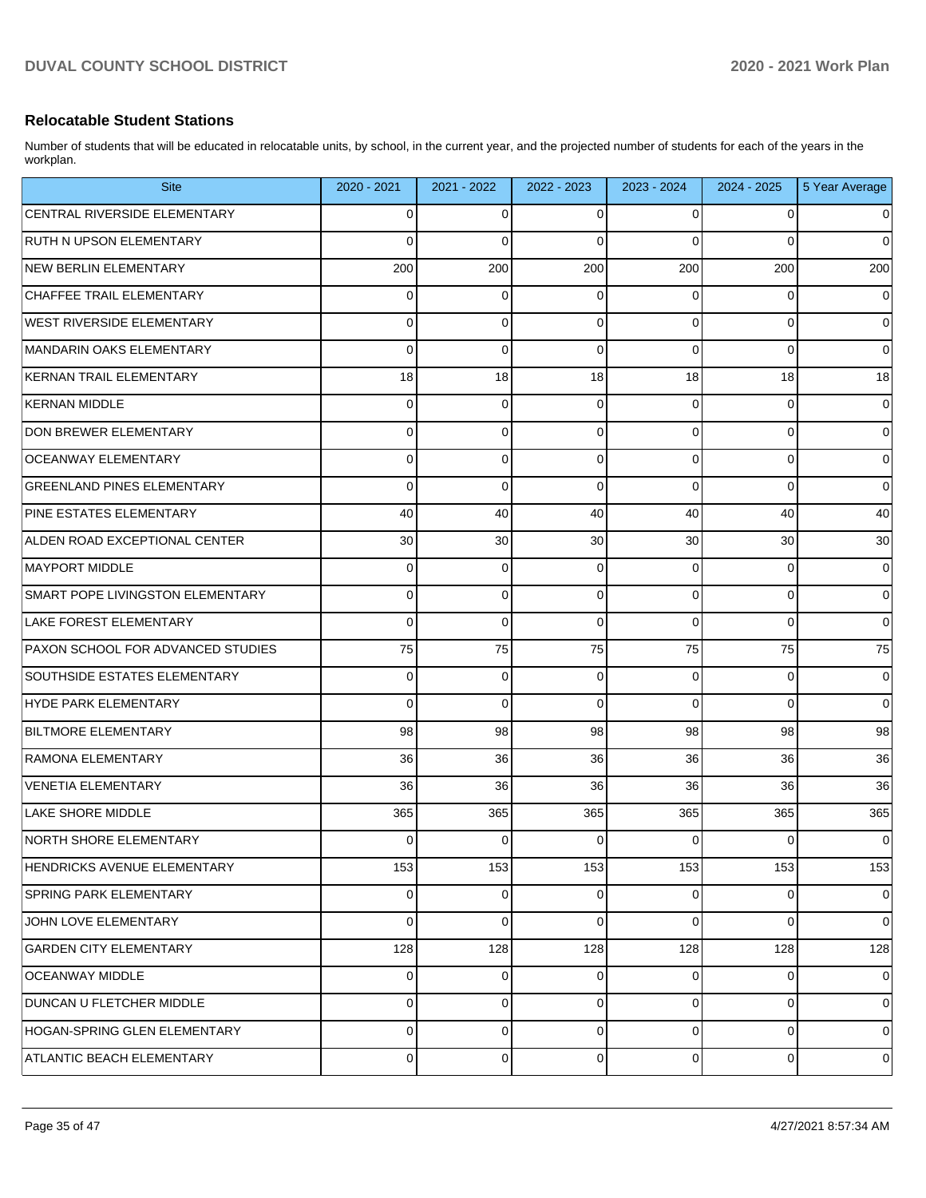## Relocatable Student Stations

Number of students that will be educated in relocatable units, by school, in the current year, and the projected number of students for each of the years in the workplan.

| Site | 2020 - 2021 | 2021 - 2022 | 2022 - 2023 | 2023 - 2024 | 2024 - 2025 | 5 Year Average |
|---|---|---|---|---|---|---|
| CENTRAL RIVERSIDE ELEMENTARY | 0 | 0 | 0 | 0 | 0 | 0 |
| RUTH N UPSON ELEMENTARY | 0 | 0 | 0 | 0 | 0 | 0 |
| NEW BERLIN ELEMENTARY | 200 | 200 | 200 | 200 | 200 | 200 |
| CHAFFEE TRAIL ELEMENTARY | 0 | 0 | 0 | 0 | 0 | 0 |
| WEST RIVERSIDE ELEMENTARY | 0 | 0 | 0 | 0 | 0 | 0 |
| MANDARIN OAKS ELEMENTARY | 0 | 0 | 0 | 0 | 0 | 0 |
| KERNAN TRAIL ELEMENTARY | 18 | 18 | 18 | 18 | 18 | 18 |
| KERNAN MIDDLE | 0 | 0 | 0 | 0 | 0 | 0 |
| DON BREWER ELEMENTARY | 0 | 0 | 0 | 0 | 0 | 0 |
| OCEANWAY ELEMENTARY | 0 | 0 | 0 | 0 | 0 | 0 |
| GREENLAND PINES ELEMENTARY | 0 | 0 | 0 | 0 | 0 | 0 |
| PINE ESTATES ELEMENTARY | 40 | 40 | 40 | 40 | 40 | 40 |
| ALDEN ROAD EXCEPTIONAL CENTER | 30 | 30 | 30 | 30 | 30 | 30 |
| MAYPORT MIDDLE | 0 | 0 | 0 | 0 | 0 | 0 |
| SMART POPE LIVINGSTON ELEMENTARY | 0 | 0 | 0 | 0 | 0 | 0 |
| LAKE FOREST ELEMENTARY | 0 | 0 | 0 | 0 | 0 | 0 |
| PAXON SCHOOL FOR ADVANCED STUDIES | 75 | 75 | 75 | 75 | 75 | 75 |
| SOUTHSIDE ESTATES ELEMENTARY | 0 | 0 | 0 | 0 | 0 | 0 |
| HYDE PARK ELEMENTARY | 0 | 0 | 0 | 0 | 0 | 0 |
| BILTMORE ELEMENTARY | 98 | 98 | 98 | 98 | 98 | 98 |
| RAMONA ELEMENTARY | 36 | 36 | 36 | 36 | 36 | 36 |
| VENETIA ELEMENTARY | 36 | 36 | 36 | 36 | 36 | 36 |
| LAKE SHORE MIDDLE | 365 | 365 | 365 | 365 | 365 | 365 |
| NORTH SHORE ELEMENTARY | 0 | 0 | 0 | 0 | 0 | 0 |
| HENDRICKS AVENUE ELEMENTARY | 153 | 153 | 153 | 153 | 153 | 153 |
| SPRING PARK ELEMENTARY | 0 | 0 | 0 | 0 | 0 | 0 |
| JOHN LOVE ELEMENTARY | 0 | 0 | 0 | 0 | 0 | 0 |
| GARDEN CITY ELEMENTARY | 128 | 128 | 128 | 128 | 128 | 128 |
| OCEANWAY MIDDLE | 0 | 0 | 0 | 0 | 0 | 0 |
| DUNCAN U FLETCHER MIDDLE | 0 | 0 | 0 | 0 | 0 | 0 |
| HOGAN-SPRING GLEN ELEMENTARY | 0 | 0 | 0 | 0 | 0 | 0 |
| ATLANTIC BEACH ELEMENTARY | 0 | 0 | 0 | 0 | 0 | 0 |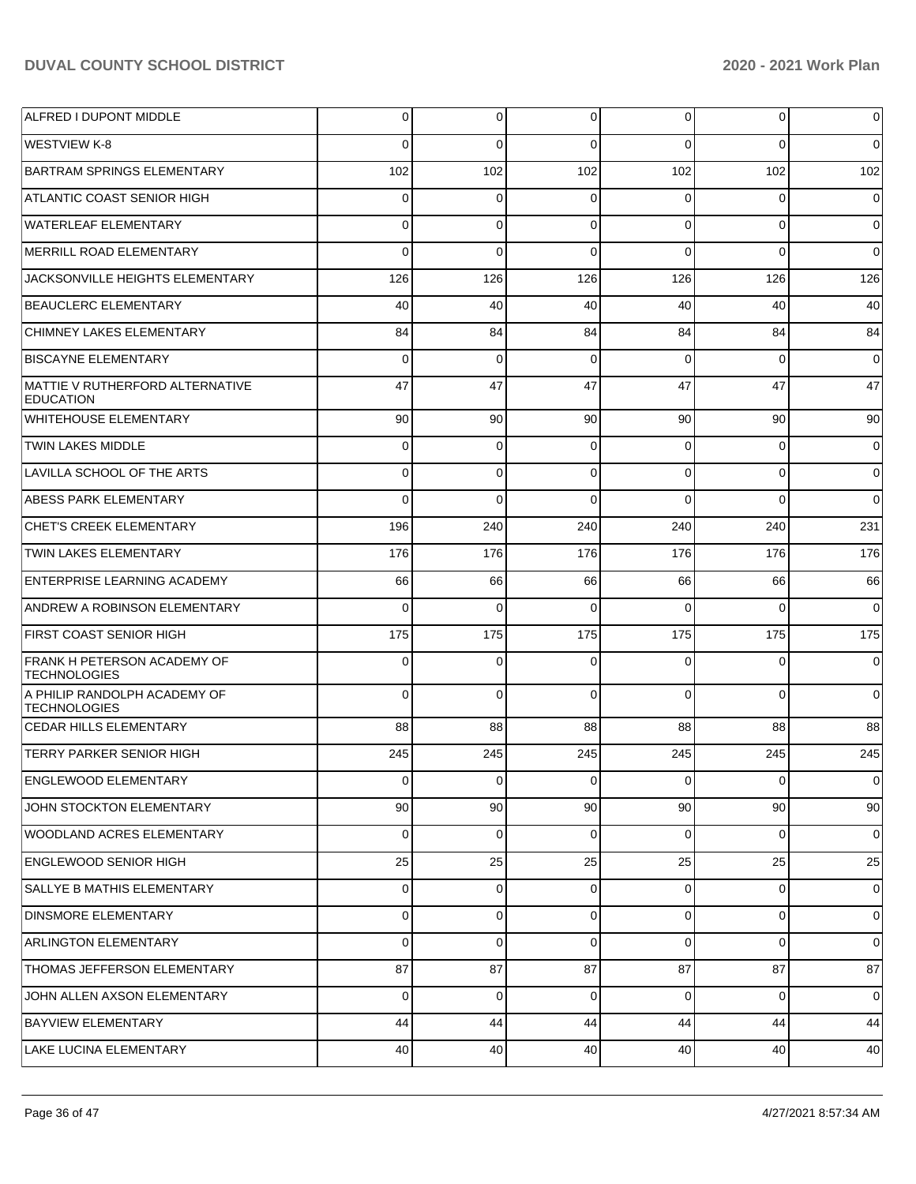| | | | | | | |
|---|---|---|---|---|---|---|
| ALFRED I DUPONT MIDDLE | 0 | 0 | 0 | 0 | 0 | 0 |
| WESTVIEW K-8 | 0 | 0 | 0 | 0 | 0 | 0 |
| BARTRAM SPRINGS ELEMENTARY | 102 | 102 | 102 | 102 | 102 | 102 |
| ATLANTIC COAST SENIOR HIGH | 0 | 0 | 0 | 0 | 0 | 0 |
| WATERLEAF ELEMENTARY | 0 | 0 | 0 | 0 | 0 | 0 |
| MERRILL ROAD ELEMENTARY | 0 | 0 | 0 | 0 | 0 | 0 |
| JACKSONVILLE HEIGHTS ELEMENTARY | 126 | 126 | 126 | 126 | 126 | 126 |
| BEAUCLERC ELEMENTARY | 40 | 40 | 40 | 40 | 40 | 40 |
| CHIMNEY LAKES ELEMENTARY | 84 | 84 | 84 | 84 | 84 | 84 |
| BISCAYNE ELEMENTARY | 0 | 0 | 0 | 0 | 0 | 0 |
| MATTIE V RUTHERFORD ALTERNATIVE EDUCATION | 47 | 47 | 47 | 47 | 47 | 47 |
| WHITEHOUSE ELEMENTARY | 90 | 90 | 90 | 90 | 90 | 90 |
| TWIN LAKES MIDDLE | 0 | 0 | 0 | 0 | 0 | 0 |
| LAVILLA SCHOOL OF THE ARTS | 0 | 0 | 0 | 0 | 0 | 0 |
| ABESS PARK ELEMENTARY | 0 | 0 | 0 | 0 | 0 | 0 |
| CHET'S CREEK ELEMENTARY | 196 | 240 | 240 | 240 | 240 | 231 |
| TWIN LAKES ELEMENTARY | 176 | 176 | 176 | 176 | 176 | 176 |
| ENTERPRISE LEARNING ACADEMY | 66 | 66 | 66 | 66 | 66 | 66 |
| ANDREW A ROBINSON ELEMENTARY | 0 | 0 | 0 | 0 | 0 | 0 |
| FIRST COAST SENIOR HIGH | 175 | 175 | 175 | 175 | 175 | 175 |
| FRANK H PETERSON ACADEMY OF TECHNOLOGIES | 0 | 0 | 0 | 0 | 0 | 0 |
| A PHILIP RANDOLPH ACADEMY OF TECHNOLOGIES | 0 | 0 | 0 | 0 | 0 | 0 |
| CEDAR HILLS ELEMENTARY | 88 | 88 | 88 | 88 | 88 | 88 |
| TERRY PARKER SENIOR HIGH | 245 | 245 | 245 | 245 | 245 | 245 |
| ENGLEWOOD ELEMENTARY | 0 | 0 | 0 | 0 | 0 | 0 |
| JOHN STOCKTON ELEMENTARY | 90 | 90 | 90 | 90 | 90 | 90 |
| WOODLAND ACRES ELEMENTARY | 0 | 0 | 0 | 0 | 0 | 0 |
| ENGLEWOOD SENIOR HIGH | 25 | 25 | 25 | 25 | 25 | 25 |
| SALLYE B MATHIS ELEMENTARY | 0 | 0 | 0 | 0 | 0 | 0 |
| DINSMORE ELEMENTARY | 0 | 0 | 0 | 0 | 0 | 0 |
| ARLINGTON ELEMENTARY | 0 | 0 | 0 | 0 | 0 | 0 |
| THOMAS JEFFERSON ELEMENTARY | 87 | 87 | 87 | 87 | 87 | 87 |
| JOHN ALLEN AXSON ELEMENTARY | 0 | 0 | 0 | 0 | 0 | 0 |
| BAYVIEW ELEMENTARY | 44 | 44 | 44 | 44 | 44 | 44 |
| LAKE LUCINA ELEMENTARY | 40 | 40 | 40 | 40 | 40 | 40 |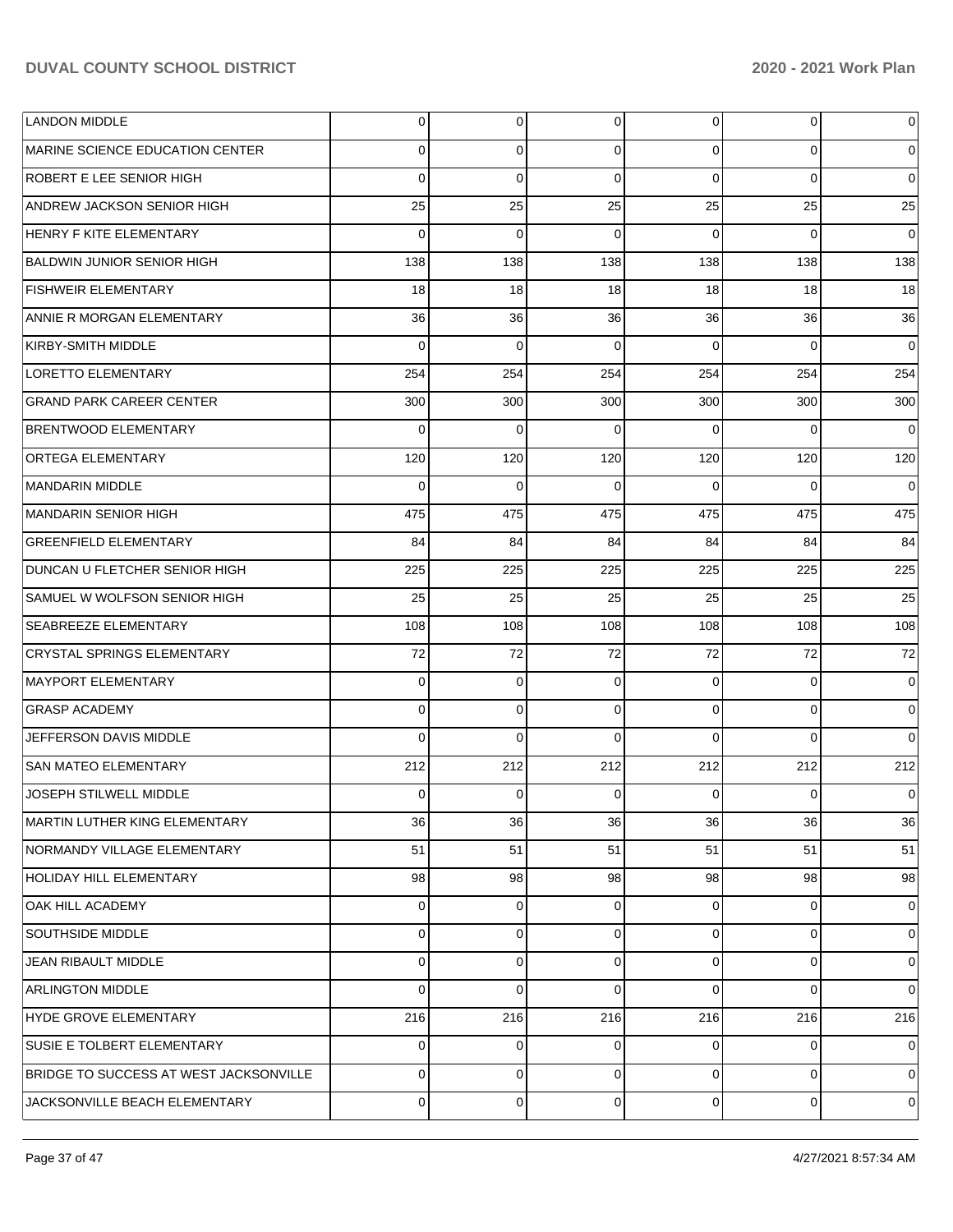| | | | | | | |
|---|---|---|---|---|---|---|
| LANDON MIDDLE | 0 | 0 | 0 | 0 | 0 | 0 |
| MARINE SCIENCE EDUCATION CENTER | 0 | 0 | 0 | 0 | 0 | 0 |
| ROBERT E LEE SENIOR HIGH | 0 | 0 | 0 | 0 | 0 | 0 |
| ANDREW JACKSON SENIOR HIGH | 25 | 25 | 25 | 25 | 25 | 25 |
| HENRY F KITE ELEMENTARY | 0 | 0 | 0 | 0 | 0 | 0 |
| BALDWIN JUNIOR SENIOR HIGH | 138 | 138 | 138 | 138 | 138 | 138 |
| FISHWEIR ELEMENTARY | 18 | 18 | 18 | 18 | 18 | 18 |
| ANNIE R MORGAN ELEMENTARY | 36 | 36 | 36 | 36 | 36 | 36 |
| KIRBY-SMITH MIDDLE | 0 | 0 | 0 | 0 | 0 | 0 |
| LORETTO ELEMENTARY | 254 | 254 | 254 | 254 | 254 | 254 |
| GRAND PARK CAREER CENTER | 300 | 300 | 300 | 300 | 300 | 300 |
| BRENTWOOD ELEMENTARY | 0 | 0 | 0 | 0 | 0 | 0 |
| ORTEGA ELEMENTARY | 120 | 120 | 120 | 120 | 120 | 120 |
| MANDARIN MIDDLE | 0 | 0 | 0 | 0 | 0 | 0 |
| MANDARIN SENIOR HIGH | 475 | 475 | 475 | 475 | 475 | 475 |
| GREENFIELD ELEMENTARY | 84 | 84 | 84 | 84 | 84 | 84 |
| DUNCAN U FLETCHER SENIOR HIGH | 225 | 225 | 225 | 225 | 225 | 225 |
| SAMUEL W WOLFSON SENIOR HIGH | 25 | 25 | 25 | 25 | 25 | 25 |
| SEABREEZE ELEMENTARY | 108 | 108 | 108 | 108 | 108 | 108 |
| CRYSTAL SPRINGS ELEMENTARY | 72 | 72 | 72 | 72 | 72 | 72 |
| MAYPORT ELEMENTARY | 0 | 0 | 0 | 0 | 0 | 0 |
| GRASP ACADEMY | 0 | 0 | 0 | 0 | 0 | 0 |
| JEFFERSON DAVIS MIDDLE | 0 | 0 | 0 | 0 | 0 | 0 |
| SAN MATEO ELEMENTARY | 212 | 212 | 212 | 212 | 212 | 212 |
| JOSEPH STILWELL MIDDLE | 0 | 0 | 0 | 0 | 0 | 0 |
| MARTIN LUTHER KING ELEMENTARY | 36 | 36 | 36 | 36 | 36 | 36 |
| NORMANDY VILLAGE ELEMENTARY | 51 | 51 | 51 | 51 | 51 | 51 |
| HOLIDAY HILL ELEMENTARY | 98 | 98 | 98 | 98 | 98 | 98 |
| OAK HILL ACADEMY | 0 | 0 | 0 | 0 | 0 | 0 |
| SOUTHSIDE MIDDLE | 0 | 0 | 0 | 0 | 0 | 0 |
| JEAN RIBAULT MIDDLE | 0 | 0 | 0 | 0 | 0 | 0 |
| ARLINGTON MIDDLE | 0 | 0 | 0 | 0 | 0 | 0 |
| HYDE GROVE ELEMENTARY | 216 | 216 | 216 | 216 | 216 | 216 |
| SUSIE E TOLBERT ELEMENTARY | 0 | 0 | 0 | 0 | 0 | 0 |
| BRIDGE TO SUCCESS AT WEST JACKSONVILLE | 0 | 0 | 0 | 0 | 0 | 0 |
| JACKSONVILLE BEACH ELEMENTARY | 0 | 0 | 0 | 0 | 0 | 0 |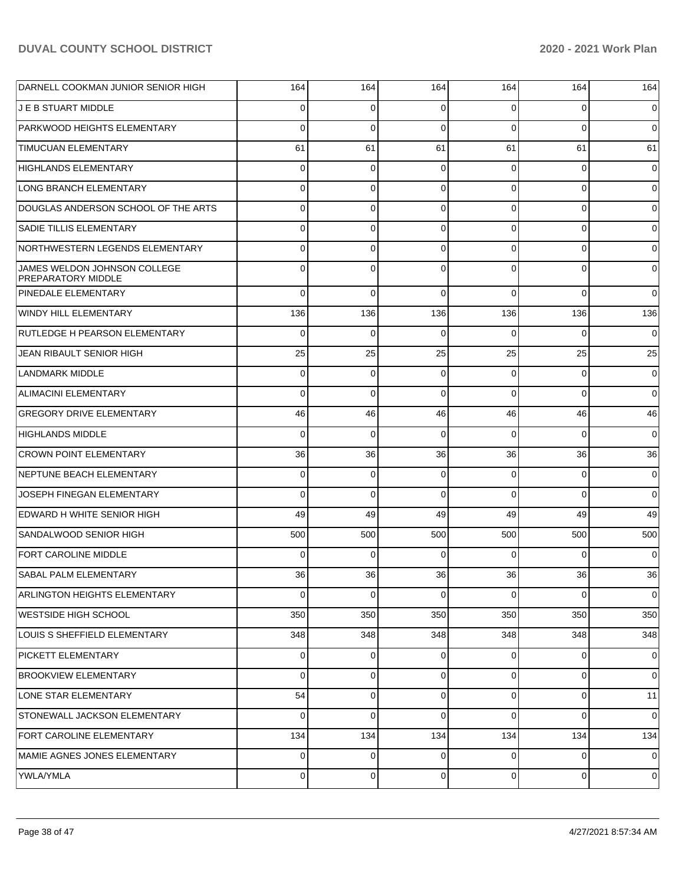| | | | | | | |
|---|---|---|---|---|---|---|
| DARNELL COOKMAN JUNIOR SENIOR HIGH | 164 | 164 | 164 | 164 | 164 | 164 |
| J E B STUART MIDDLE | 0 | 0 | 0 | 0 | 0 | 0 |
| PARKWOOD HEIGHTS ELEMENTARY | 0 | 0 | 0 | 0 | 0 | 0 |
| TIMUCUAN ELEMENTARY | 61 | 61 | 61 | 61 | 61 | 61 |
| HIGHLANDS ELEMENTARY | 0 | 0 | 0 | 0 | 0 | 0 |
| LONG BRANCH ELEMENTARY | 0 | 0 | 0 | 0 | 0 | 0 |
| DOUGLAS ANDERSON SCHOOL OF THE ARTS | 0 | 0 | 0 | 0 | 0 | 0 |
| SADIE TILLIS ELEMENTARY | 0 | 0 | 0 | 0 | 0 | 0 |
| NORTHWESTERN LEGENDS ELEMENTARY | 0 | 0 | 0 | 0 | 0 | 0 |
| JAMES WELDON JOHNSON COLLEGE PREPARATORY MIDDLE | 0 | 0 | 0 | 0 | 0 | 0 |
| PINEDALE ELEMENTARY | 0 | 0 | 0 | 0 | 0 | 0 |
| WINDY HILL ELEMENTARY | 136 | 136 | 136 | 136 | 136 | 136 |
| RUTLEDGE H PEARSON ELEMENTARY | 0 | 0 | 0 | 0 | 0 | 0 |
| JEAN RIBAULT SENIOR HIGH | 25 | 25 | 25 | 25 | 25 | 25 |
| LANDMARK MIDDLE | 0 | 0 | 0 | 0 | 0 | 0 |
| ALIMACINI ELEMENTARY | 0 | 0 | 0 | 0 | 0 | 0 |
| GREGORY DRIVE ELEMENTARY | 46 | 46 | 46 | 46 | 46 | 46 |
| HIGHLANDS MIDDLE | 0 | 0 | 0 | 0 | 0 | 0 |
| CROWN POINT ELEMENTARY | 36 | 36 | 36 | 36 | 36 | 36 |
| NEPTUNE BEACH ELEMENTARY | 0 | 0 | 0 | 0 | 0 | 0 |
| JOSEPH FINEGAN ELEMENTARY | 0 | 0 | 0 | 0 | 0 | 0 |
| EDWARD H WHITE SENIOR HIGH | 49 | 49 | 49 | 49 | 49 | 49 |
| SANDALWOOD SENIOR HIGH | 500 | 500 | 500 | 500 | 500 | 500 |
| FORT CAROLINE MIDDLE | 0 | 0 | 0 | 0 | 0 | 0 |
| SABAL PALM ELEMENTARY | 36 | 36 | 36 | 36 | 36 | 36 |
| ARLINGTON HEIGHTS ELEMENTARY | 0 | 0 | 0 | 0 | 0 | 0 |
| WESTSIDE HIGH SCHOOL | 350 | 350 | 350 | 350 | 350 | 350 |
| LOUIS S SHEFFIELD ELEMENTARY | 348 | 348 | 348 | 348 | 348 | 348 |
| PICKETT ELEMENTARY | 0 | 0 | 0 | 0 | 0 | 0 |
| BROOKVIEW ELEMENTARY | 0 | 0 | 0 | 0 | 0 | 0 |
| LONE STAR ELEMENTARY | 54 | 0 | 0 | 0 | 0 | 11 |
| STONEWALL JACKSON ELEMENTARY | 0 | 0 | 0 | 0 | 0 | 0 |
| FORT CAROLINE ELEMENTARY | 134 | 134 | 134 | 134 | 134 | 134 |
| MAMIE AGNES JONES ELEMENTARY | 0 | 0 | 0 | 0 | 0 | 0 |
| YWLA/YMLA | 0 | 0 | 0 | 0 | 0 | 0 |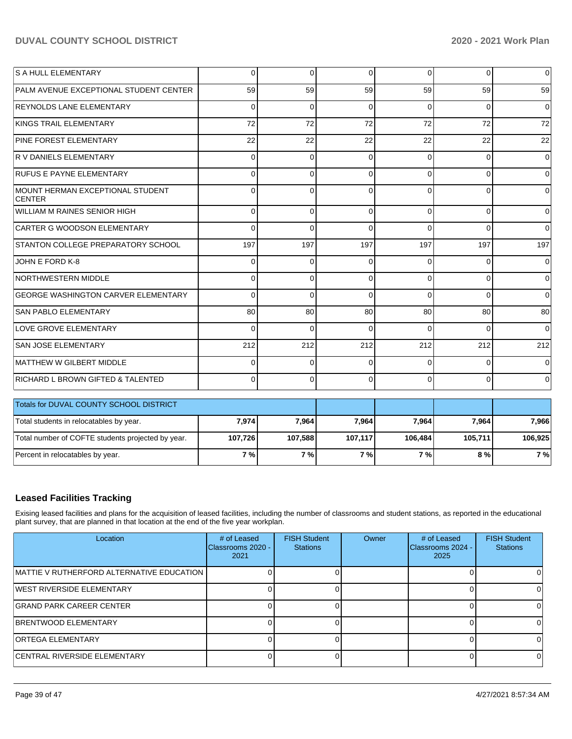| | | | | | | |
|---|---|---|---|---|---|---|
| S A HULL ELEMENTARY | 0 | 0 | 0 | 0 | 0 | 0 |
| PALM AVENUE EXCEPTIONAL STUDENT CENTER | 59 | 59 | 59 | 59 | 59 | 59 |
| REYNOLDS LANE ELEMENTARY | 0 | 0 | 0 | 0 | 0 | 0 |
| KINGS TRAIL ELEMENTARY | 72 | 72 | 72 | 72 | 72 | 72 |
| PINE FOREST ELEMENTARY | 22 | 22 | 22 | 22 | 22 | 22 |
| R V DANIELS ELEMENTARY | 0 | 0 | 0 | 0 | 0 | 0 |
| RUFUS E PAYNE ELEMENTARY | 0 | 0 | 0 | 0 | 0 | 0 |
| MOUNT HERMAN EXCEPTIONAL STUDENT CENTER | 0 | 0 | 0 | 0 | 0 | 0 |
| WILLIAM M RAINES SENIOR HIGH | 0 | 0 | 0 | 0 | 0 | 0 |
| CARTER G WOODSON ELEMENTARY | 0 | 0 | 0 | 0 | 0 | 0 |
| STANTON COLLEGE PREPARATORY SCHOOL | 197 | 197 | 197 | 197 | 197 | 197 |
| JOHN E FORD K-8 | 0 | 0 | 0 | 0 | 0 | 0 |
| NORTHWESTERN MIDDLE | 0 | 0 | 0 | 0 | 0 | 0 |
| GEORGE WASHINGTON CARVER ELEMENTARY | 0 | 0 | 0 | 0 | 0 | 0 |
| SAN PABLO ELEMENTARY | 80 | 80 | 80 | 80 | 80 | 80 |
| LOVE GROVE ELEMENTARY | 0 | 0 | 0 | 0 | 0 | 0 |
| SAN JOSE ELEMENTARY | 212 | 212 | 212 | 212 | 212 | 212 |
| MATTHEW W GILBERT MIDDLE | 0 | 0 | 0 | 0 | 0 | 0 |
| RICHARD L BROWN GIFTED & TALENTED | 0 | 0 | 0 | 0 | 0 | 0 |

| Totals for DUVAL COUNTY SCHOOL DISTRICT | | | | | | |
|---|---|---|---|---|---|---|
| Total students in relocatables by year. | **7,974** | **7,964** | **7,964** | **7,964** | **7,964** | **7,966** |
| Total number of COFTE students projected by year. | **107,726** | **107,588** | **107,117** | **106,484** | **105,711** | **106,925** |
| Percent in relocatables by year. | **7 %** | **7 %** | **7 %** | **7 %** | **8 %** | **7 %** |

## Leased Facilities Tracking

Exising leased facilities and plans for the acquisition of leased facilities, including the number of classrooms and student stations, as reported in the educational plant survey, that are planned in that location at the end of the five year workplan.

| Location | # of Leased Classrooms 2020 - 2021 | FISH Student Stations | Owner | # of Leased Classrooms 2024 - 2025 | FISH Student Stations |
|---|---|---|---|---|---|
| MATTIE V RUTHERFORD ALTERNATIVE EDUCATION | 0 | 0 | | 0 | 0 |
| WEST RIVERSIDE ELEMENTARY | 0 | 0 | | 0 | 0 |
| GRAND PARK CAREER CENTER | 0 | 0 | | 0 | 0 |
| BRENTWOOD ELEMENTARY | 0 | 0 | | 0 | 0 |
| ORTEGA ELEMENTARY | 0 | 0 | | 0 | 0 |
| CENTRAL RIVERSIDE ELEMENTARY | 0 | 0 | | 0 | 0 |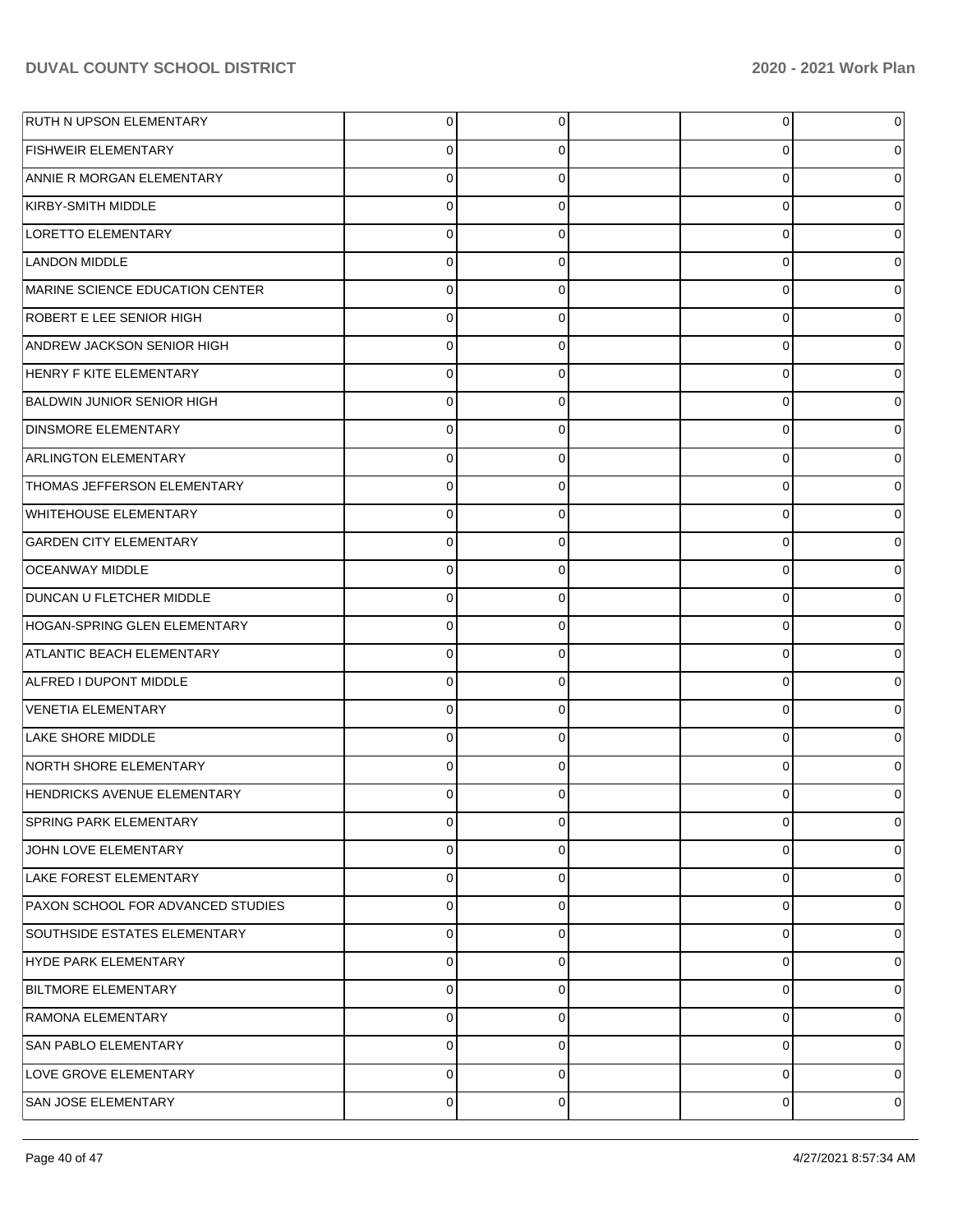| | | | | | |
|---|---|---|---|---|---|
| RUTH N UPSON ELEMENTARY | 0 | 0 | | 0 | 0 |
| FISHWEIR ELEMENTARY | 0 | 0 | | 0 | 0 |
| ANNIE R MORGAN ELEMENTARY | 0 | 0 | | 0 | 0 |
| KIRBY-SMITH MIDDLE | 0 | 0 | | 0 | 0 |
| LORETTO ELEMENTARY | 0 | 0 | | 0 | 0 |
| LANDON MIDDLE | 0 | 0 | | 0 | 0 |
| MARINE SCIENCE EDUCATION CENTER | 0 | 0 | | 0 | 0 |
| ROBERT E LEE SENIOR HIGH | 0 | 0 | | 0 | 0 |
| ANDREW JACKSON SENIOR HIGH | 0 | 0 | | 0 | 0 |
| HENRY F KITE ELEMENTARY | 0 | 0 | | 0 | 0 |
| BALDWIN JUNIOR SENIOR HIGH | 0 | 0 | | 0 | 0 |
| DINSMORE ELEMENTARY | 0 | 0 | | 0 | 0 |
| ARLINGTON ELEMENTARY | 0 | 0 | | 0 | 0 |
| THOMAS JEFFERSON ELEMENTARY | 0 | 0 | | 0 | 0 |
| WHITEHOUSE ELEMENTARY | 0 | 0 | | 0 | 0 |
| GARDEN CITY ELEMENTARY | 0 | 0 | | 0 | 0 |
| OCEANWAY MIDDLE | 0 | 0 | | 0 | 0 |
| DUNCAN U FLETCHER MIDDLE | 0 | 0 | | 0 | 0 |
| HOGAN-SPRING GLEN ELEMENTARY | 0 | 0 | | 0 | 0 |
| ATLANTIC BEACH ELEMENTARY | 0 | 0 | | 0 | 0 |
| ALFRED I DUPONT MIDDLE | 0 | 0 | | 0 | 0 |
| VENETIA ELEMENTARY | 0 | 0 | | 0 | 0 |
| LAKE SHORE MIDDLE | 0 | 0 | | 0 | 0 |
| NORTH SHORE ELEMENTARY | 0 | 0 | | 0 | 0 |
| HENDRICKS AVENUE ELEMENTARY | 0 | 0 | | 0 | 0 |
| SPRING PARK ELEMENTARY | 0 | 0 | | 0 | 0 |
| JOHN LOVE ELEMENTARY | 0 | 0 | | 0 | 0 |
| LAKE FOREST ELEMENTARY | 0 | 0 | | 0 | 0 |
| PAXON SCHOOL FOR ADVANCED STUDIES | 0 | 0 | | 0 | 0 |
| SOUTHSIDE ESTATES ELEMENTARY | 0 | 0 | | 0 | 0 |
| HYDE PARK ELEMENTARY | 0 | 0 | | 0 | 0 |
| BILTMORE ELEMENTARY | 0 | 0 | | 0 | 0 |
| RAMONA ELEMENTARY | 0 | 0 | | 0 | 0 |
| SAN PABLO ELEMENTARY | 0 | 0 | | 0 | 0 |
| LOVE GROVE ELEMENTARY | 0 | 0 | | 0 | 0 |
| SAN JOSE ELEMENTARY | 0 | 0 | | 0 | 0 |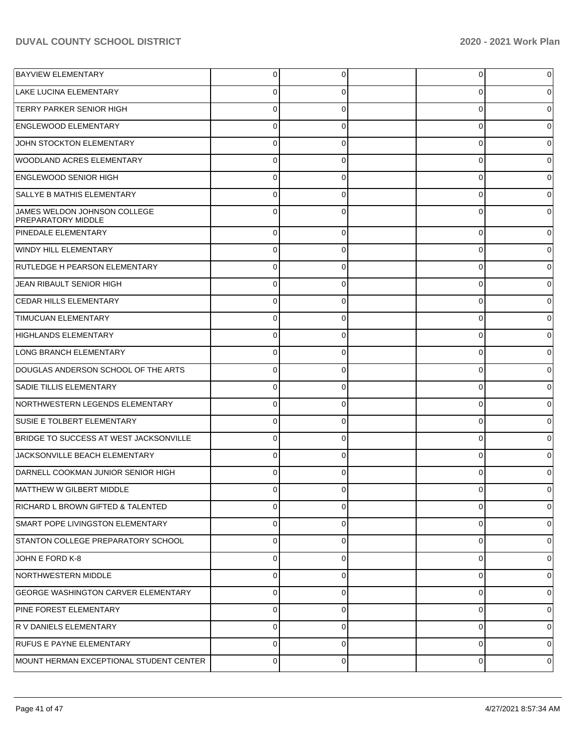| | | | | | |
|---|---|---|---|---|---|
| BAYVIEW ELEMENTARY | 0 | 0 | | 0 | 0 |
| LAKE LUCINA ELEMENTARY | 0 | 0 | | 0 | 0 |
| TERRY PARKER SENIOR HIGH | 0 | 0 | | 0 | 0 |
| ENGLEWOOD ELEMENTARY | 0 | 0 | | 0 | 0 |
| JOHN STOCKTON ELEMENTARY | 0 | 0 | | 0 | 0 |
| WOODLAND ACRES ELEMENTARY | 0 | 0 | | 0 | 0 |
| ENGLEWOOD SENIOR HIGH | 0 | 0 | | 0 | 0 |
| SALLYE B MATHIS ELEMENTARY | 0 | 0 | | 0 | 0 |
| JAMES WELDON JOHNSON COLLEGE PREPARATORY MIDDLE | 0 | 0 | | 0 | 0 |
| PINEDALE ELEMENTARY | 0 | 0 | | 0 | 0 |
| WINDY HILL ELEMENTARY | 0 | 0 | | 0 | 0 |
| RUTLEDGE H PEARSON ELEMENTARY | 0 | 0 | | 0 | 0 |
| JEAN RIBAULT SENIOR HIGH | 0 | 0 | | 0 | 0 |
| CEDAR HILLS ELEMENTARY | 0 | 0 | | 0 | 0 |
| TIMUCUAN ELEMENTARY | 0 | 0 | | 0 | 0 |
| HIGHLANDS ELEMENTARY | 0 | 0 | | 0 | 0 |
| LONG BRANCH ELEMENTARY | 0 | 0 | | 0 | 0 |
| DOUGLAS ANDERSON SCHOOL OF THE ARTS | 0 | 0 | | 0 | 0 |
| SADIE TILLIS ELEMENTARY | 0 | 0 | | 0 | 0 |
| NORTHWESTERN LEGENDS ELEMENTARY | 0 | 0 | | 0 | 0 |
| SUSIE E TOLBERT ELEMENTARY | 0 | 0 | | 0 | 0 |
| BRIDGE TO SUCCESS AT WEST JACKSONVILLE | 0 | 0 | | 0 | 0 |
| JACKSONVILLE BEACH ELEMENTARY | 0 | 0 | | 0 | 0 |
| DARNELL COOKMAN JUNIOR SENIOR HIGH | 0 | 0 | | 0 | 0 |
| MATTHEW W GILBERT MIDDLE | 0 | 0 | | 0 | 0 |
| RICHARD L BROWN GIFTED & TALENTED | 0 | 0 | | 0 | 0 |
| SMART POPE LIVINGSTON ELEMENTARY | 0 | 0 | | 0 | 0 |
| STANTON COLLEGE PREPARATORY SCHOOL | 0 | 0 | | 0 | 0 |
| JOHN E FORD K-8 | 0 | 0 | | 0 | 0 |
| NORTHWESTERN MIDDLE | 0 | 0 | | 0 | 0 |
| GEORGE WASHINGTON CARVER ELEMENTARY | 0 | 0 | | 0 | 0 |
| PINE FOREST ELEMENTARY | 0 | 0 | | 0 | 0 |
| R V DANIELS ELEMENTARY | 0 | 0 | | 0 | 0 |
| RUFUS E PAYNE ELEMENTARY | 0 | 0 | | 0 | 0 |
| MOUNT HERMAN EXCEPTIONAL STUDENT CENTER | 0 | 0 | | 0 | 0 |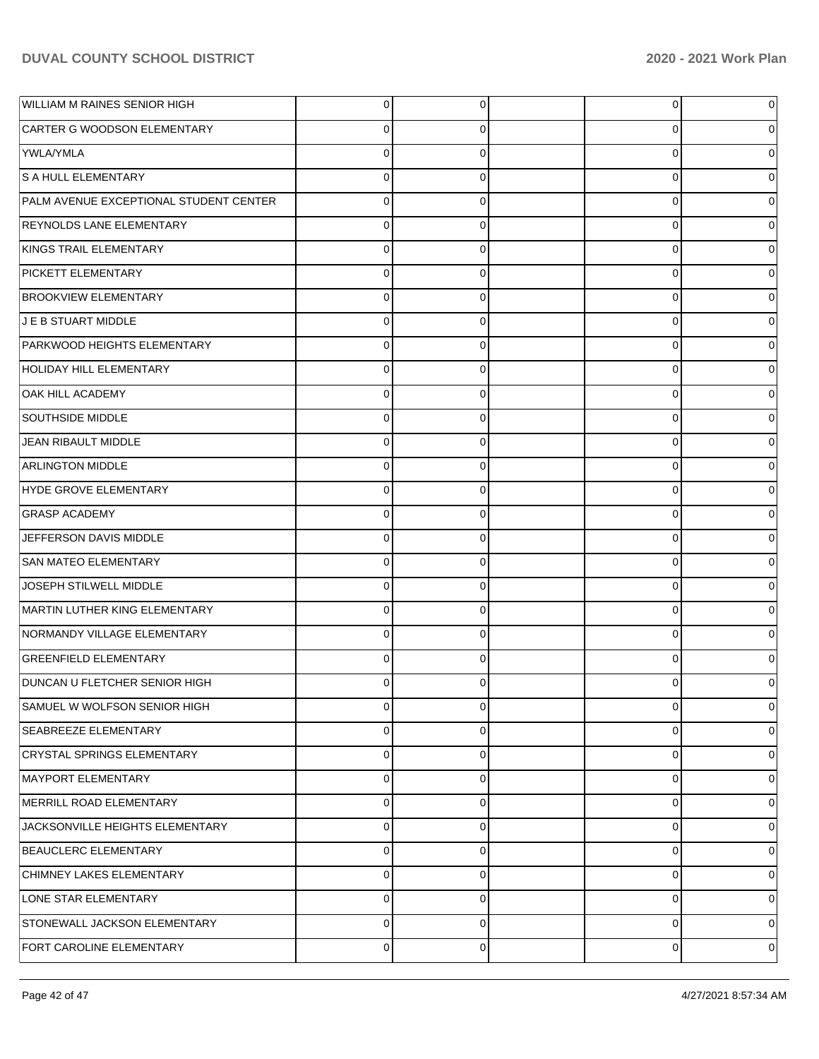| | | | | | |
|---|---|---|---|---|---|
| WILLIAM M RAINES SENIOR HIGH | 0 | 0 | | 0 | 0 |
| CARTER G WOODSON ELEMENTARY | 0 | 0 | | 0 | 0 |
| YWLA/YMLA | 0 | 0 | | 0 | 0 |
| S A HULL ELEMENTARY | 0 | 0 | | 0 | 0 |
| PALM AVENUE EXCEPTIONAL STUDENT CENTER | 0 | 0 | | 0 | 0 |
| REYNOLDS LANE ELEMENTARY | 0 | 0 | | 0 | 0 |
| KINGS TRAIL ELEMENTARY | 0 | 0 | | 0 | 0 |
| PICKETT ELEMENTARY | 0 | 0 | | 0 | 0 |
| BROOKVIEW ELEMENTARY | 0 | 0 | | 0 | 0 |
| J E B STUART MIDDLE | 0 | 0 | | 0 | 0 |
| PARKWOOD HEIGHTS ELEMENTARY | 0 | 0 | | 0 | 0 |
| HOLIDAY HILL ELEMENTARY | 0 | 0 | | 0 | 0 |
| OAK HILL ACADEMY | 0 | 0 | | 0 | 0 |
| SOUTHSIDE MIDDLE | 0 | 0 | | 0 | 0 |
| JEAN RIBAULT MIDDLE | 0 | 0 | | 0 | 0 |
| ARLINGTON MIDDLE | 0 | 0 | | 0 | 0 |
| HYDE GROVE ELEMENTARY | 0 | 0 | | 0 | 0 |
| GRASP ACADEMY | 0 | 0 | | 0 | 0 |
| JEFFERSON DAVIS MIDDLE | 0 | 0 | | 0 | 0 |
| SAN MATEO ELEMENTARY | 0 | 0 | | 0 | 0 |
| JOSEPH STILWELL MIDDLE | 0 | 0 | | 0 | 0 |
| MARTIN LUTHER KING ELEMENTARY | 0 | 0 | | 0 | 0 |
| NORMANDY VILLAGE ELEMENTARY | 0 | 0 | | 0 | 0 |
| GREENFIELD ELEMENTARY | 0 | 0 | | 0 | 0 |
| DUNCAN U FLETCHER SENIOR HIGH | 0 | 0 | | 0 | 0 |
| SAMUEL W WOLFSON SENIOR HIGH | 0 | 0 | | 0 | 0 |
| SEABREEZE ELEMENTARY | 0 | 0 | | 0 | 0 |
| CRYSTAL SPRINGS ELEMENTARY | 0 | 0 | | 0 | 0 |
| MAYPORT ELEMENTARY | 0 | 0 | | 0 | 0 |
| MERRILL ROAD ELEMENTARY | 0 | 0 | | 0 | 0 |
| JACKSONVILLE HEIGHTS ELEMENTARY | 0 | 0 | | 0 | 0 |
| BEAUCLERC ELEMENTARY | 0 | 0 | | 0 | 0 |
| CHIMNEY LAKES ELEMENTARY | 0 | 0 | | 0 | 0 |
| LONE STAR ELEMENTARY | 0 | 0 | | 0 | 0 |
| STONEWALL JACKSON ELEMENTARY | 0 | 0 | | 0 | 0 |
| FORT CAROLINE ELEMENTARY | 0 | 0 | | 0 | 0 |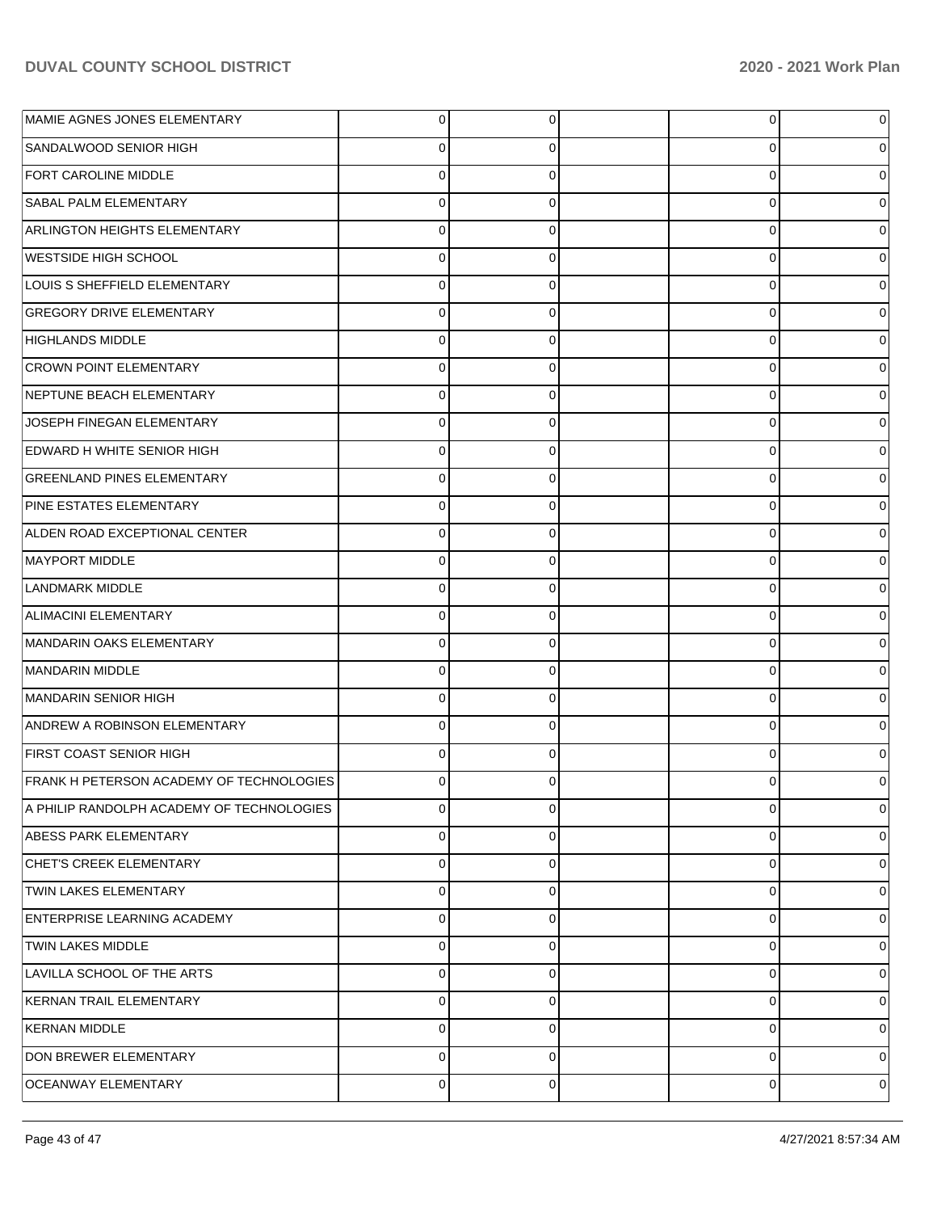| | | | | | |
|---|---|---|---|---|---|
| MAMIE AGNES JONES ELEMENTARY | 0 | 0 | | 0 | 0 |
| SANDALWOOD SENIOR HIGH | 0 | 0 | | 0 | 0 |
| FORT CAROLINE MIDDLE | 0 | 0 | | 0 | 0 |
| SABAL PALM ELEMENTARY | 0 | 0 | | 0 | 0 |
| ARLINGTON HEIGHTS ELEMENTARY | 0 | 0 | | 0 | 0 |
| WESTSIDE HIGH SCHOOL | 0 | 0 | | 0 | 0 |
| LOUIS S SHEFFIELD ELEMENTARY | 0 | 0 | | 0 | 0 |
| GREGORY DRIVE ELEMENTARY | 0 | 0 | | 0 | 0 |
| HIGHLANDS MIDDLE | 0 | 0 | | 0 | 0 |
| CROWN POINT ELEMENTARY | 0 | 0 | | 0 | 0 |
| NEPTUNE BEACH ELEMENTARY | 0 | 0 | | 0 | 0 |
| JOSEPH FINEGAN ELEMENTARY | 0 | 0 | | 0 | 0 |
| EDWARD H WHITE SENIOR HIGH | 0 | 0 | | 0 | 0 |
| GREENLAND PINES ELEMENTARY | 0 | 0 | | 0 | 0 |
| PINE ESTATES ELEMENTARY | 0 | 0 | | 0 | 0 |
| ALDEN ROAD EXCEPTIONAL CENTER | 0 | 0 | | 0 | 0 |
| MAYPORT MIDDLE | 0 | 0 | | 0 | 0 |
| LANDMARK MIDDLE | 0 | 0 | | 0 | 0 |
| ALIMACINI ELEMENTARY | 0 | 0 | | 0 | 0 |
| MANDARIN OAKS ELEMENTARY | 0 | 0 | | 0 | 0 |
| MANDARIN MIDDLE | 0 | 0 | | 0 | 0 |
| MANDARIN SENIOR HIGH | 0 | 0 | | 0 | 0 |
| ANDREW A ROBINSON ELEMENTARY | 0 | 0 | | 0 | 0 |
| FIRST COAST SENIOR HIGH | 0 | 0 | | 0 | 0 |
| FRANK H PETERSON ACADEMY OF TECHNOLOGIES | 0 | 0 | | 0 | 0 |
| A PHILIP RANDOLPH ACADEMY OF TECHNOLOGIES | 0 | 0 | | 0 | 0 |
| ABESS PARK ELEMENTARY | 0 | 0 | | 0 | 0 |
| CHET'S CREEK ELEMENTARY | 0 | 0 | | 0 | 0 |
| TWIN LAKES ELEMENTARY | 0 | 0 | | 0 | 0 |
| ENTERPRISE LEARNING ACADEMY | 0 | 0 | | 0 | 0 |
| TWIN LAKES MIDDLE | 0 | 0 | | 0 | 0 |
| LAVILLA SCHOOL OF THE ARTS | 0 | 0 | | 0 | 0 |
| KERNAN TRAIL ELEMENTARY | 0 | 0 | | 0 | 0 |
| KERNAN MIDDLE | 0 | 0 | | 0 | 0 |
| DON BREWER ELEMENTARY | 0 | 0 | | 0 | 0 |
| OCEANWAY ELEMENTARY | 0 | 0 | | 0 | 0 |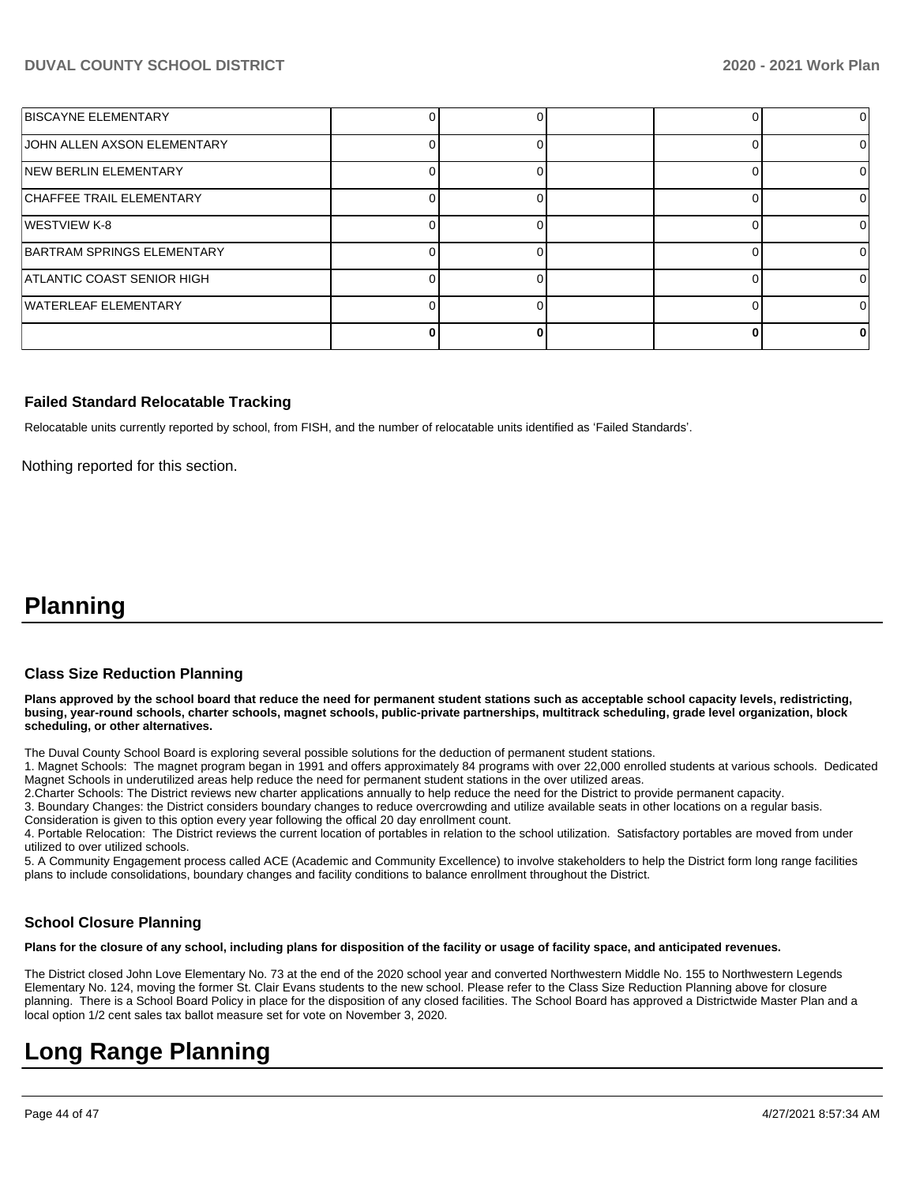| | | | | | |
|---|---|---|---|---|---|
| BISCAYNE ELEMENTARY | 0 | 0 | | 0 | 0 |
| JOHN ALLEN AXSON ELEMENTARY | 0 | 0 | | 0 | 0 |
| NEW BERLIN ELEMENTARY | 0 | 0 | | 0 | 0 |
| CHAFFEE TRAIL ELEMENTARY | 0 | 0 | | 0 | 0 |
| WESTVIEW K-8 | 0 | 0 | | 0 | 0 |
| BARTRAM SPRINGS ELEMENTARY | 0 | 0 | | 0 | 0 |
| ATLANTIC COAST SENIOR HIGH | 0 | 0 | | 0 | 0 |
| WATERLEAF ELEMENTARY | 0 | 0 | | 0 | 0 |
| | **0** | **0** | | **0** | **0** |

### Failed Standard Relocatable Tracking

Relocatable units currently reported by school, from FISH, and the number of relocatable units identified as 'Failed Standards'.

Nothing reported for this section.

# Planning

### Class Size Reduction Planning

**Plans approved by the school board that reduce the need for permanent student stations such as acceptable school capacity levels, redistricting, busing, year-round schools, charter schools, magnet schools, public-private partnerships, multitrack scheduling, grade level organization, block scheduling, or other alternatives.**

The Duval County School Board is exploring several possible solutions for the deduction of permanent student stations.

1. Magnet Schools: The magnet program began in 1991 and offers approximately 84 programs with over 22,000 enrolled students at various schools. Dedicated Magnet Schools in underutilized areas help reduce the need for permanent student stations in the over utilized areas.
2. Charter Schools: The District reviews new charter applications annually to help reduce the need for the District to provide permanent capacity.
3. Boundary Changes: the District considers boundary changes to reduce overcrowding and utilize available seats in other locations on a regular basis. Consideration is given to this option every year following the offical 20 day enrollment count.
4. Portable Relocation: The District reviews the current location of portables in relation to the school utilization. Satisfactory portables are moved from under utilized to over utilized schools.
5. A Community Engagement process called ACE (Academic and Community Excellence) to involve stakeholders to help the District form long range facilities plans to include consolidations, boundary changes and facility conditions to balance enrollment throughout the District.

### School Closure Planning

**Plans for the closure of any school, including plans for disposition of the facility or usage of facility space, and anticipated revenues.**

The District closed John Love Elementary No. 73 at the end of the 2020 school year and converted Northwestern Middle No. 155 to Northwestern Legends Elementary No. 124, moving the former St. Clair Evans students to the new school. Please refer to the Class Size Reduction Planning above for closure planning. There is a School Board Policy in place for the disposition of any closed facilities. The School Board has approved a Districtwide Master Plan and a local option 1/2 cent sales tax ballot measure set for vote on November 3, 2020.

# Long Range Planning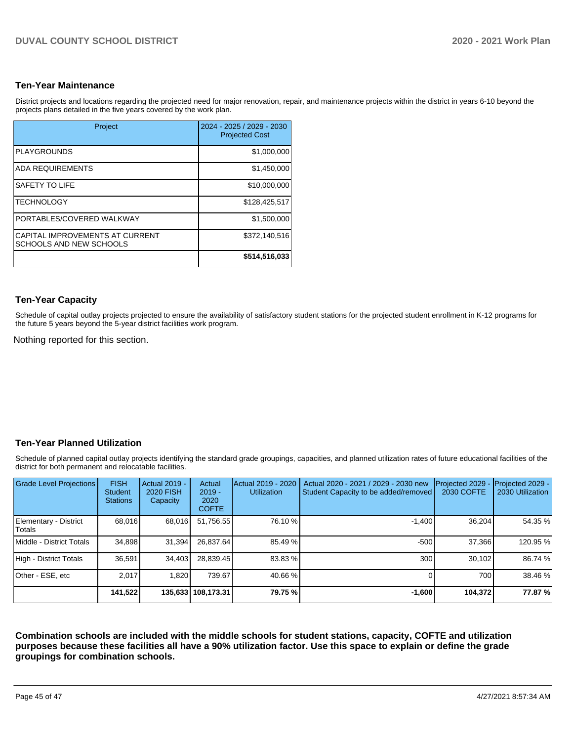### Ten-Year Maintenance

District projects and locations regarding the projected need for major renovation, repair, and maintenance projects within the district in years 6-10 beyond the projects plans detailed in the five years covered by the work plan.

| Project | 2024 - 2025 / 2029 - 2030 Projected Cost |
|---|---|
| PLAYGROUNDS | $1,000,000 |
| ADA REQUIREMENTS | $1,450,000 |
| SAFETY TO LIFE | $10,000,000 |
| TECHNOLOGY | $128,425,517 |
| PORTABLES/COVERED WALKWAY | $1,500,000 |
| CAPITAL IMPROVEMENTS AT CURRENT SCHOOLS AND NEW SCHOOLS | $372,140,516 |
| | **$514,516,033** |

### Ten-Year Capacity

Schedule of capital outlay projects projected to ensure the availability of satisfactory student stations for the projected student enrollment in K-12 programs for the future 5 years beyond the 5-year district facilities work program.

Nothing reported for this section.

### Ten-Year Planned Utilization

Schedule of planned capital outlay projects identifying the standard grade groupings, capacities, and planned utilization rates of future educational facilities of the district for both permanent and relocatable facilities.

| Grade Level Projections | FISH Student Stations | Actual 2019 - 2020 FISH Capacity | Actual 2019 - 2020 COFTE | Actual 2019 - 2020 Utilization | Actual 2020 - 2021 / 2029 - 2030 new Student Capacity to be added/removed | Projected 2029 - 2030 COFTE | Projected 2029 - 2030 Utilization |
|---|---|---|---|---|---|---|---|
| Elementary - District Totals | 68,016 | 68,016 | 51,756.55 | 76.10 % | -1,400 | 36,204 | 54.35 % |
| Middle - District Totals | 34,898 | 31,394 | 26,837.64 | 85.49 % | -500 | 37,366 | 120.95 % |
| High - District Totals | 36,591 | 34,403 | 28,839.45 | 83.83 % | 300 | 30,102 | 86.74 % |
| Other - ESE, etc | 2,017 | 1,820 | 739.67 | 40.66 % | 0 | 700 | 38.46 % |
| | **141,522** | **135,633** | **108,173.31** | **79.75 %** | **-1,600** | **104,372** | **77.87 %** |

**Combination schools are included with the middle schools for student stations, capacity, COFTE and utilization purposes because these facilities all have a 90% utilization factor. Use this space to explain or define the grade groupings for combination schools.**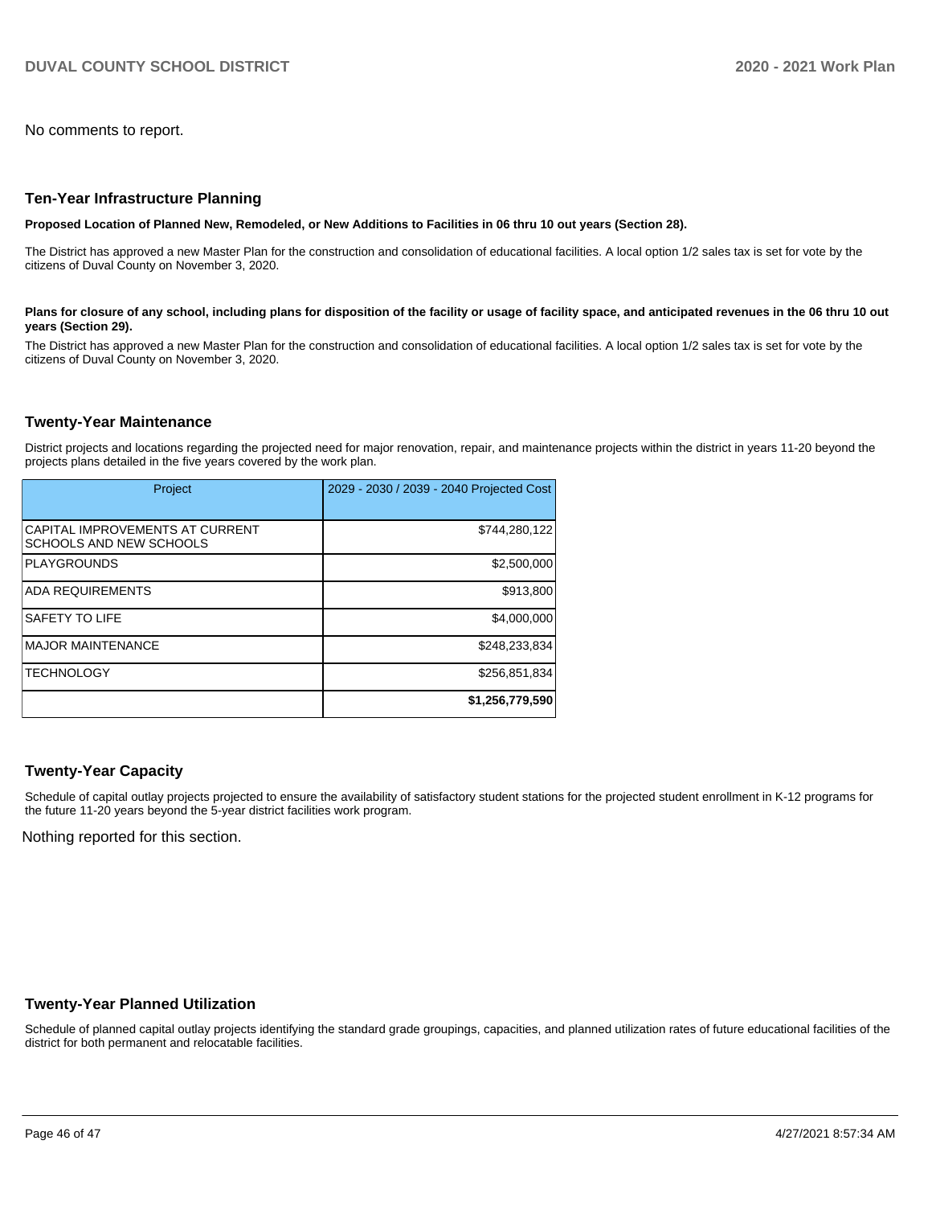No comments to report.

## Ten-Year Infrastructure Planning

**Proposed Location of Planned New, Remodeled, or New Additions to Facilities in 06 thru 10 out years (Section 28).**

The District has approved a new Master Plan for the construction and consolidation of educational facilities. A local option 1/2 sales tax is set for vote by the citizens of Duval County on November 3, 2020.

**Plans for closure of any school, including plans for disposition of the facility or usage of facility space, and anticipated revenues in the 06 thru 10 out years (Section 29).**

The District has approved a new Master Plan for the construction and consolidation of educational facilities. A local option 1/2 sales tax is set for vote by the citizens of Duval County on November 3, 2020.

## Twenty-Year Maintenance

District projects and locations regarding the projected need for major renovation, repair, and maintenance projects within the district in years 11-20 beyond the projects plans detailed in the five years covered by the work plan.

| Project | 2029 - 2030 / 2039 - 2040 Projected Cost |
|---|---|
| CAPITAL IMPROVEMENTS AT CURRENT SCHOOLS AND NEW SCHOOLS | $744,280,122 |
| PLAYGROUNDS | $2,500,000 |
| ADA REQUIREMENTS | $913,800 |
| SAFETY TO LIFE | $4,000,000 |
| MAJOR MAINTENANCE | $248,233,834 |
| TECHNOLOGY | $256,851,834 |
| | **$1,256,779,590** |

## Twenty-Year Capacity

Schedule of capital outlay projects projected to ensure the availability of satisfactory student stations for the projected student enrollment in K-12 programs for the future 11-20 years beyond the 5-year district facilities work program.

Nothing reported for this section.

## Twenty-Year Planned Utilization

Schedule of planned capital outlay projects identifying the standard grade groupings, capacities, and planned utilization rates of future educational facilities of the district for both permanent and relocatable facilities.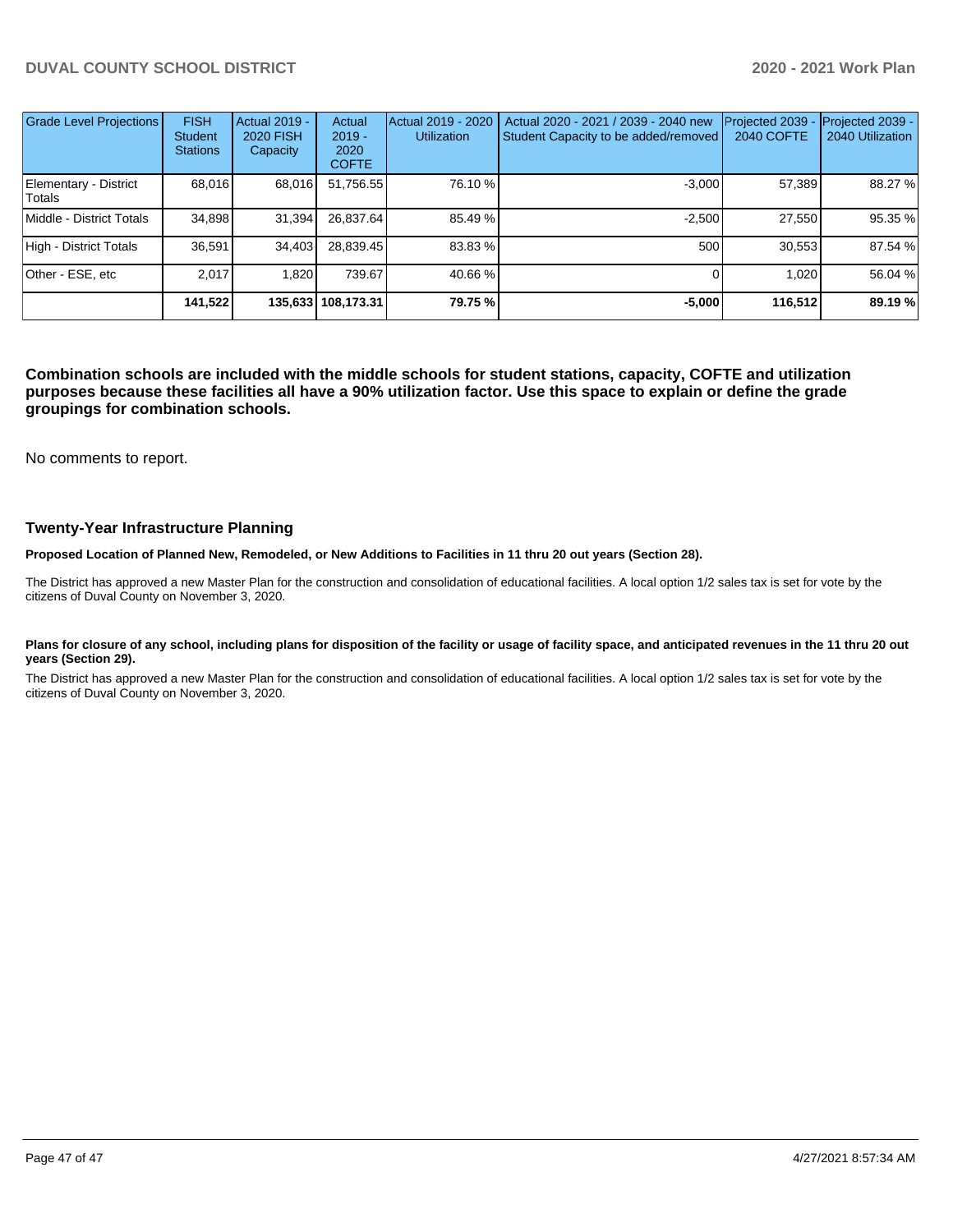| Grade Level Projections | FISH Student Stations | Actual 2019 - 2020 FISH Capacity | Actual 2019 - 2020 COFTE | Actual 2019 - 2020 Utilization | Actual 2020 - 2021 / 2039 - 2040 new Student Capacity to be added/removed | Projected 2039 - 2040 COFTE | Projected 2039 - 2040 Utilization |
|---|---|---|---|---|---|---|---|
| Elementary - District Totals | 68,016 | 68,016 | 51,756.55 | 76.10 % | -3,000 | 57,389 | 88.27 % |
| Middle - District Totals | 34,898 | 31,394 | 26,837.64 | 85.49 % | -2,500 | 27,550 | 95.35 % |
| High - District Totals | 36,591 | 34,403 | 28,839.45 | 83.83 % | 500 | 30,553 | 87.54 % |
| Other - ESE, etc | 2,017 | 1,820 | 739.67 | 40.66 % | 0 | 1,020 | 56.04 % |
| | **141,522** | **135,633** | **108,173.31** | **79.75 %** | **-5,000** | **116,512** | **89.19 %** |

**Combination schools are included with the middle schools for student stations, capacity, COFTE and utilization purposes because these facilities all have a 90% utilization factor. Use this space to explain or define the grade groupings for combination schools.**

No comments to report.

## Twenty-Year Infrastructure Planning

**Proposed Location of Planned New, Remodeled, or New Additions to Facilities in 11 thru 20 out years (Section 28).**

The District has approved a new Master Plan for the construction and consolidation of educational facilities. A local option 1/2 sales tax is set for vote by the citizens of Duval County on November 3, 2020.

**Plans for closure of any school, including plans for disposition of the facility or usage of facility space, and anticipated revenues in the 11 thru 20 out years (Section 29).**

The District has approved a new Master Plan for the construction and consolidation of educational facilities. A local option 1/2 sales tax is set for vote by the citizens of Duval County on November 3, 2020.